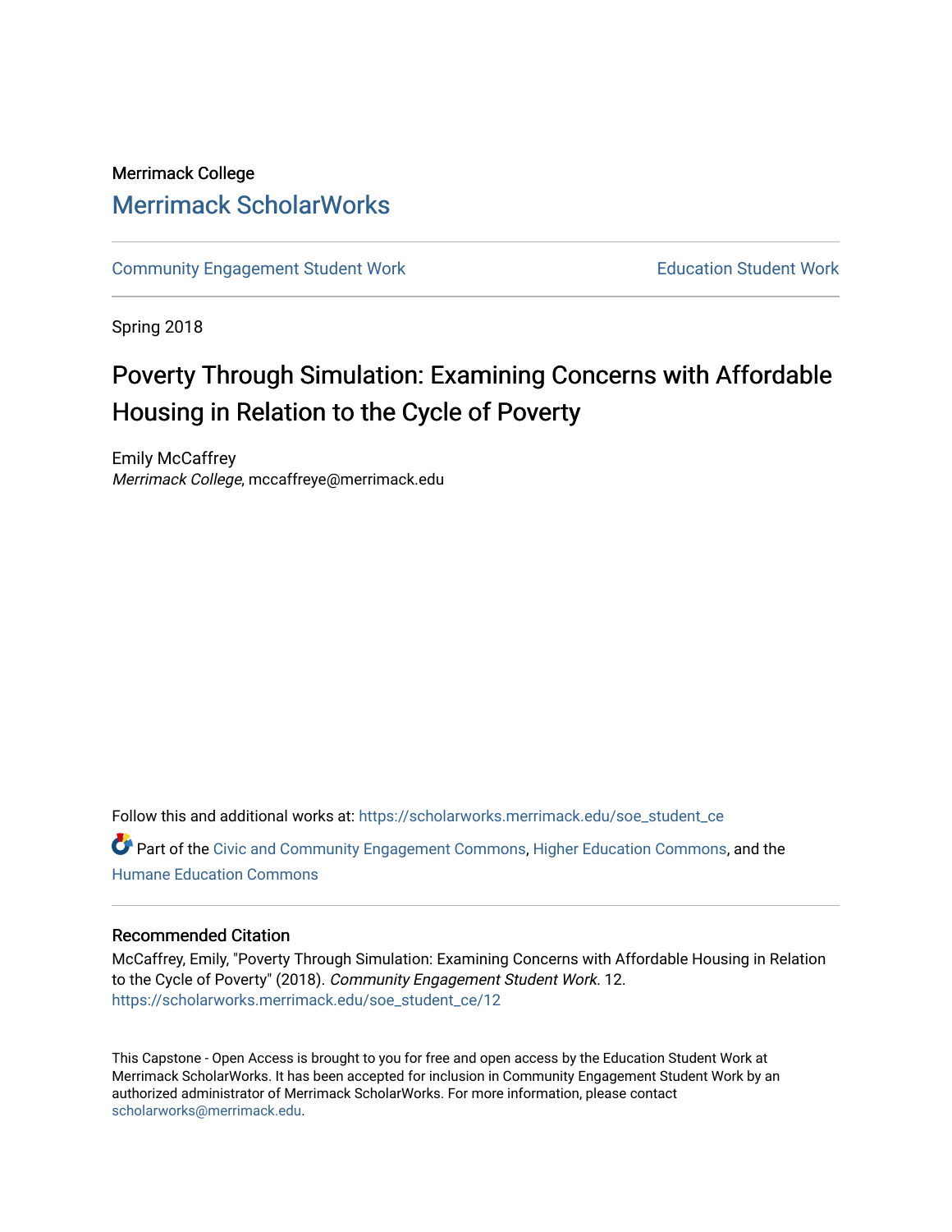Merrimack College

# Merrimack ScholarWorks

Community Engagement Student Work | Education Student Work

Spring 2018

## Poverty Through Simulation: Examining Concerns with Affordable Housing in Relation to the Cycle of Poverty

Emily McCaffrey
*Merrimack College*, mccaffreye@merrimack.edu

Follow this and additional works at: https://scholarworks.merrimack.edu/soe_student_ce

Part of the Civic and Community Engagement Commons, Higher Education Commons, and the Humane Education Commons

### Recommended Citation

McCaffrey, Emily, "Poverty Through Simulation: Examining Concerns with Affordable Housing in Relation to the Cycle of Poverty" (2018). *Community Engagement Student Work*. 12.
https://scholarworks.merrimack.edu/soe_student_ce/12

This Capstone - Open Access is brought to you for free and open access by the Education Student Work at Merrimack ScholarWorks. It has been accepted for inclusion in Community Engagement Student Work by an authorized administrator of Merrimack ScholarWorks. For more information, please contact scholarworks@merrimack.edu.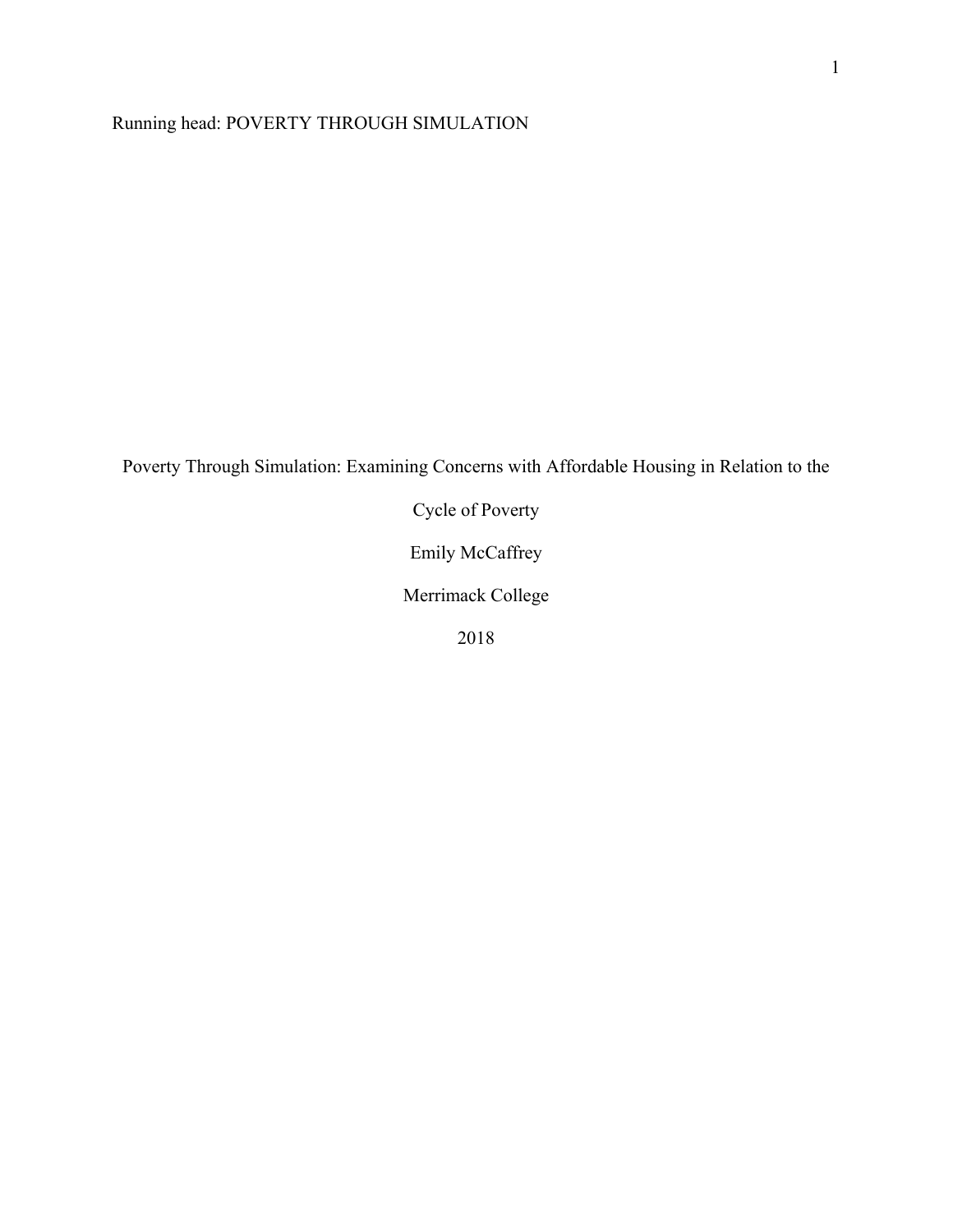Poverty Through Simulation: Examining Concerns with Affordable Housing in Relation to the Cycle of Poverty

Emily McCaffrey

Merrimack College

2018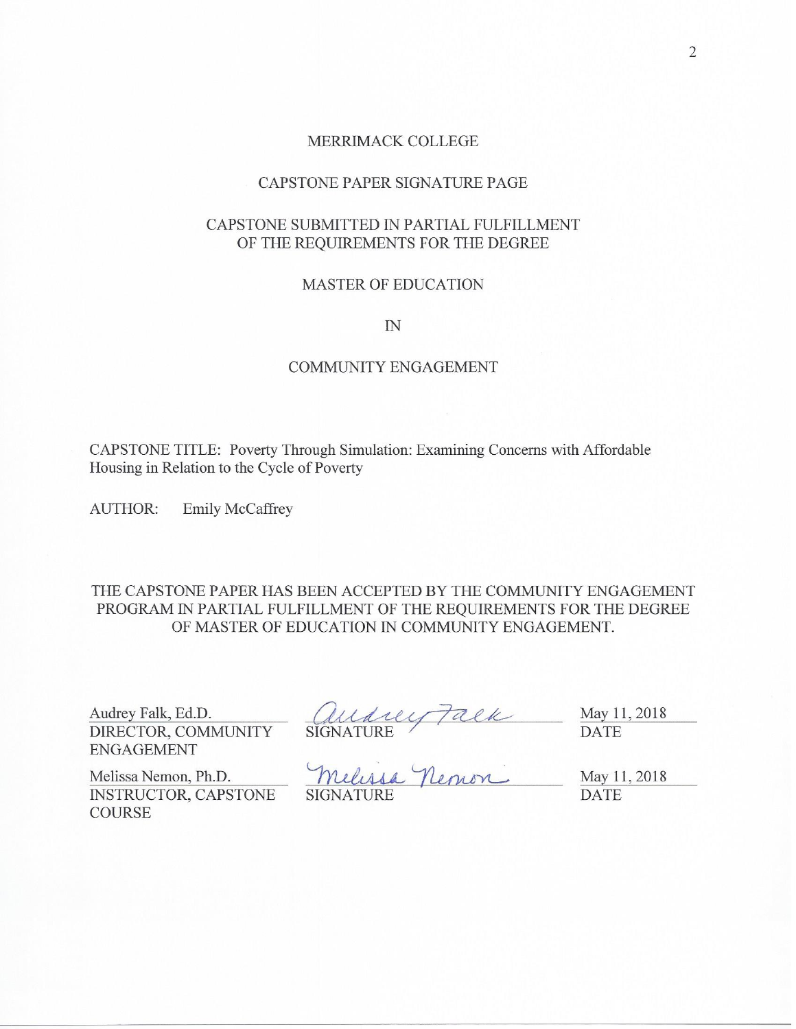MERRIMACK COLLEGE

CAPSTONE PAPER SIGNATURE PAGE

CAPSTONE SUBMITTED IN PARTIAL FULFILLMENT
OF THE REQUIREMENTS FOR THE DEGREE

MASTER OF EDUCATION

IN

COMMUNITY ENGAGEMENT

CAPSTONE TITLE: Poverty Through Simulation: Examining Concerns with Affordable Housing in Relation to the Cycle of Poverty

AUTHOR: Emily McCaffrey

THE CAPSTONE PAPER HAS BEEN ACCEPTED BY THE COMMUNITY ENGAGEMENT PROGRAM IN PARTIAL FULFILLMENT OF THE REQUIREMENTS FOR THE DEGREE OF MASTER OF EDUCATION IN COMMUNITY ENGAGEMENT.

| | | |
|---|---|---|
| Audrey Falk, Ed.D.<br>DIRECTOR, COMMUNITY ENGAGEMENT | Audrey Falk<br>SIGNATURE | May 11, 2018<br>DATE |
| Melissa Nemon, Ph.D.<br>INSTRUCTOR, CAPSTONE COURSE | Melissa Nemon<br>SIGNATURE | May 11, 2018<br>DATE |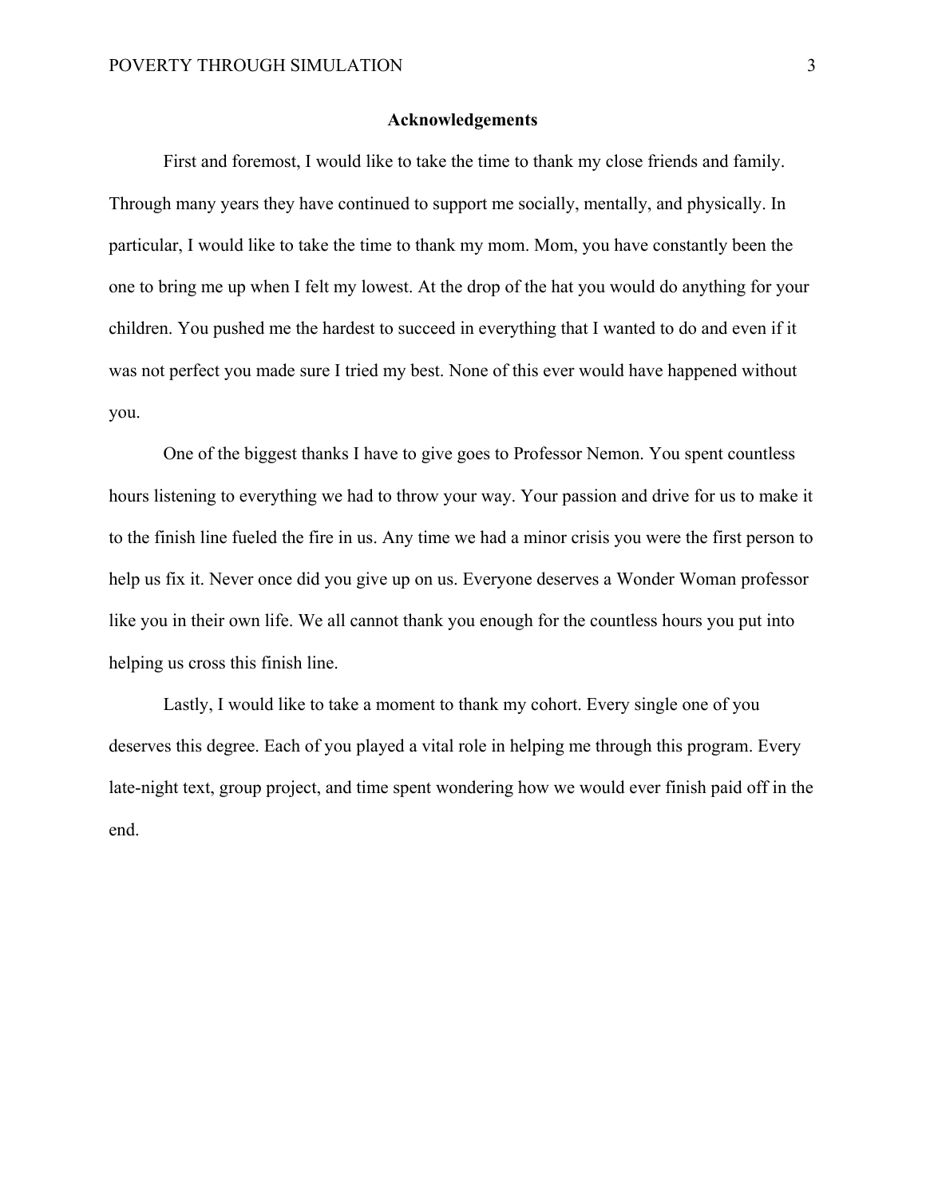## Acknowledgements

First and foremost, I would like to take the time to thank my close friends and family. Through many years they have continued to support me socially, mentally, and physically. In particular, I would like to take the time to thank my mom. Mom, you have constantly been the one to bring me up when I felt my lowest. At the drop of the hat you would do anything for your children. You pushed me the hardest to succeed in everything that I wanted to do and even if it was not perfect you made sure I tried my best. None of this ever would have happened without you.

One of the biggest thanks I have to give goes to Professor Nemon. You spent countless hours listening to everything we had to throw your way. Your passion and drive for us to make it to the finish line fueled the fire in us. Any time we had a minor crisis you were the first person to help us fix it. Never once did you give up on us. Everyone deserves a Wonder Woman professor like you in their own life. We all cannot thank you enough for the countless hours you put into helping us cross this finish line.

Lastly, I would like to take a moment to thank my cohort. Every single one of you deserves this degree. Each of you played a vital role in helping me through this program. Every late-night text, group project, and time spent wondering how we would ever finish paid off in the end.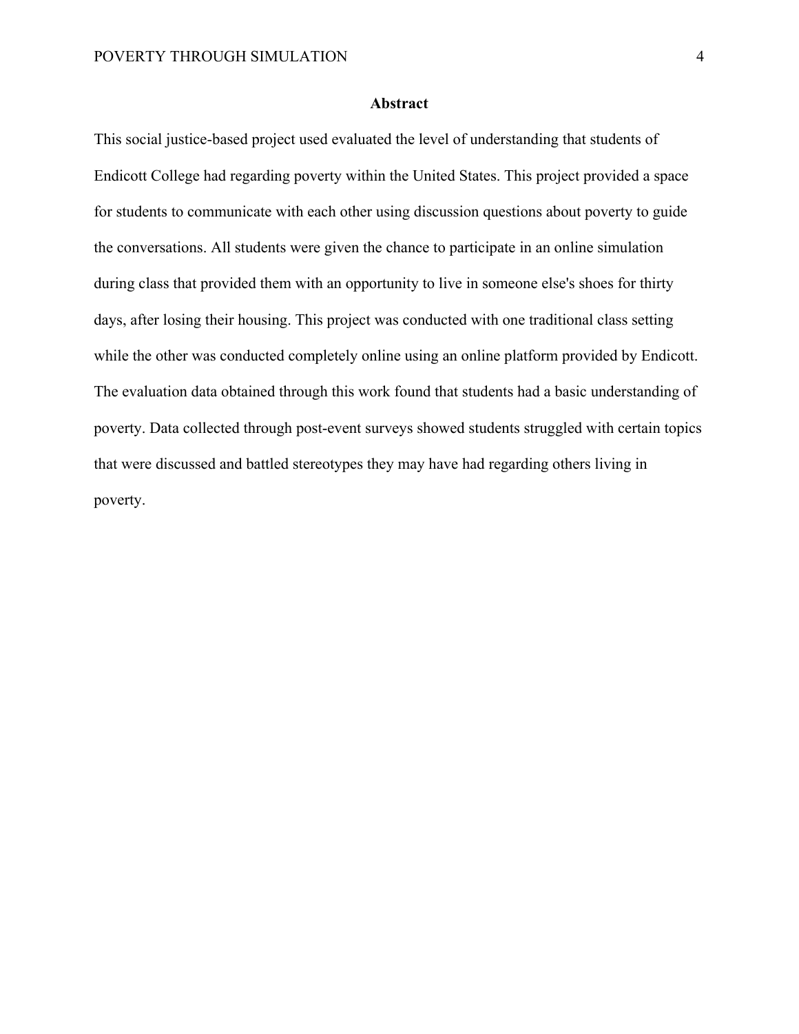## Abstract

This social justice-based project used evaluated the level of understanding that students of Endicott College had regarding poverty within the United States. This project provided a space for students to communicate with each other using discussion questions about poverty to guide the conversations. All students were given the chance to participate in an online simulation during class that provided them with an opportunity to live in someone else's shoes for thirty days, after losing their housing. This project was conducted with one traditional class setting while the other was conducted completely online using an online platform provided by Endicott. The evaluation data obtained through this work found that students had a basic understanding of poverty. Data collected through post-event surveys showed students struggled with certain topics that were discussed and battled stereotypes they may have had regarding others living in poverty.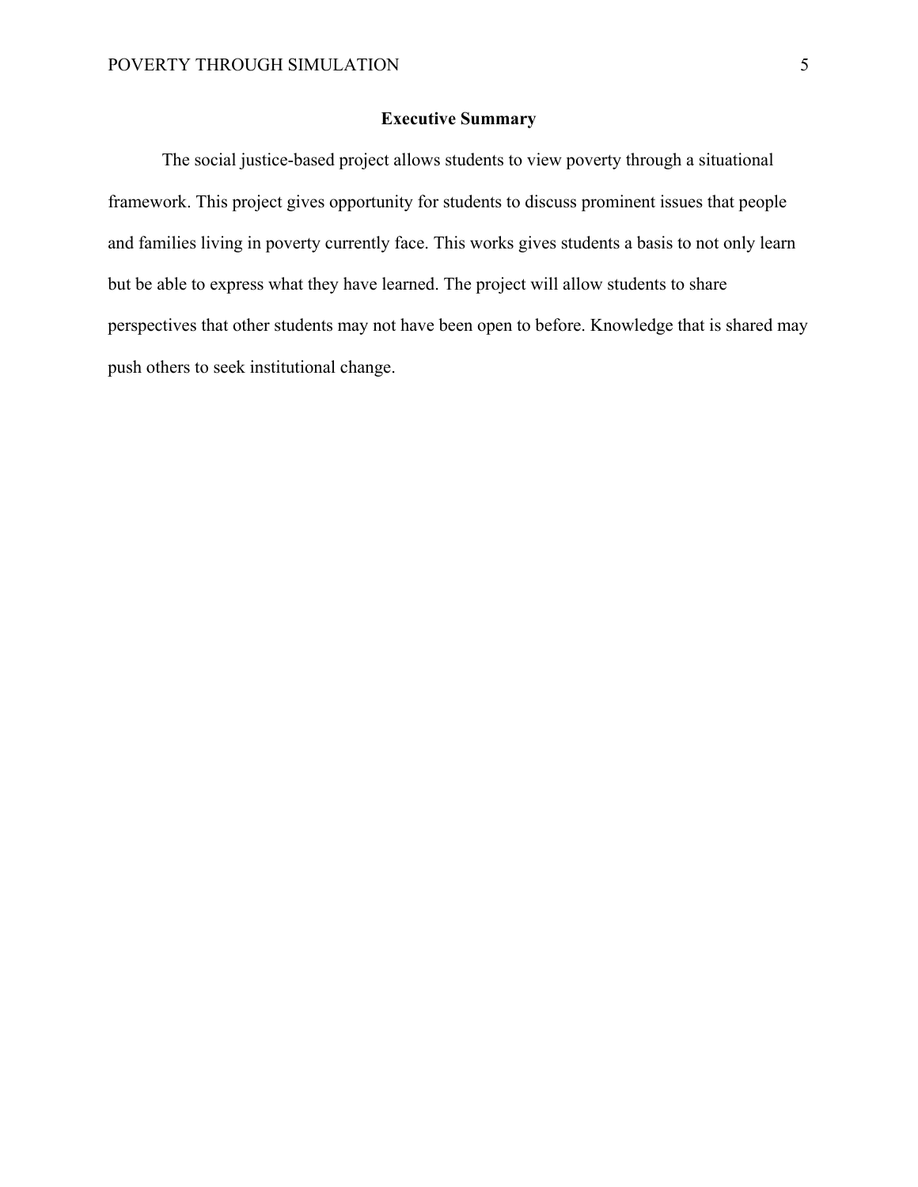## Executive Summary

The social justice-based project allows students to view poverty through a situational framework. This project gives opportunity for students to discuss prominent issues that people and families living in poverty currently face. This works gives students a basis to not only learn but be able to express what they have learned. The project will allow students to share perspectives that other students may not have been open to before. Knowledge that is shared may push others to seek institutional change.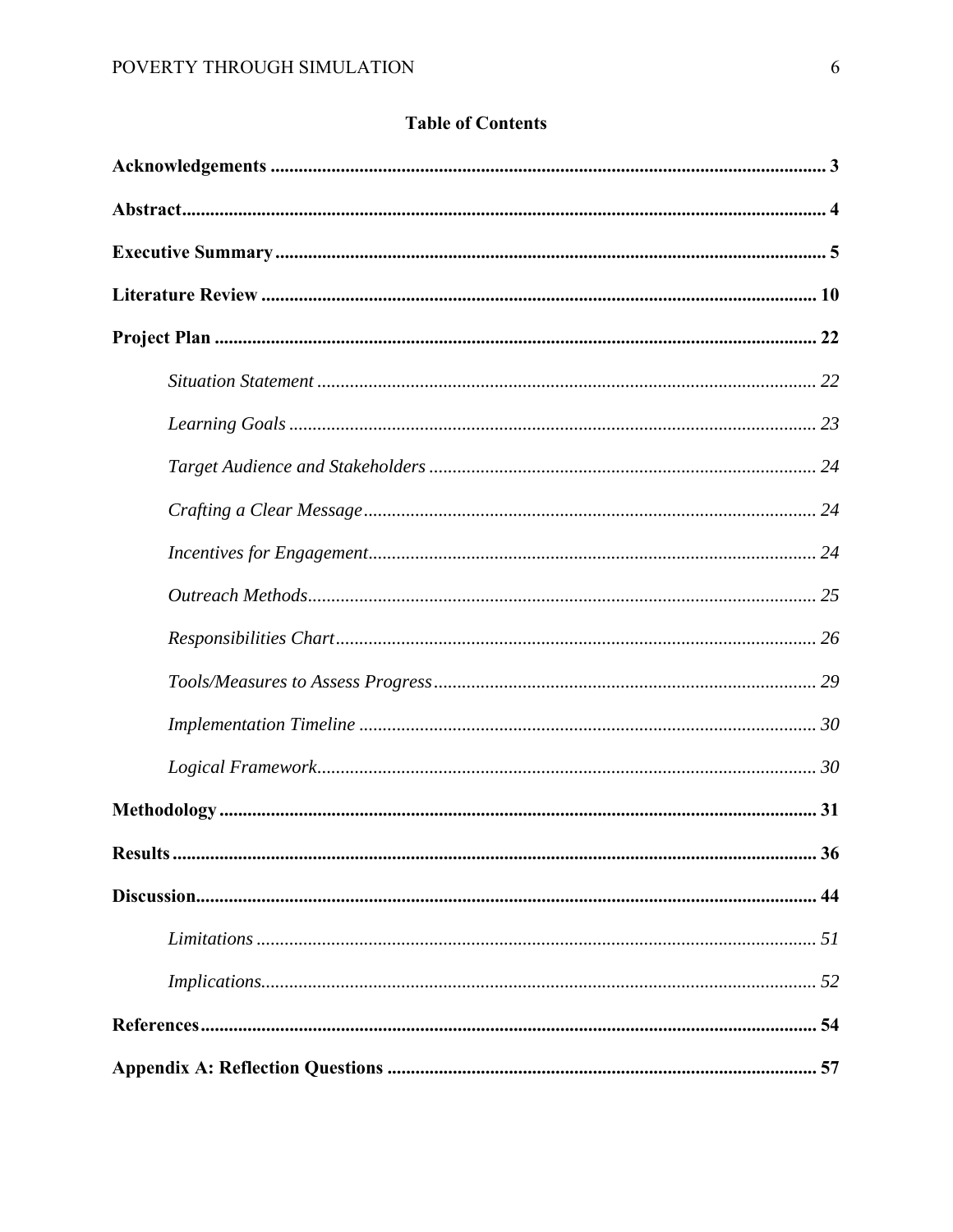## Table of Contents

**Acknowledgements** ........................................................................................................... **3**

**Abstract** ........................................................................................................................... **4**

**Executive Summary** ......................................................................................................... **5**

**Literature Review** ............................................................................................................ **10**

**Project Plan** ..................................................................................................................... **22**

*Situation Statement* .................................................................................................... *22*

*Learning Goals* ........................................................................................................... *23*

*Target Audience and Stakeholders* ............................................................................. *24*

*Crafting a Clear Message* ........................................................................................... *24*

*Incentives for Engagement* ......................................................................................... *24*

*Outreach Methods* ...................................................................................................... *25*

*Responsibilities Chart* ................................................................................................. *26*

*Tools/Measures to Assess Progress* ............................................................................ *29*

*Implementation Timeline* ........................................................................................... *30*

*Logical Framework* .................................................................................................... *30*

**Methodology** ................................................................................................................... **31**

**Results** ............................................................................................................................. **36**

**Discussion** ........................................................................................................................ **44**

*Limitations* ................................................................................................................. *51*

*Implications* ................................................................................................................ *52*

**References** ....................................................................................................................... **54**

**Appendix A: Reflection Questions** ................................................................................. **57**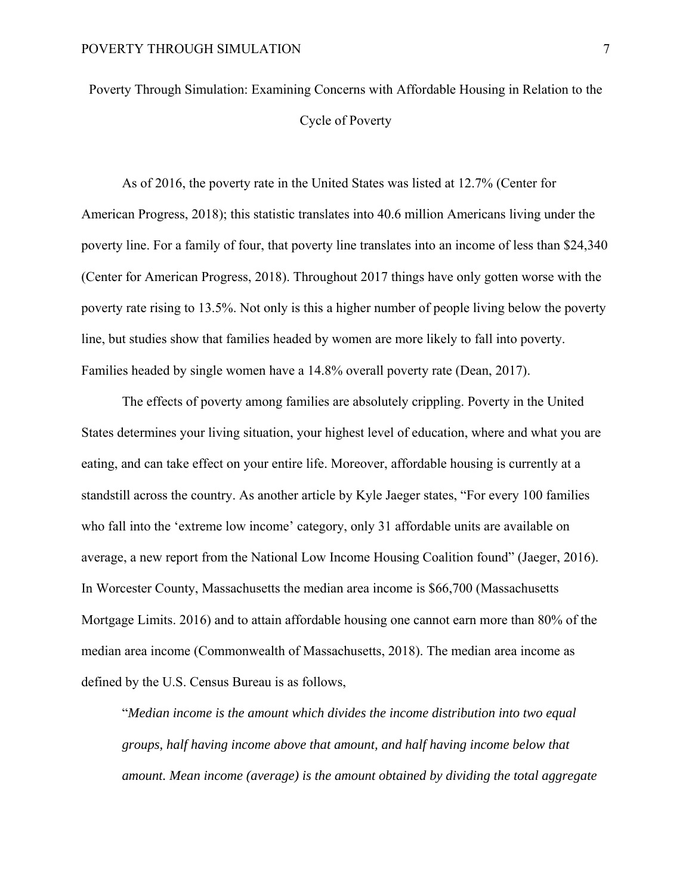# Poverty Through Simulation: Examining Concerns with Affordable Housing in Relation to the Cycle of Poverty

As of 2016, the poverty rate in the United States was listed at 12.7% (Center for American Progress, 2018); this statistic translates into 40.6 million Americans living under the poverty line. For a family of four, that poverty line translates into an income of less than $24,340 (Center for American Progress, 2018). Throughout 2017 things have only gotten worse with the poverty rate rising to 13.5%. Not only is this a higher number of people living below the poverty line, but studies show that families headed by women are more likely to fall into poverty. Families headed by single women have a 14.8% overall poverty rate (Dean, 2017).

The effects of poverty among families are absolutely crippling. Poverty in the United States determines your living situation, your highest level of education, where and what you are eating, and can take effect on your entire life. Moreover, affordable housing is currently at a standstill across the country. As another article by Kyle Jaeger states, "For every 100 families who fall into the 'extreme low income' category, only 31 affordable units are available on average, a new report from the National Low Income Housing Coalition found" (Jaeger, 2016). In Worcester County, Massachusetts the median area income is $66,700 (Massachusetts Mortgage Limits. 2016) and to attain affordable housing one cannot earn more than 80% of the median area income (Commonwealth of Massachusetts, 2018). The median area income as defined by the U.S. Census Bureau is as follows,

> "*Median income is the amount which divides the income distribution into two equal groups, half having income above that amount, and half having income below that amount. Mean income (average) is the amount obtained by dividing the total aggregate*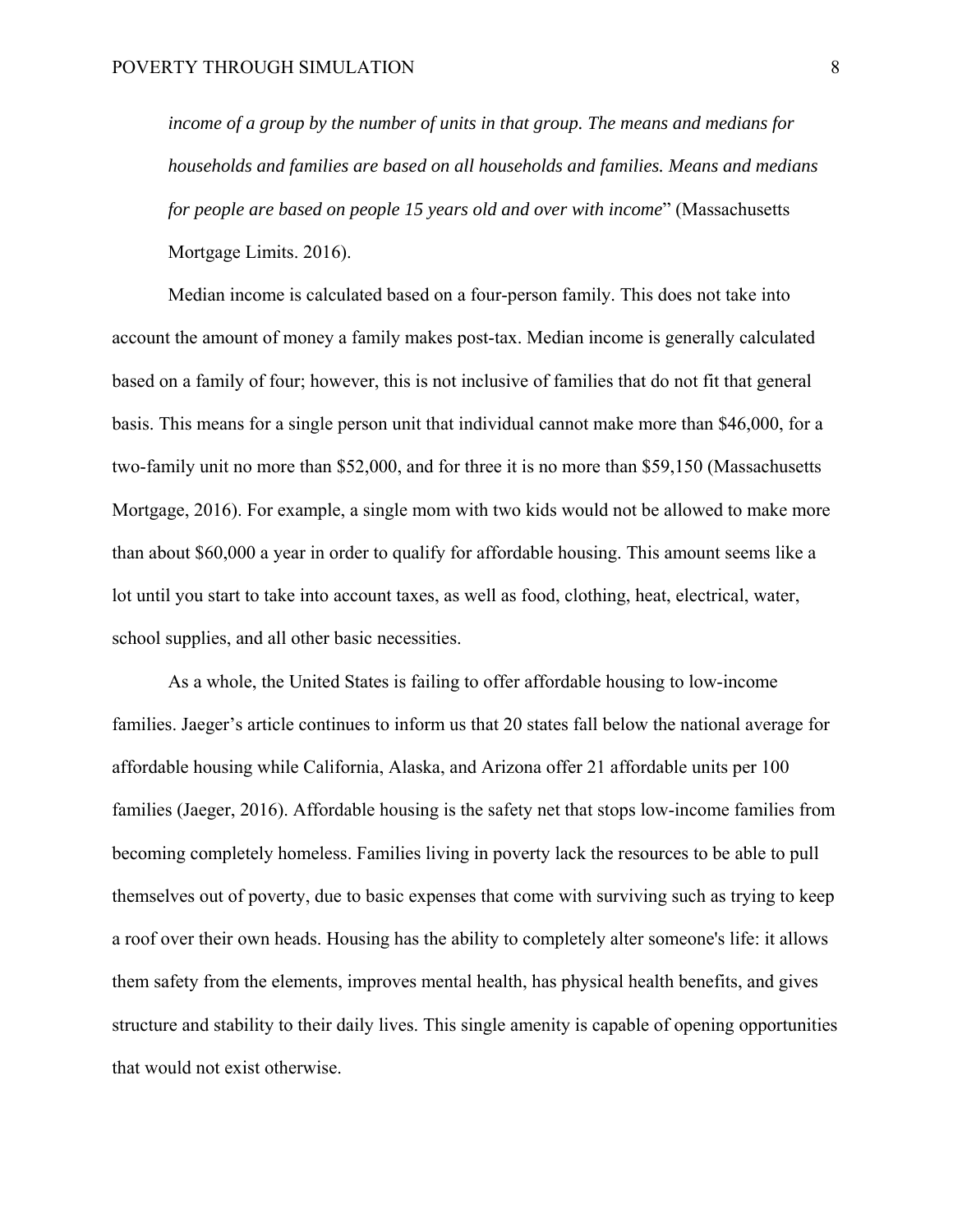*income of a group by the number of units in that group. The means and medians for households and families are based on all households and families. Means and medians for people are based on people 15 years old and over with income*" (Massachusetts Mortgage Limits. 2016).

Median income is calculated based on a four-person family. This does not take into account the amount of money a family makes post-tax. Median income is generally calculated based on a family of four; however, this is not inclusive of families that do not fit that general basis. This means for a single person unit that individual cannot make more than $46,000, for a two-family unit no more than $52,000, and for three it is no more than $59,150 (Massachusetts Mortgage, 2016). For example, a single mom with two kids would not be allowed to make more than about $60,000 a year in order to qualify for affordable housing. This amount seems like a lot until you start to take into account taxes, as well as food, clothing, heat, electrical, water, school supplies, and all other basic necessities.

As a whole, the United States is failing to offer affordable housing to low-income families. Jaeger's article continues to inform us that 20 states fall below the national average for affordable housing while California, Alaska, and Arizona offer 21 affordable units per 100 families (Jaeger, 2016). Affordable housing is the safety net that stops low-income families from becoming completely homeless. Families living in poverty lack the resources to be able to pull themselves out of poverty, due to basic expenses that come with surviving such as trying to keep a roof over their own heads. Housing has the ability to completely alter someone's life: it allows them safety from the elements, improves mental health, has physical health benefits, and gives structure and stability to their daily lives. This single amenity is capable of opening opportunities that would not exist otherwise.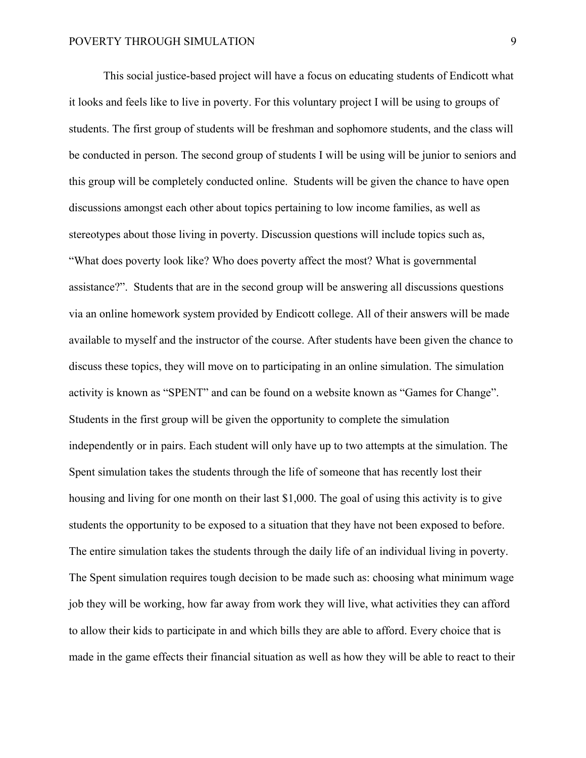This social justice-based project will have a focus on educating students of Endicott what it looks and feels like to live in poverty. For this voluntary project I will be using to groups of students. The first group of students will be freshman and sophomore students, and the class will be conducted in person. The second group of students I will be using will be junior to seniors and this group will be completely conducted online. Students will be given the chance to have open discussions amongst each other about topics pertaining to low income families, as well as stereotypes about those living in poverty. Discussion questions will include topics such as, "What does poverty look like? Who does poverty affect the most? What is governmental assistance?". Students that are in the second group will be answering all discussions questions via an online homework system provided by Endicott college. All of their answers will be made available to myself and the instructor of the course. After students have been given the chance to discuss these topics, they will move on to participating in an online simulation. The simulation activity is known as "SPENT" and can be found on a website known as "Games for Change". Students in the first group will be given the opportunity to complete the simulation independently or in pairs. Each student will only have up to two attempts at the simulation. The Spent simulation takes the students through the life of someone that has recently lost their housing and living for one month on their last $1,000. The goal of using this activity is to give students the opportunity to be exposed to a situation that they have not been exposed to before. The entire simulation takes the students through the daily life of an individual living in poverty. The Spent simulation requires tough decision to be made such as: choosing what minimum wage job they will be working, how far away from work they will live, what activities they can afford to allow their kids to participate in and which bills they are able to afford. Every choice that is made in the game effects their financial situation as well as how they will be able to react to their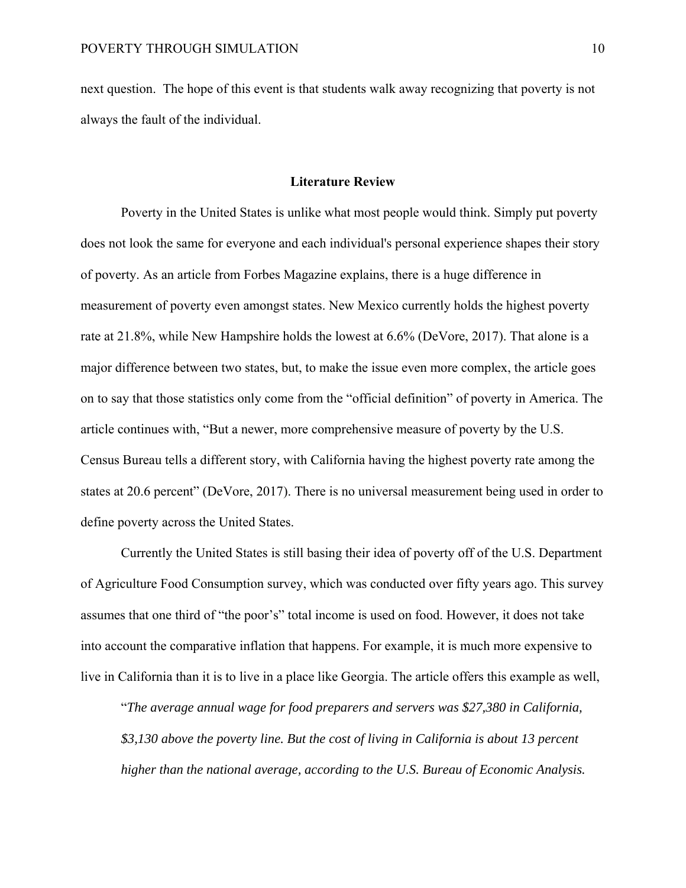next question. The hope of this event is that students walk away recognizing that poverty is not always the fault of the individual.

## Literature Review

Poverty in the United States is unlike what most people would think. Simply put poverty does not look the same for everyone and each individual's personal experience shapes their story of poverty. As an article from Forbes Magazine explains, there is a huge difference in measurement of poverty even amongst states. New Mexico currently holds the highest poverty rate at 21.8%, while New Hampshire holds the lowest at 6.6% (DeVore, 2017). That alone is a major difference between two states, but, to make the issue even more complex, the article goes on to say that those statistics only come from the "official definition" of poverty in America. The article continues with, "But a newer, more comprehensive measure of poverty by the U.S. Census Bureau tells a different story, with California having the highest poverty rate among the states at 20.6 percent" (DeVore, 2017). There is no universal measurement being used in order to define poverty across the United States.

Currently the United States is still basing their idea of poverty off of the U.S. Department of Agriculture Food Consumption survey, which was conducted over fifty years ago. This survey assumes that one third of "the poor's" total income is used on food. However, it does not take into account the comparative inflation that happens. For example, it is much more expensive to live in California than it is to live in a place like Georgia. The article offers this example as well,

> "*The average annual wage for food preparers and servers was $27,380 in California, $3,130 above the poverty line. But the cost of living in California is about 13 percent higher than the national average, according to the U.S. Bureau of Economic Analysis.*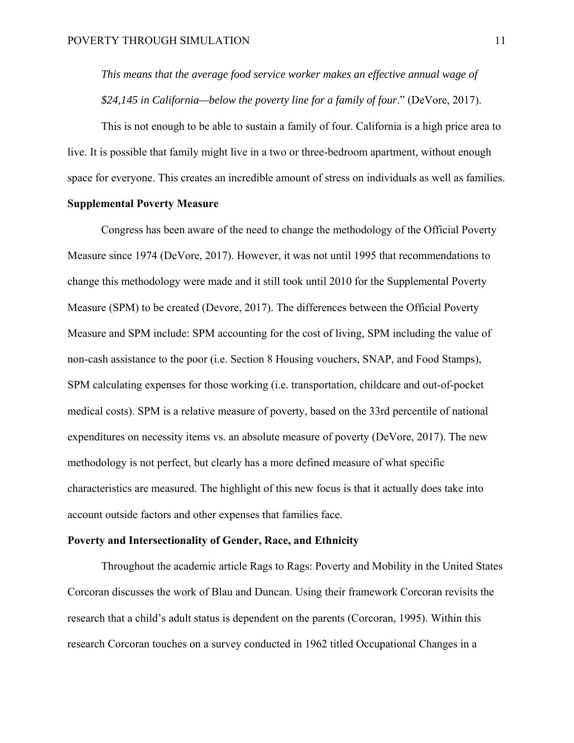*This means that the average food service worker makes an effective annual wage of $24,145 in California—below the poverty line for a family of four*." (DeVore, 2017).

This is not enough to be able to sustain a family of four. California is a high price area to live. It is possible that family might live in a two or three-bedroom apartment, without enough space for everyone. This creates an incredible amount of stress on individuals as well as families.

**Supplemental Poverty Measure**

Congress has been aware of the need to change the methodology of the Official Poverty Measure since 1974 (DeVore, 2017). However, it was not until 1995 that recommendations to change this methodology were made and it still took until 2010 for the Supplemental Poverty Measure (SPM) to be created (Devore, 2017). The differences between the Official Poverty Measure and SPM include: SPM accounting for the cost of living, SPM including the value of non-cash assistance to the poor (i.e. Section 8 Housing vouchers, SNAP, and Food Stamps), SPM calculating expenses for those working (i.e. transportation, childcare and out-of-pocket medical costs). SPM is a relative measure of poverty, based on the 33rd percentile of national expenditures on necessity items vs. an absolute measure of poverty (DeVore, 2017). The new methodology is not perfect, but clearly has a more defined measure of what specific characteristics are measured. The highlight of this new focus is that it actually does take into account outside factors and other expenses that families face.

**Poverty and Intersectionality of Gender, Race, and Ethnicity**

Throughout the academic article Rags to Rags: Poverty and Mobility in the United States Corcoran discusses the work of Blau and Duncan. Using their framework Corcoran revisits the research that a child's adult status is dependent on the parents (Corcoran, 1995). Within this research Corcoran touches on a survey conducted in 1962 titled Occupational Changes in a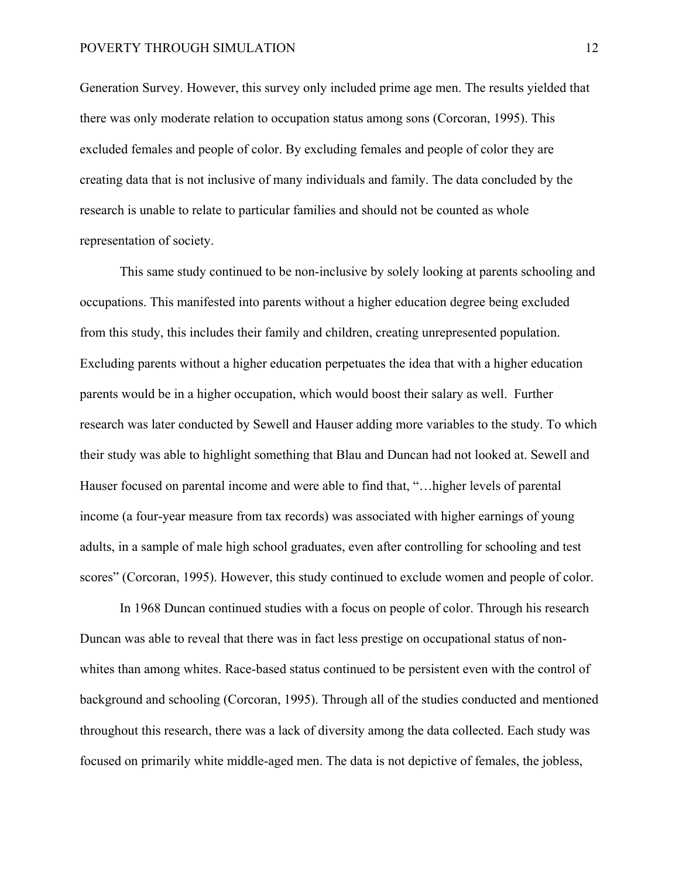Generation Survey. However, this survey only included prime age men. The results yielded that there was only moderate relation to occupation status among sons (Corcoran, 1995). This excluded females and people of color. By excluding females and people of color they are creating data that is not inclusive of many individuals and family. The data concluded by the research is unable to relate to particular families and should not be counted as whole representation of society.

This same study continued to be non-inclusive by solely looking at parents schooling and occupations. This manifested into parents without a higher education degree being excluded from this study, this includes their family and children, creating unrepresented population. Excluding parents without a higher education perpetuates the idea that with a higher education parents would be in a higher occupation, which would boost their salary as well. Further research was later conducted by Sewell and Hauser adding more variables to the study. To which their study was able to highlight something that Blau and Duncan had not looked at. Sewell and Hauser focused on parental income and were able to find that, "…higher levels of parental income (a four-year measure from tax records) was associated with higher earnings of young adults, in a sample of male high school graduates, even after controlling for schooling and test scores" (Corcoran, 1995). However, this study continued to exclude women and people of color.

In 1968 Duncan continued studies with a focus on people of color. Through his research Duncan was able to reveal that there was in fact less prestige on occupational status of non-whites than among whites. Race-based status continued to be persistent even with the control of background and schooling (Corcoran, 1995). Through all of the studies conducted and mentioned throughout this research, there was a lack of diversity among the data collected. Each study was focused on primarily white middle-aged men. The data is not depictive of females, the jobless,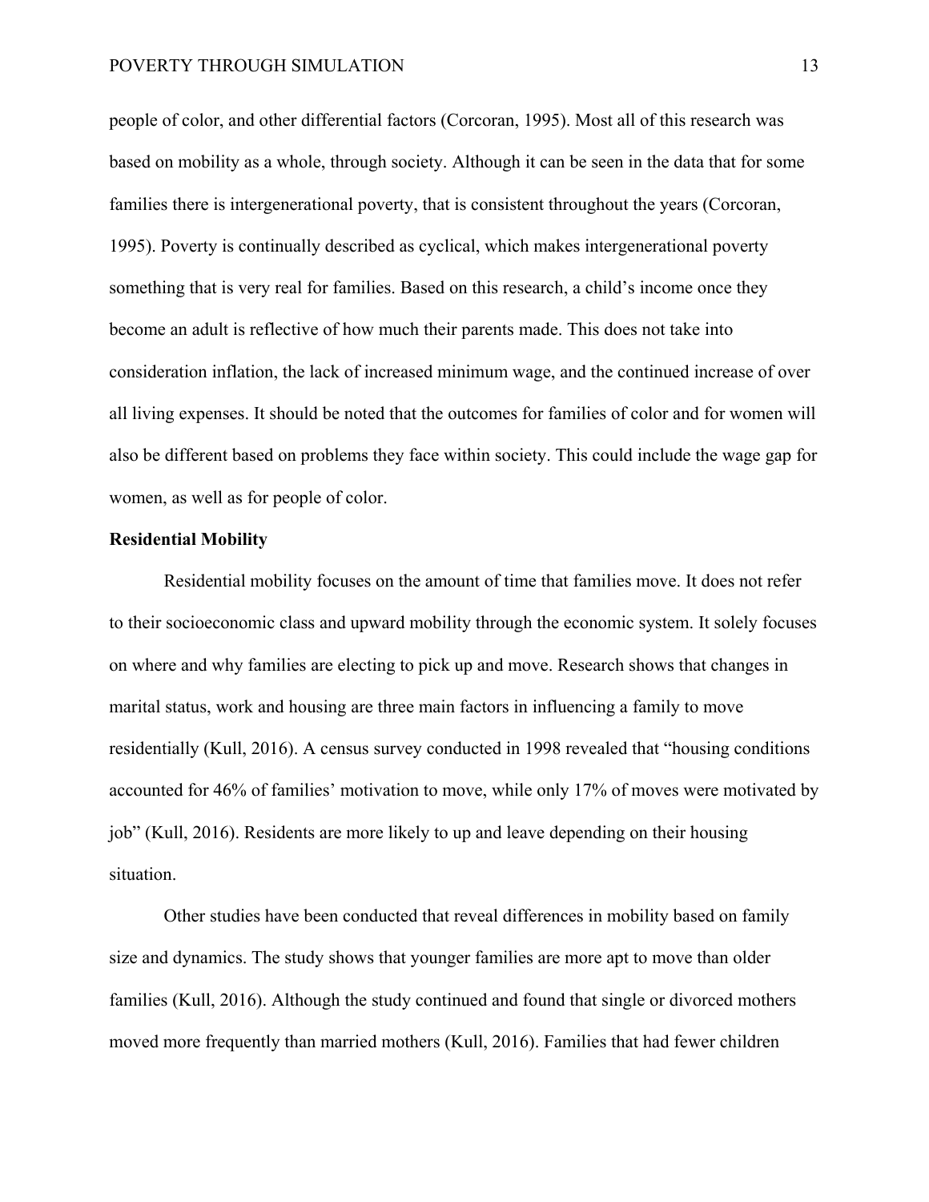people of color, and other differential factors (Corcoran, 1995). Most all of this research was based on mobility as a whole, through society. Although it can be seen in the data that for some families there is intergenerational poverty, that is consistent throughout the years (Corcoran, 1995). Poverty is continually described as cyclical, which makes intergenerational poverty something that is very real for families. Based on this research, a child's income once they become an adult is reflective of how much their parents made. This does not take into consideration inflation, the lack of increased minimum wage, and the continued increase of over all living expenses. It should be noted that the outcomes for families of color and for women will also be different based on problems they face within society. This could include the wage gap for women, as well as for people of color.

**Residential Mobility**

Residential mobility focuses on the amount of time that families move. It does not refer to their socioeconomic class and upward mobility through the economic system. It solely focuses on where and why families are electing to pick up and move. Research shows that changes in marital status, work and housing are three main factors in influencing a family to move residentially (Kull, 2016). A census survey conducted in 1998 revealed that "housing conditions accounted for 46% of families' motivation to move, while only 17% of moves were motivated by job" (Kull, 2016). Residents are more likely to up and leave depending on their housing situation.

Other studies have been conducted that reveal differences in mobility based on family size and dynamics. The study shows that younger families are more apt to move than older families (Kull, 2016). Although the study continued and found that single or divorced mothers moved more frequently than married mothers (Kull, 2016). Families that had fewer children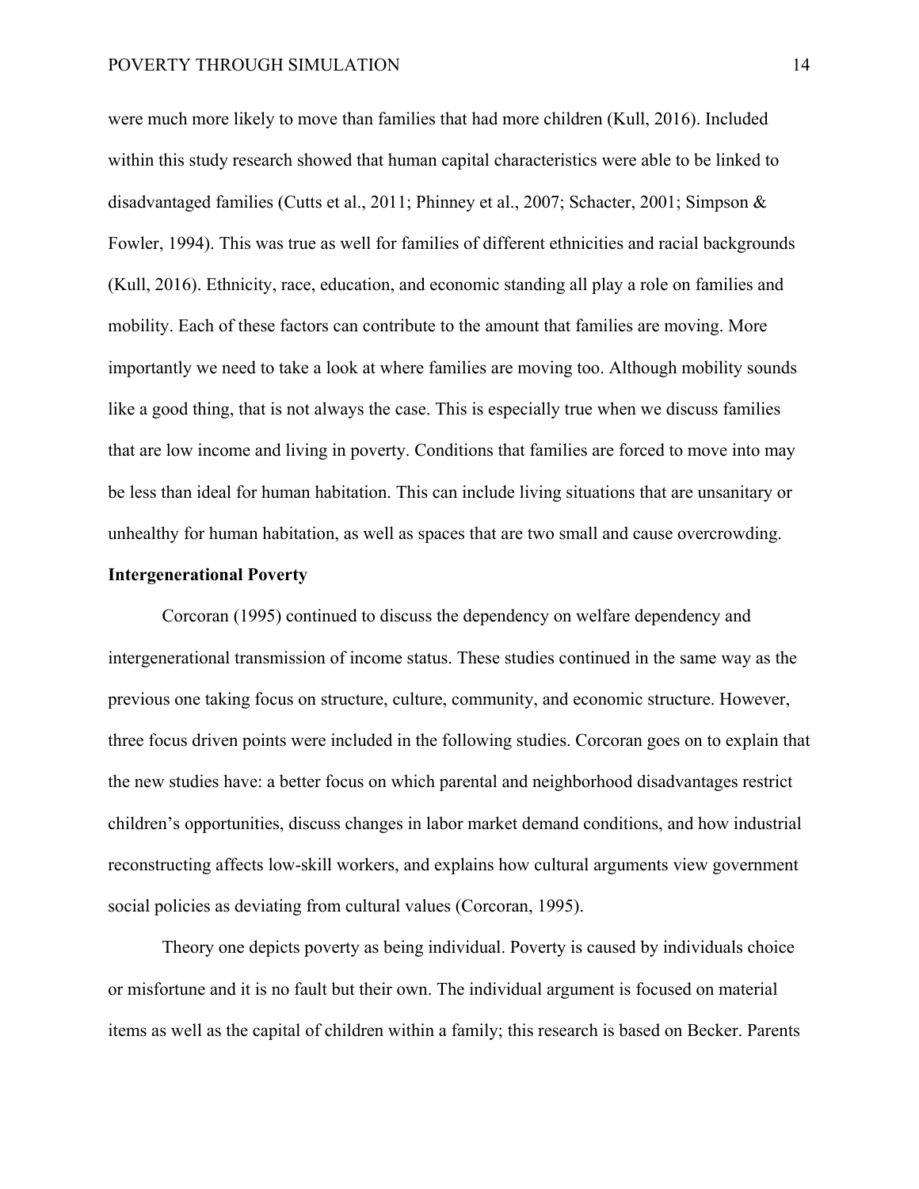were much more likely to move than families that had more children (Kull, 2016). Included within this study research showed that human capital characteristics were able to be linked to disadvantaged families (Cutts et al., 2011; Phinney et al., 2007; Schacter, 2001; Simpson & Fowler, 1994). This was true as well for families of different ethnicities and racial backgrounds (Kull, 2016). Ethnicity, race, education, and economic standing all play a role on families and mobility. Each of these factors can contribute to the amount that families are moving. More importantly we need to take a look at where families are moving too. Although mobility sounds like a good thing, that is not always the case. This is especially true when we discuss families that are low income and living in poverty. Conditions that families are forced to move into may be less than ideal for human habitation. This can include living situations that are unsanitary or unhealthy for human habitation, as well as spaces that are two small and cause overcrowding.

**Intergenerational Poverty**

Corcoran (1995) continued to discuss the dependency on welfare dependency and intergenerational transmission of income status. These studies continued in the same way as the previous one taking focus on structure, culture, community, and economic structure. However, three focus driven points were included in the following studies. Corcoran goes on to explain that the new studies have: a better focus on which parental and neighborhood disadvantages restrict children's opportunities, discuss changes in labor market demand conditions, and how industrial reconstructing affects low-skill workers, and explains how cultural arguments view government social policies as deviating from cultural values (Corcoran, 1995).

Theory one depicts poverty as being individual. Poverty is caused by individuals choice or misfortune and it is no fault but their own. The individual argument is focused on material items as well as the capital of children within a family; this research is based on Becker. Parents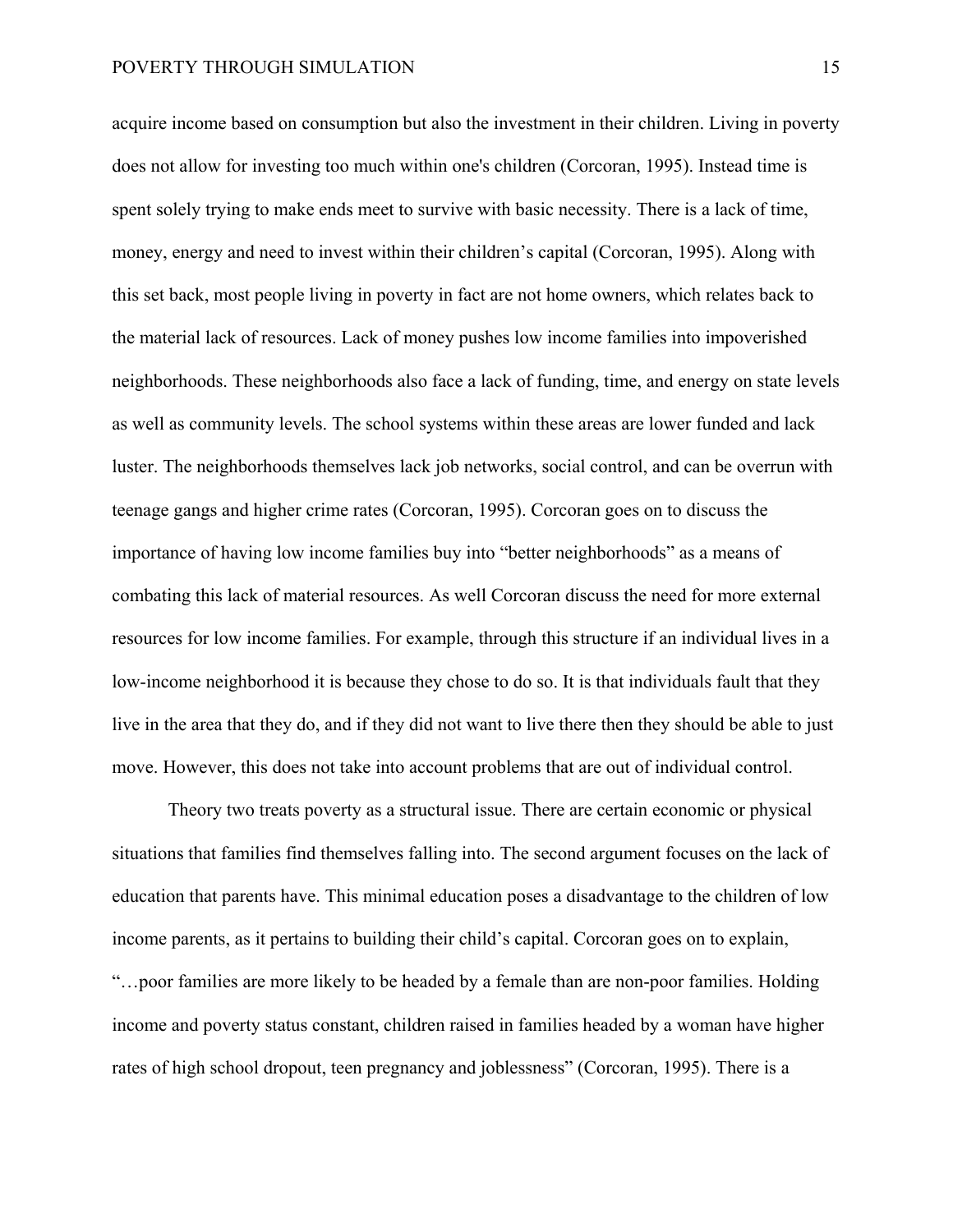acquire income based on consumption but also the investment in their children. Living in poverty does not allow for investing too much within one's children (Corcoran, 1995). Instead time is spent solely trying to make ends meet to survive with basic necessity. There is a lack of time, money, energy and need to invest within their children's capital (Corcoran, 1995). Along with this set back, most people living in poverty in fact are not home owners, which relates back to the material lack of resources. Lack of money pushes low income families into impoverished neighborhoods. These neighborhoods also face a lack of funding, time, and energy on state levels as well as community levels. The school systems within these areas are lower funded and lack luster. The neighborhoods themselves lack job networks, social control, and can be overrun with teenage gangs and higher crime rates (Corcoran, 1995). Corcoran goes on to discuss the importance of having low income families buy into "better neighborhoods" as a means of combating this lack of material resources. As well Corcoran discuss the need for more external resources for low income families. For example, through this structure if an individual lives in a low-income neighborhood it is because they chose to do so. It is that individuals fault that they live in the area that they do, and if they did not want to live there then they should be able to just move. However, this does not take into account problems that are out of individual control.

Theory two treats poverty as a structural issue. There are certain economic or physical situations that families find themselves falling into. The second argument focuses on the lack of education that parents have. This minimal education poses a disadvantage to the children of low income parents, as it pertains to building their child's capital. Corcoran goes on to explain, "…poor families are more likely to be headed by a female than are non-poor families. Holding income and poverty status constant, children raised in families headed by a woman have higher rates of high school dropout, teen pregnancy and joblessness" (Corcoran, 1995). There is a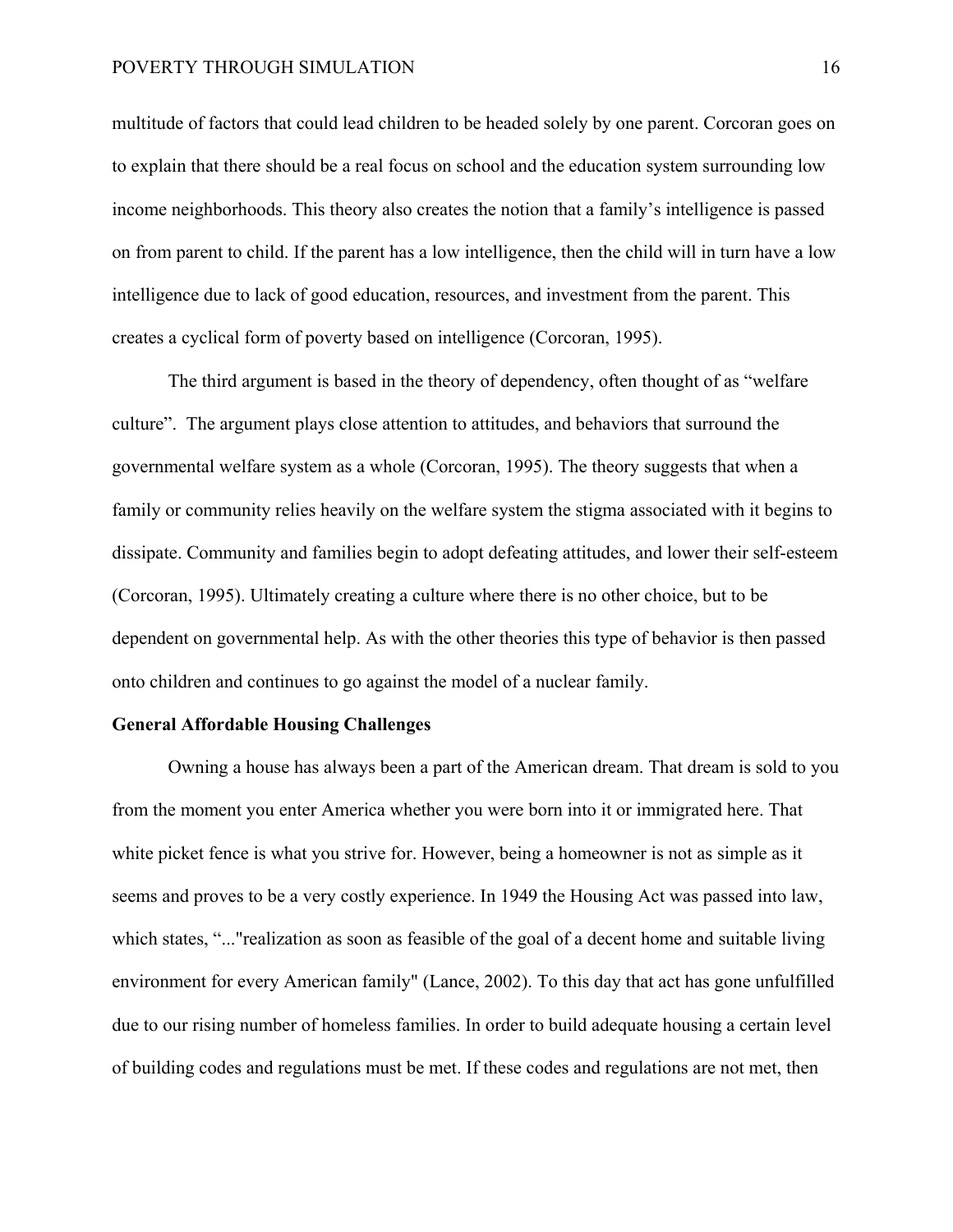multitude of factors that could lead children to be headed solely by one parent. Corcoran goes on to explain that there should be a real focus on school and the education system surrounding low income neighborhoods. This theory also creates the notion that a family's intelligence is passed on from parent to child. If the parent has a low intelligence, then the child will in turn have a low intelligence due to lack of good education, resources, and investment from the parent. This creates a cyclical form of poverty based on intelligence (Corcoran, 1995).

The third argument is based in the theory of dependency, often thought of as "welfare culture". The argument plays close attention to attitudes, and behaviors that surround the governmental welfare system as a whole (Corcoran, 1995). The theory suggests that when a family or community relies heavily on the welfare system the stigma associated with it begins to dissipate. Community and families begin to adopt defeating attitudes, and lower their self-esteem (Corcoran, 1995). Ultimately creating a culture where there is no other choice, but to be dependent on governmental help. As with the other theories this type of behavior is then passed onto children and continues to go against the model of a nuclear family.

**General Affordable Housing Challenges**

Owning a house has always been a part of the American dream. That dream is sold to you from the moment you enter America whether you were born into it or immigrated here. That white picket fence is what you strive for. However, being a homeowner is not as simple as it seems and proves to be a very costly experience. In 1949 the Housing Act was passed into law, which states, "..."realization as soon as feasible of the goal of a decent home and suitable living environment for every American family" (Lance, 2002). To this day that act has gone unfulfilled due to our rising number of homeless families. In order to build adequate housing a certain level of building codes and regulations must be met. If these codes and regulations are not met, then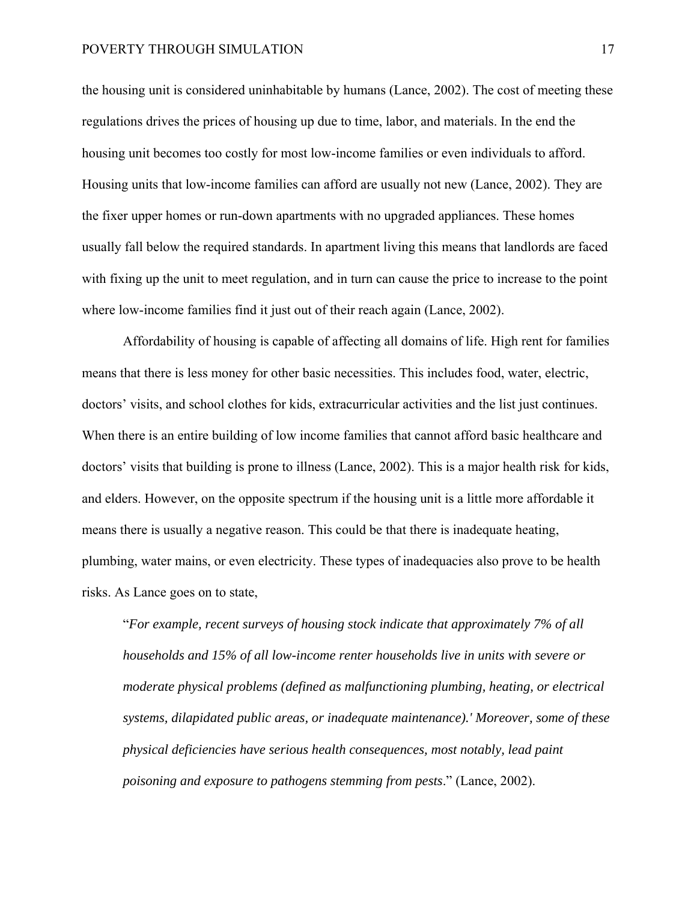the housing unit is considered uninhabitable by humans (Lance, 2002). The cost of meeting these regulations drives the prices of housing up due to time, labor, and materials. In the end the housing unit becomes too costly for most low-income families or even individuals to afford. Housing units that low-income families can afford are usually not new (Lance, 2002). They are the fixer upper homes or run-down apartments with no upgraded appliances. These homes usually fall below the required standards. In apartment living this means that landlords are faced with fixing up the unit to meet regulation, and in turn can cause the price to increase to the point where low-income families find it just out of their reach again (Lance, 2002).

Affordability of housing is capable of affecting all domains of life. High rent for families means that there is less money for other basic necessities. This includes food, water, electric, doctors' visits, and school clothes for kids, extracurricular activities and the list just continues. When there is an entire building of low income families that cannot afford basic healthcare and doctors' visits that building is prone to illness (Lance, 2002). This is a major health risk for kids, and elders. However, on the opposite spectrum if the housing unit is a little more affordable it means there is usually a negative reason. This could be that there is inadequate heating, plumbing, water mains, or even electricity. These types of inadequacies also prove to be health risks. As Lance goes on to state,

> "*For example, recent surveys of housing stock indicate that approximately 7% of all households and 15% of all low-income renter households live in units with severe or moderate physical problems (defined as malfunctioning plumbing, heating, or electrical systems, dilapidated public areas, or inadequate maintenance).' Moreover, some of these physical deficiencies have serious health consequences, most notably, lead paint poisoning and exposure to pathogens stemming from pests*." (Lance, 2002).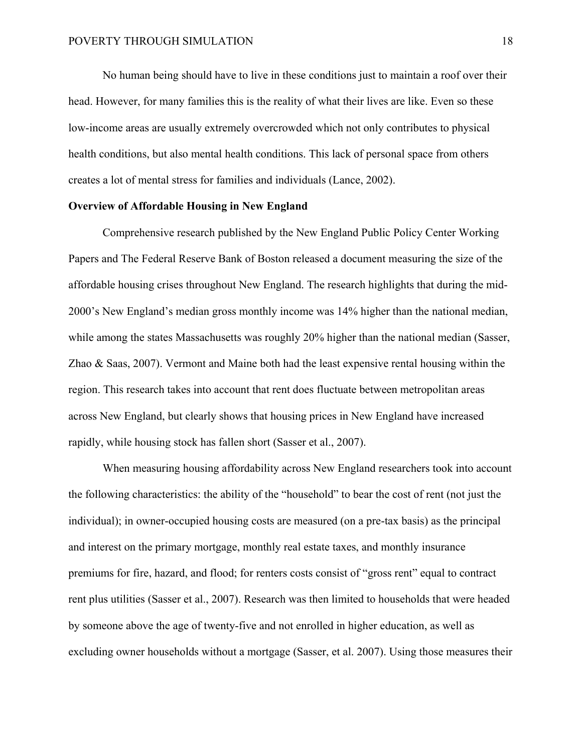No human being should have to live in these conditions just to maintain a roof over their head. However, for many families this is the reality of what their lives are like. Even so these low-income areas are usually extremely overcrowded which not only contributes to physical health conditions, but also mental health conditions. This lack of personal space from others creates a lot of mental stress for families and individuals (Lance, 2002).

**Overview of Affordable Housing in New England**

Comprehensive research published by the New England Public Policy Center Working Papers and The Federal Reserve Bank of Boston released a document measuring the size of the affordable housing crises throughout New England. The research highlights that during the mid-2000's New England's median gross monthly income was 14% higher than the national median, while among the states Massachusetts was roughly 20% higher than the national median (Sasser, Zhao & Saas, 2007). Vermont and Maine both had the least expensive rental housing within the region. This research takes into account that rent does fluctuate between metropolitan areas across New England, but clearly shows that housing prices in New England have increased rapidly, while housing stock has fallen short (Sasser et al., 2007).

When measuring housing affordability across New England researchers took into account the following characteristics: the ability of the "household" to bear the cost of rent (not just the individual); in owner-occupied housing costs are measured (on a pre-tax basis) as the principal and interest on the primary mortgage, monthly real estate taxes, and monthly insurance premiums for fire, hazard, and flood; for renters costs consist of "gross rent" equal to contract rent plus utilities (Sasser et al., 2007). Research was then limited to households that were headed by someone above the age of twenty-five and not enrolled in higher education, as well as excluding owner households without a mortgage (Sasser, et al. 2007). Using those measures their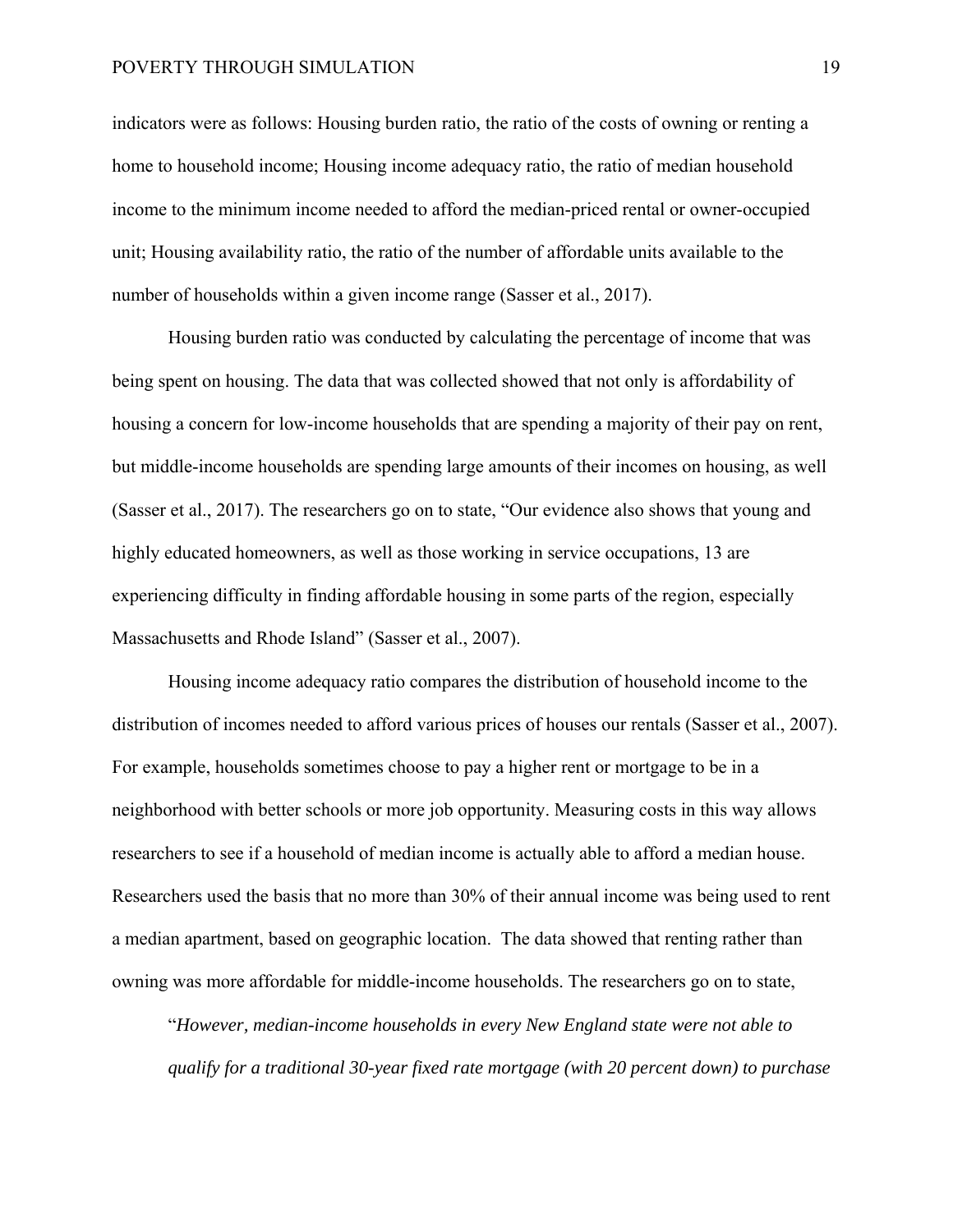indicators were as follows: Housing burden ratio, the ratio of the costs of owning or renting a home to household income; Housing income adequacy ratio, the ratio of median household income to the minimum income needed to afford the median-priced rental or owner-occupied unit; Housing availability ratio, the ratio of the number of affordable units available to the number of households within a given income range (Sasser et al., 2017).

Housing burden ratio was conducted by calculating the percentage of income that was being spent on housing. The data that was collected showed that not only is affordability of housing a concern for low-income households that are spending a majority of their pay on rent, but middle-income households are spending large amounts of their incomes on housing, as well (Sasser et al., 2017). The researchers go on to state, "Our evidence also shows that young and highly educated homeowners, as well as those working in service occupations, 13 are experiencing difficulty in finding affordable housing in some parts of the region, especially Massachusetts and Rhode Island" (Sasser et al., 2007).

Housing income adequacy ratio compares the distribution of household income to the distribution of incomes needed to afford various prices of houses our rentals (Sasser et al., 2007). For example, households sometimes choose to pay a higher rent or mortgage to be in a neighborhood with better schools or more job opportunity. Measuring costs in this way allows researchers to see if a household of median income is actually able to afford a median house. Researchers used the basis that no more than 30% of their annual income was being used to rent a median apartment, based on geographic location. The data showed that renting rather than owning was more affordable for middle-income households. The researchers go on to state,

> "*However, median-income households in every New England state were not able to qualify for a traditional 30-year fixed rate mortgage (with 20 percent down) to purchase*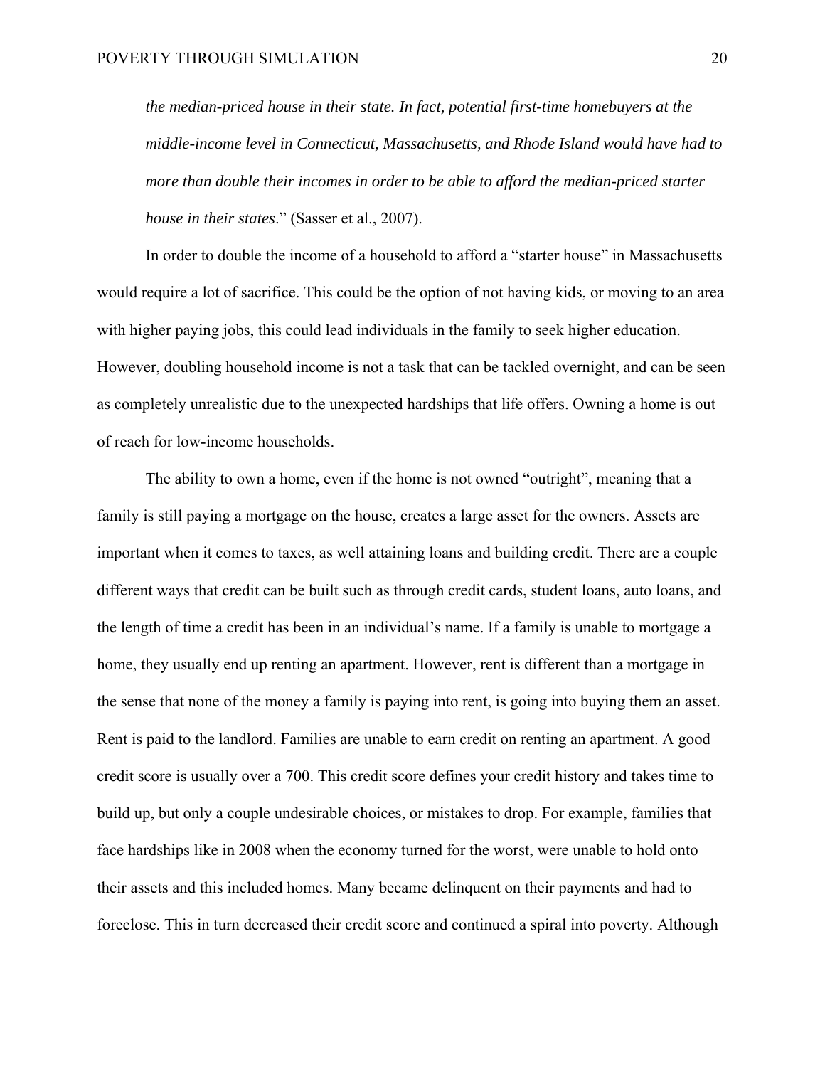*the median-priced house in their state. In fact, potential first-time homebuyers at the middle-income level in Connecticut, Massachusetts, and Rhode Island would have had to more than double their incomes in order to be able to afford the median-priced starter house in their states*." (Sasser et al., 2007).

In order to double the income of a household to afford a "starter house" in Massachusetts would require a lot of sacrifice. This could be the option of not having kids, or moving to an area with higher paying jobs, this could lead individuals in the family to seek higher education. However, doubling household income is not a task that can be tackled overnight, and can be seen as completely unrealistic due to the unexpected hardships that life offers. Owning a home is out of reach for low-income households.

The ability to own a home, even if the home is not owned "outright", meaning that a family is still paying a mortgage on the house, creates a large asset for the owners. Assets are important when it comes to taxes, as well attaining loans and building credit. There are a couple different ways that credit can be built such as through credit cards, student loans, auto loans, and the length of time a credit has been in an individual's name. If a family is unable to mortgage a home, they usually end up renting an apartment. However, rent is different than a mortgage in the sense that none of the money a family is paying into rent, is going into buying them an asset. Rent is paid to the landlord. Families are unable to earn credit on renting an apartment. A good credit score is usually over a 700. This credit score defines your credit history and takes time to build up, but only a couple undesirable choices, or mistakes to drop. For example, families that face hardships like in 2008 when the economy turned for the worst, were unable to hold onto their assets and this included homes. Many became delinquent on their payments and had to foreclose. This in turn decreased their credit score and continued a spiral into poverty. Although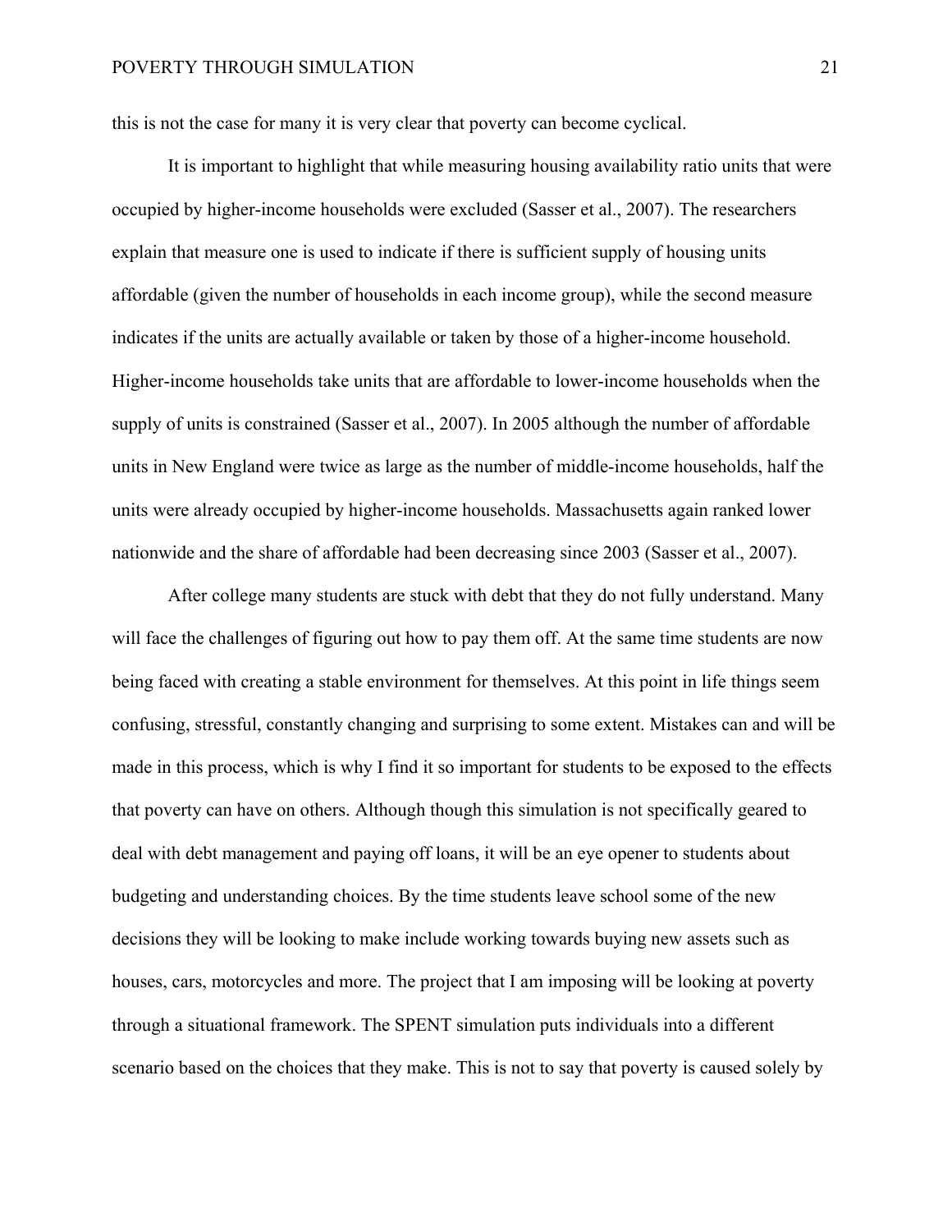this is not the case for many it is very clear that poverty can become cyclical.

It is important to highlight that while measuring housing availability ratio units that were occupied by higher-income households were excluded (Sasser et al., 2007). The researchers explain that measure one is used to indicate if there is sufficient supply of housing units affordable (given the number of households in each income group), while the second measure indicates if the units are actually available or taken by those of a higher-income household. Higher-income households take units that are affordable to lower-income households when the supply of units is constrained (Sasser et al., 2007). In 2005 although the number of affordable units in New England were twice as large as the number of middle-income households, half the units were already occupied by higher-income households. Massachusetts again ranked lower nationwide and the share of affordable had been decreasing since 2003 (Sasser et al., 2007).

After college many students are stuck with debt that they do not fully understand. Many will face the challenges of figuring out how to pay them off. At the same time students are now being faced with creating a stable environment for themselves. At this point in life things seem confusing, stressful, constantly changing and surprising to some extent. Mistakes can and will be made in this process, which is why I find it so important for students to be exposed to the effects that poverty can have on others. Although though this simulation is not specifically geared to deal with debt management and paying off loans, it will be an eye opener to students about budgeting and understanding choices. By the time students leave school some of the new decisions they will be looking to make include working towards buying new assets such as houses, cars, motorcycles and more. The project that I am imposing will be looking at poverty through a situational framework. The SPENT simulation puts individuals into a different scenario based on the choices that they make. This is not to say that poverty is caused solely by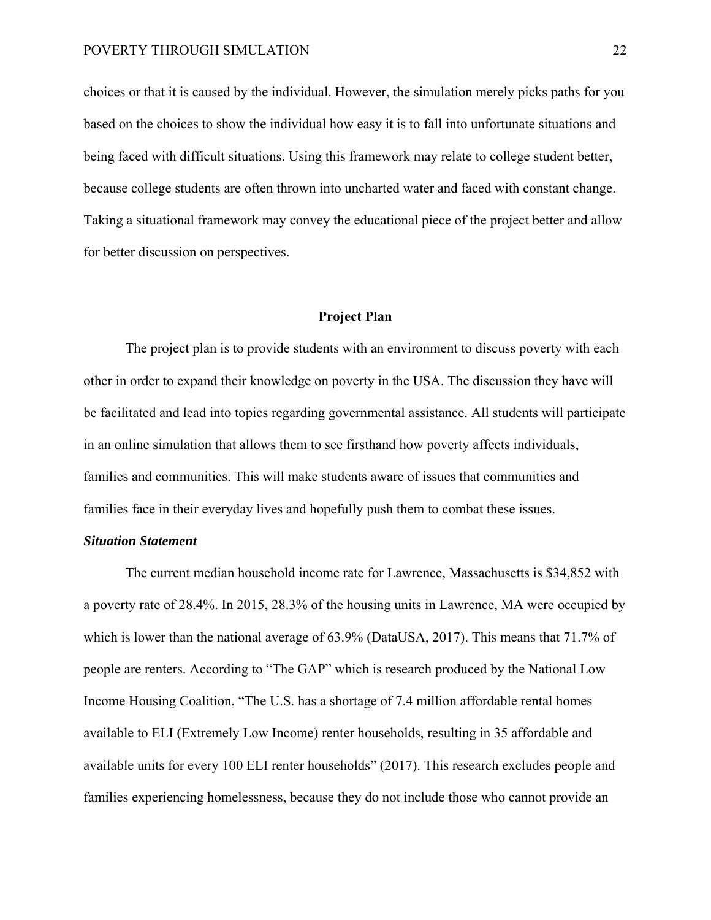choices or that it is caused by the individual. However, the simulation merely picks paths for you based on the choices to show the individual how easy it is to fall into unfortunate situations and being faced with difficult situations. Using this framework may relate to college student better, because college students are often thrown into uncharted water and faced with constant change. Taking a situational framework may convey the educational piece of the project better and allow for better discussion on perspectives.

## Project Plan

The project plan is to provide students with an environment to discuss poverty with each other in order to expand their knowledge on poverty in the USA. The discussion they have will be facilitated and lead into topics regarding governmental assistance. All students will participate in an online simulation that allows them to see firsthand how poverty affects individuals, families and communities. This will make students aware of issues that communities and families face in their everyday lives and hopefully push them to combat these issues.

### *Situation Statement*

The current median household income rate for Lawrence, Massachusetts is $34,852 with a poverty rate of 28.4%. In 2015, 28.3% of the housing units in Lawrence, MA were occupied by which is lower than the national average of 63.9% (DataUSA, 2017). This means that 71.7% of people are renters. According to "The GAP" which is research produced by the National Low Income Housing Coalition, "The U.S. has a shortage of 7.4 million affordable rental homes available to ELI (Extremely Low Income) renter households, resulting in 35 affordable and available units for every 100 ELI renter households" (2017). This research excludes people and families experiencing homelessness, because they do not include those who cannot provide an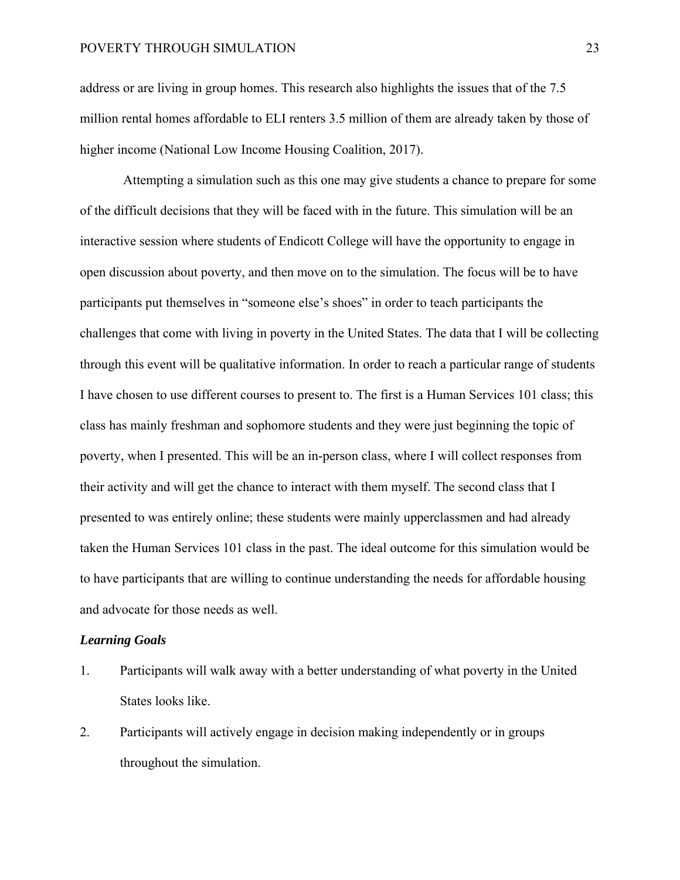address or are living in group homes. This research also highlights the issues that of the 7.5 million rental homes affordable to ELI renters 3.5 million of them are already taken by those of higher income (National Low Income Housing Coalition, 2017).

Attempting a simulation such as this one may give students a chance to prepare for some of the difficult decisions that they will be faced with in the future. This simulation will be an interactive session where students of Endicott College will have the opportunity to engage in open discussion about poverty, and then move on to the simulation. The focus will be to have participants put themselves in "someone else's shoes" in order to teach participants the challenges that come with living in poverty in the United States. The data that I will be collecting through this event will be qualitative information. In order to reach a particular range of students I have chosen to use different courses to present to. The first is a Human Services 101 class; this class has mainly freshman and sophomore students and they were just beginning the topic of poverty, when I presented. This will be an in-person class, where I will collect responses from their activity and will get the chance to interact with them myself. The second class that I presented to was entirely online; these students were mainly upperclassmen and had already taken the Human Services 101 class in the past. The ideal outcome for this simulation would be to have participants that are willing to continue understanding the needs for affordable housing and advocate for those needs as well.

***Learning Goals***

1. Participants will walk away with a better understanding of what poverty in the United States looks like.
2. Participants will actively engage in decision making independently or in groups throughout the simulation.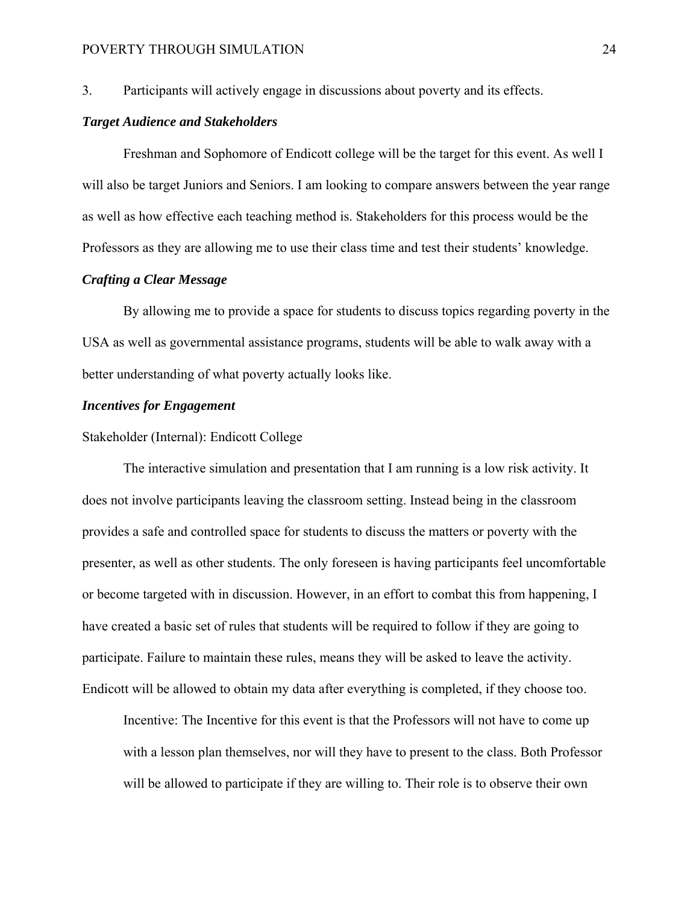3. Participants will actively engage in discussions about poverty and its effects.

### *Target Audience and Stakeholders*

Freshman and Sophomore of Endicott college will be the target for this event. As well I will also be target Juniors and Seniors. I am looking to compare answers between the year range as well as how effective each teaching method is. Stakeholders for this process would be the Professors as they are allowing me to use their class time and test their students' knowledge.

### *Crafting a Clear Message*

By allowing me to provide a space for students to discuss topics regarding poverty in the USA as well as governmental assistance programs, students will be able to walk away with a better understanding of what poverty actually looks like.

### *Incentives for Engagement*

Stakeholder (Internal): Endicott College

The interactive simulation and presentation that I am running is a low risk activity. It does not involve participants leaving the classroom setting. Instead being in the classroom provides a safe and controlled space for students to discuss the matters or poverty with the presenter, as well as other students. The only foreseen is having participants feel uncomfortable or become targeted with in discussion. However, in an effort to combat this from happening, I have created a basic set of rules that students will be required to follow if they are going to participate. Failure to maintain these rules, means they will be asked to leave the activity. Endicott will be allowed to obtain my data after everything is completed, if they choose too.

> Incentive: The Incentive for this event is that the Professors will not have to come up with a lesson plan themselves, nor will they have to present to the class. Both Professor will be allowed to participate if they are willing to. Their role is to observe their own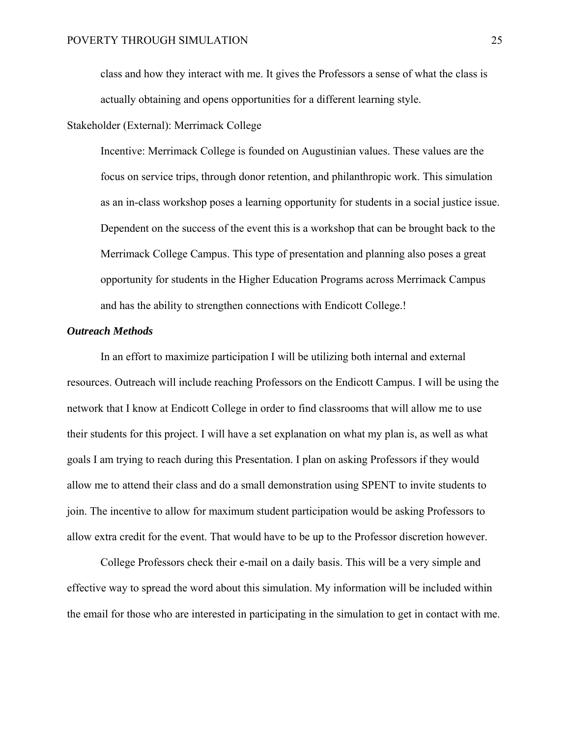class and how they interact with me. It gives the Professors a sense of what the class is actually obtaining and opens opportunities for a different learning style.

Stakeholder (External): Merrimack College

Incentive: Merrimack College is founded on Augustinian values. These values are the focus on service trips, through donor retention, and philanthropic work. This simulation as an in-class workshop poses a learning opportunity for students in a social justice issue. Dependent on the success of the event this is a workshop that can be brought back to the Merrimack College Campus. This type of presentation and planning also poses a great opportunity for students in the Higher Education Programs across Merrimack Campus and has the ability to strengthen connections with Endicott College.!

***Outreach Methods***

In an effort to maximize participation I will be utilizing both internal and external resources. Outreach will include reaching Professors on the Endicott Campus. I will be using the network that I know at Endicott College in order to find classrooms that will allow me to use their students for this project. I will have a set explanation on what my plan is, as well as what goals I am trying to reach during this Presentation. I plan on asking Professors if they would allow me to attend their class and do a small demonstration using SPENT to invite students to join. The incentive to allow for maximum student participation would be asking Professors to allow extra credit for the event. That would have to be up to the Professor discretion however.

College Professors check their e-mail on a daily basis. This will be a very simple and effective way to spread the word about this simulation. My information will be included within the email for those who are interested in participating in the simulation to get in contact with me.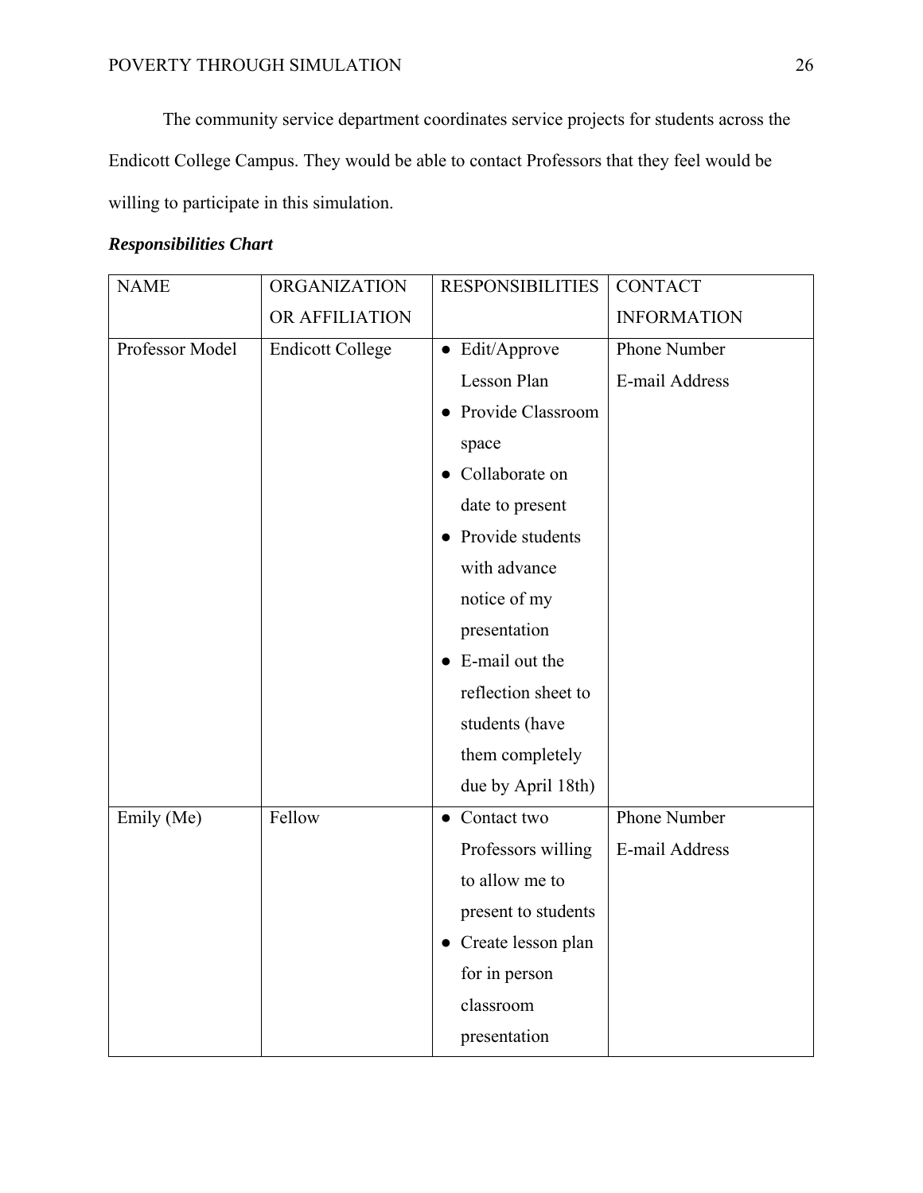The community service department coordinates service projects for students across the Endicott College Campus. They would be able to contact Professors that they feel would be willing to participate in this simulation.

***Responsibilities Chart***

| NAME | ORGANIZATION OR AFFILIATION | RESPONSIBILITIES | CONTACT INFORMATION |
|---|---|---|---|
| Professor Model | Endicott College | ● Edit/Approve Lesson Plan<br>● Provide Classroom space<br>● Collaborate on date to present<br>● Provide students with advance notice of my presentation<br>● E-mail out the reflection sheet to students (have them completely due by April 18th) | Phone Number<br>E-mail Address |
| Emily (Me) | Fellow | ● Contact two Professors willing to allow me to present to students<br>● Create lesson plan for in person classroom presentation | Phone Number<br>E-mail Address |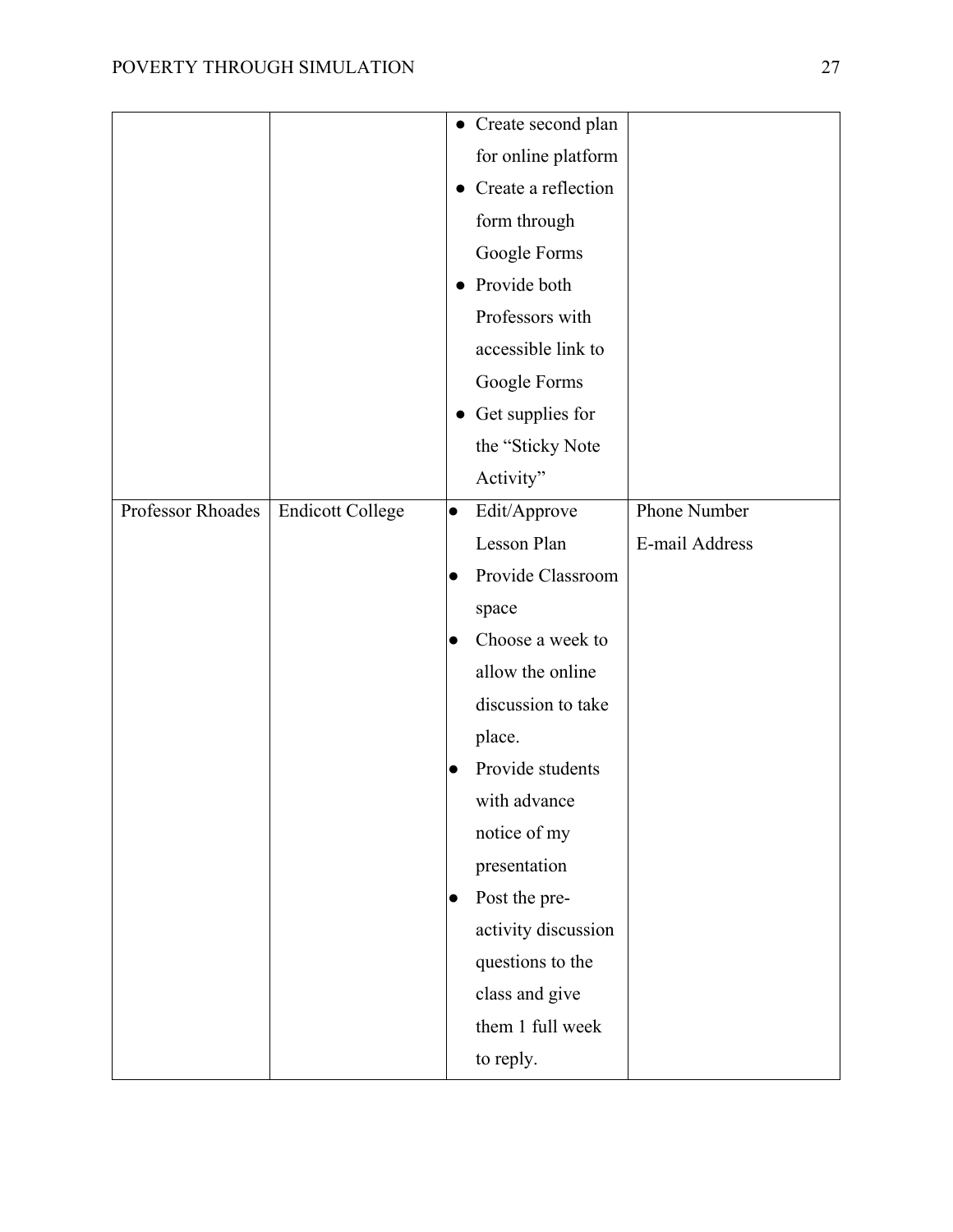|  |  |  |  |
|---|---|---|---|
|  |  | ● Create second plan for online platform<br>● Create a reflection form through Google Forms<br>● Provide both Professors with accessible link to Google Forms<br>● Get supplies for the "Sticky Note Activity" |  |
| Professor Rhoades | Endicott College | ● Edit/Approve Lesson Plan<br>● Provide Classroom space<br>● Choose a week to allow the online discussion to take place.<br>● Provide students with advance notice of my presentation<br>● Post the pre-activity discussion questions to the class and give them 1 full week to reply. | Phone Number<br>E-mail Address |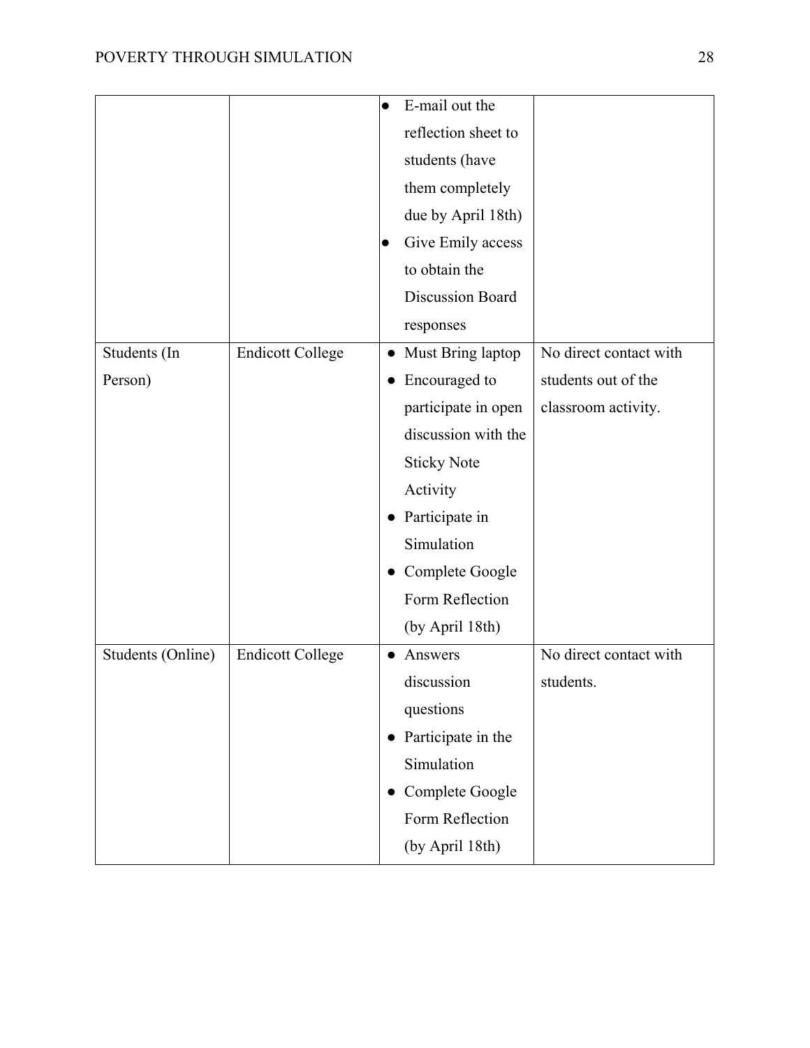| | | • E-mail out the reflection sheet to students (have them completely due by April 18th)<br>• Give Emily access to obtain the Discussion Board responses | |
|---|---|---|---|
| Students (In Person) | Endicott College | • Must Bring laptop<br>• Encouraged to participate in open discussion with the Sticky Note Activity<br>• Participate in Simulation<br>• Complete Google Form Reflection (by April 18th) | No direct contact with students out of the classroom activity. |
| Students (Online) | Endicott College | • Answers discussion questions<br>• Participate in the Simulation<br>• Complete Google Form Reflection (by April 18th) | No direct contact with students. |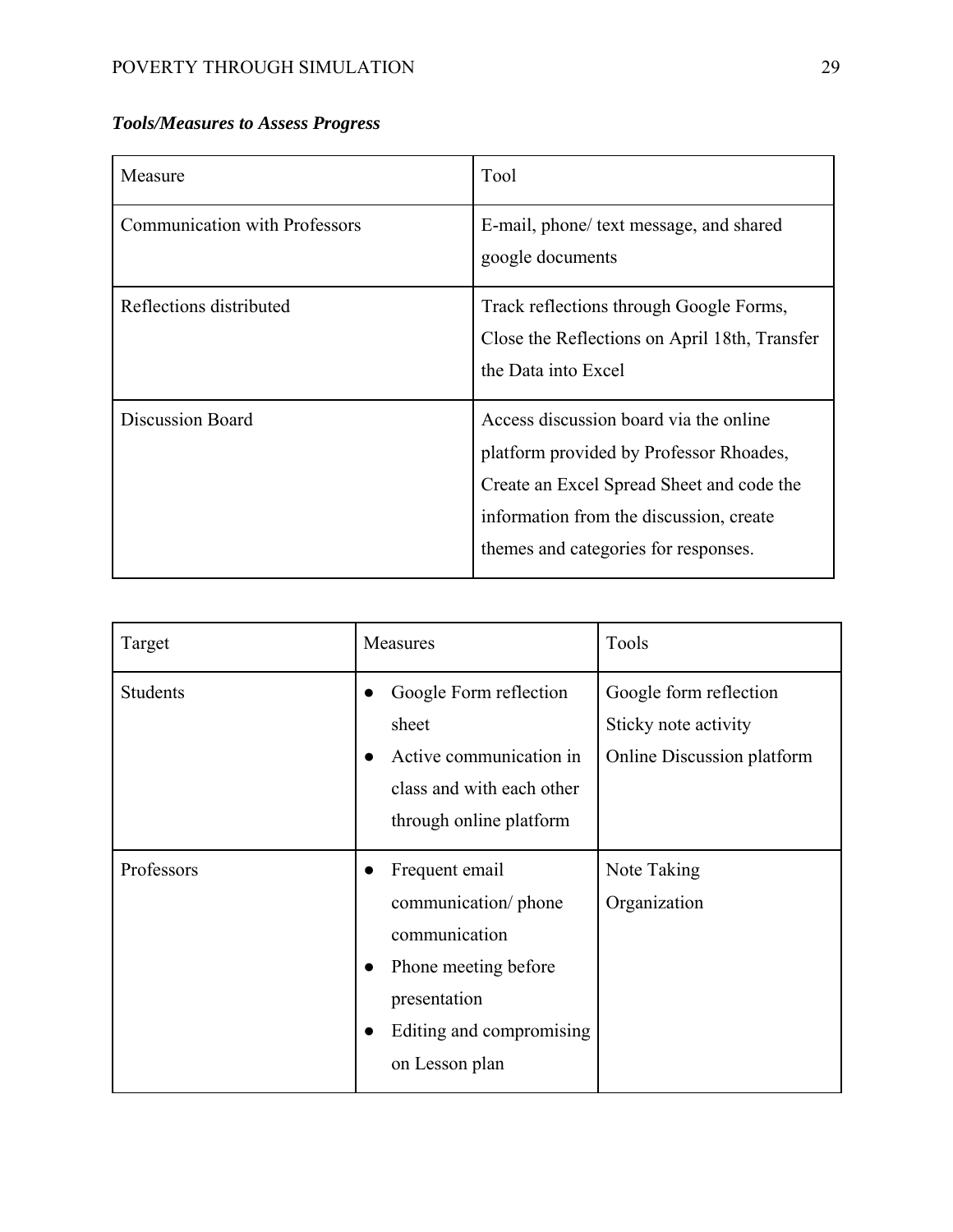***Tools/Measures to Assess Progress***

| Measure | Tool |
|---|---|
| Communication with Professors | E-mail, phone/ text message, and shared google documents |
| Reflections distributed | Track reflections through Google Forms, Close the Reflections on April 18th, Transfer the Data into Excel |
| Discussion Board | Access discussion board via the online platform provided by Professor Rhoades, Create an Excel Spread Sheet and code the information from the discussion, create themes and categories for responses. |

| Target | Measures | Tools |
|---|---|---|
| Students | ● Google Form reflection sheet<br>● Active communication in class and with each other through online platform | Google form reflection<br>Sticky note activity<br>Online Discussion platform |
| Professors | ● Frequent email communication/ phone communication<br>● Phone meeting before presentation<br>● Editing and compromising on Lesson plan | Note Taking<br>Organization |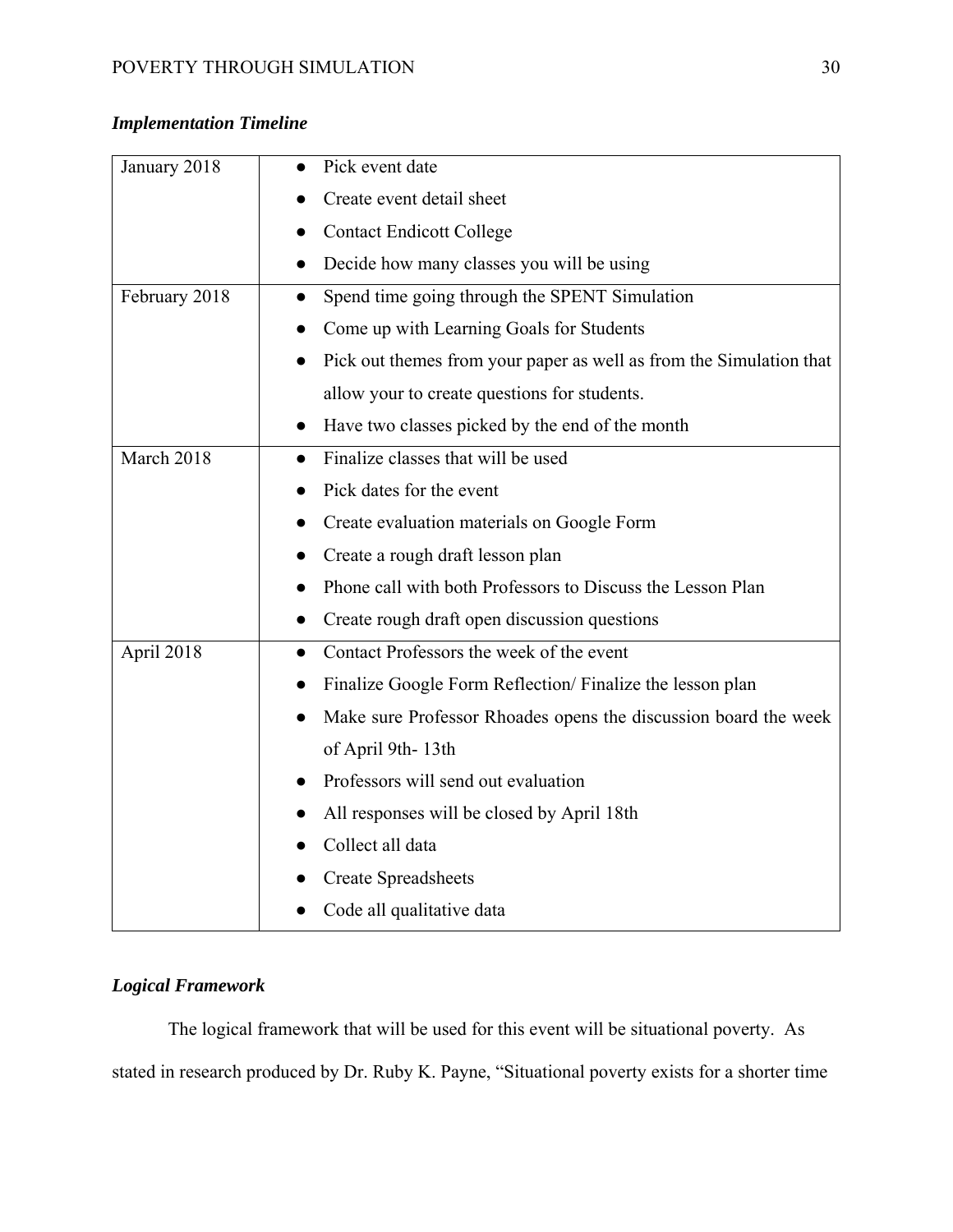### *Implementation Timeline*

| | |
|---|---|
| January 2018 | ● Pick event date<br>● Create event detail sheet<br>● Contact Endicott College<br>● Decide how many classes you will be using |
| February 2018 | ● Spend time going through the SPENT Simulation<br>● Come up with Learning Goals for Students<br>● Pick out themes from your paper as well as from the Simulation that allow your to create questions for students.<br>● Have two classes picked by the end of the month |
| March 2018 | ● Finalize classes that will be used<br>● Pick dates for the event<br>● Create evaluation materials on Google Form<br>● Create a rough draft lesson plan<br>● Phone call with both Professors to Discuss the Lesson Plan<br>● Create rough draft open discussion questions |
| April 2018 | ● Contact Professors the week of the event<br>● Finalize Google Form Reflection/ Finalize the lesson plan<br>● Make sure Professor Rhoades opens the discussion board the week of April 9th- 13th<br>● Professors will send out evaluation<br>● All responses will be closed by April 18th<br>● Collect all data<br>● Create Spreadsheets<br>● Code all qualitative data |

### *Logical Framework*

The logical framework that will be used for this event will be situational poverty. As stated in research produced by Dr. Ruby K. Payne, "Situational poverty exists for a shorter time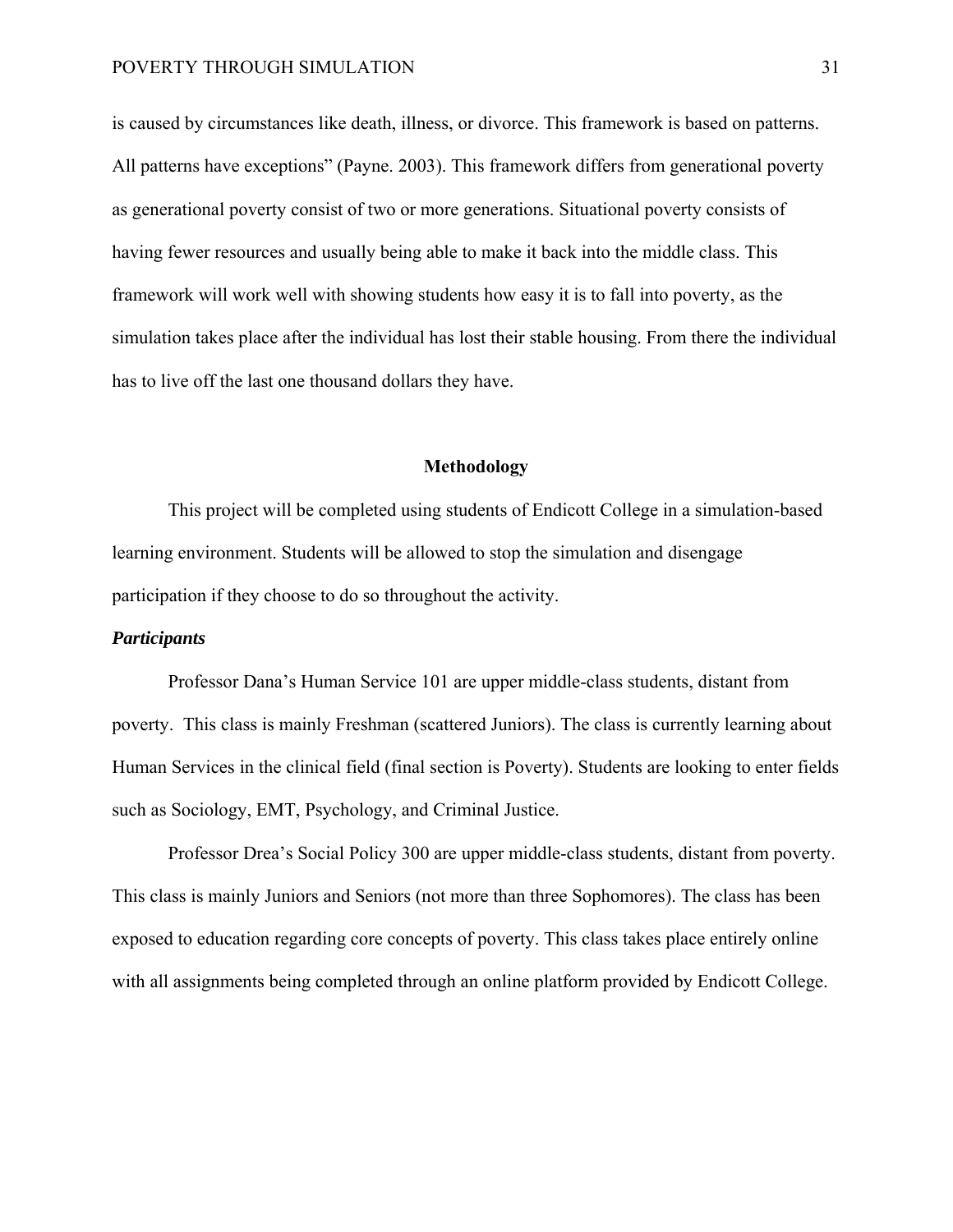is caused by circumstances like death, illness, or divorce. This framework is based on patterns. All patterns have exceptions" (Payne. 2003). This framework differs from generational poverty as generational poverty consist of two or more generations. Situational poverty consists of having fewer resources and usually being able to make it back into the middle class. This framework will work well with showing students how easy it is to fall into poverty, as the simulation takes place after the individual has lost their stable housing. From there the individual has to live off the last one thousand dollars they have.

## Methodology

This project will be completed using students of Endicott College in a simulation-based learning environment. Students will be allowed to stop the simulation and disengage participation if they choose to do so throughout the activity.

### *Participants*

Professor Dana's Human Service 101 are upper middle-class students, distant from poverty.  This class is mainly Freshman (scattered Juniors). The class is currently learning about Human Services in the clinical field (final section is Poverty). Students are looking to enter fields such as Sociology, EMT, Psychology, and Criminal Justice.

Professor Drea's Social Policy 300 are upper middle-class students, distant from poverty. This class is mainly Juniors and Seniors (not more than three Sophomores). The class has been exposed to education regarding core concepts of poverty. This class takes place entirely online with all assignments being completed through an online platform provided by Endicott College.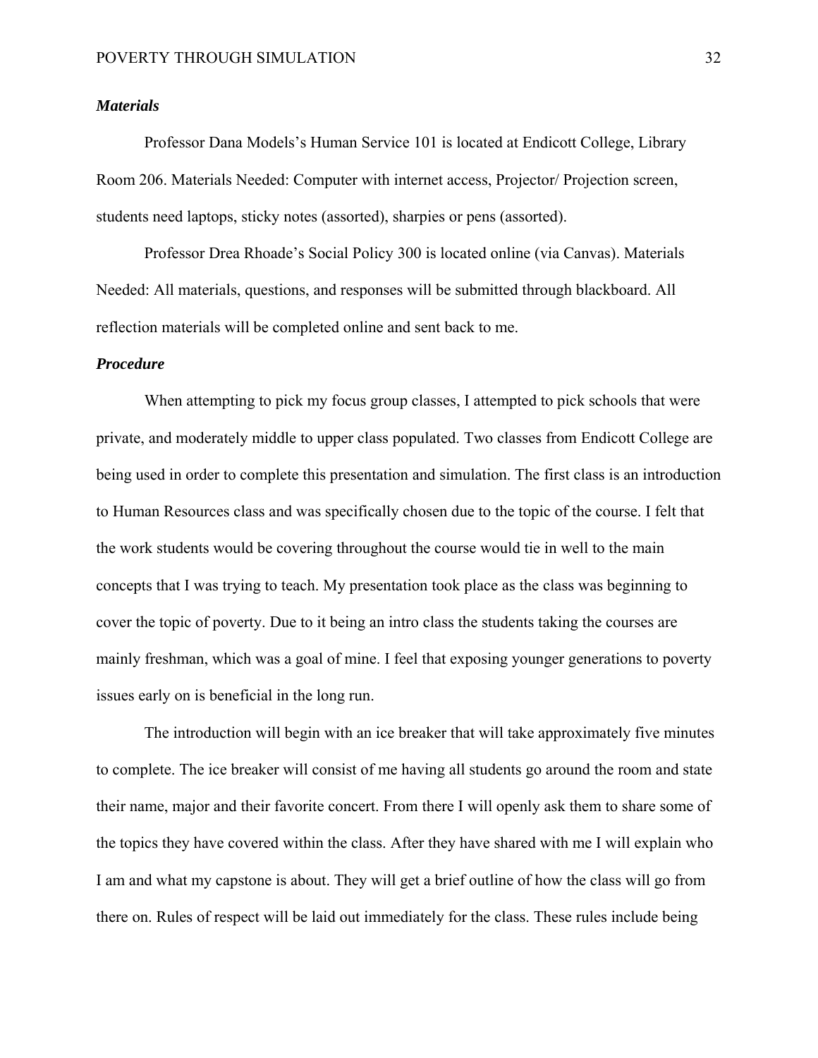### ***Materials***

Professor Dana Models's Human Service 101 is located at Endicott College, Library Room 206. Materials Needed: Computer with internet access, Projector/ Projection screen, students need laptops, sticky notes (assorted), sharpies or pens (assorted).

Professor Drea Rhoade's Social Policy 300 is located online (via Canvas). Materials Needed: All materials, questions, and responses will be submitted through blackboard. All reflection materials will be completed online and sent back to me.

### ***Procedure***

When attempting to pick my focus group classes, I attempted to pick schools that were private, and moderately middle to upper class populated. Two classes from Endicott College are being used in order to complete this presentation and simulation. The first class is an introduction to Human Resources class and was specifically chosen due to the topic of the course. I felt that the work students would be covering throughout the course would tie in well to the main concepts that I was trying to teach. My presentation took place as the class was beginning to cover the topic of poverty. Due to it being an intro class the students taking the courses are mainly freshman, which was a goal of mine. I feel that exposing younger generations to poverty issues early on is beneficial in the long run.

The introduction will begin with an ice breaker that will take approximately five minutes to complete. The ice breaker will consist of me having all students go around the room and state their name, major and their favorite concert. From there I will openly ask them to share some of the topics they have covered within the class. After they have shared with me I will explain who I am and what my capstone is about. They will get a brief outline of how the class will go from there on. Rules of respect will be laid out immediately for the class. These rules include being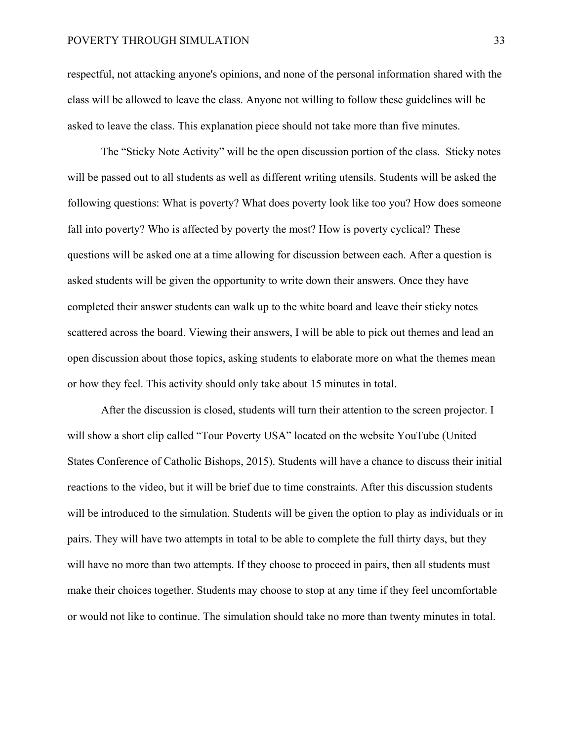respectful, not attacking anyone's opinions, and none of the personal information shared with the class will be allowed to leave the class. Anyone not willing to follow these guidelines will be asked to leave the class. This explanation piece should not take more than five minutes.

The “Sticky Note Activity” will be the open discussion portion of the class. Sticky notes will be passed out to all students as well as different writing utensils. Students will be asked the following questions: What is poverty? What does poverty look like too you? How does someone fall into poverty? Who is affected by poverty the most? How is poverty cyclical? These questions will be asked one at a time allowing for discussion between each. After a question is asked students will be given the opportunity to write down their answers. Once they have completed their answer students can walk up to the white board and leave their sticky notes scattered across the board. Viewing their answers, I will be able to pick out themes and lead an open discussion about those topics, asking students to elaborate more on what the themes mean or how they feel. This activity should only take about 15 minutes in total.

After the discussion is closed, students will turn their attention to the screen projector. I will show a short clip called “Tour Poverty USA” located on the website YouTube (United States Conference of Catholic Bishops, 2015). Students will have a chance to discuss their initial reactions to the video, but it will be brief due to time constraints. After this discussion students will be introduced to the simulation. Students will be given the option to play as individuals or in pairs. They will have two attempts in total to be able to complete the full thirty days, but they will have no more than two attempts. If they choose to proceed in pairs, then all students must make their choices together. Students may choose to stop at any time if they feel uncomfortable or would not like to continue. The simulation should take no more than twenty minutes in total.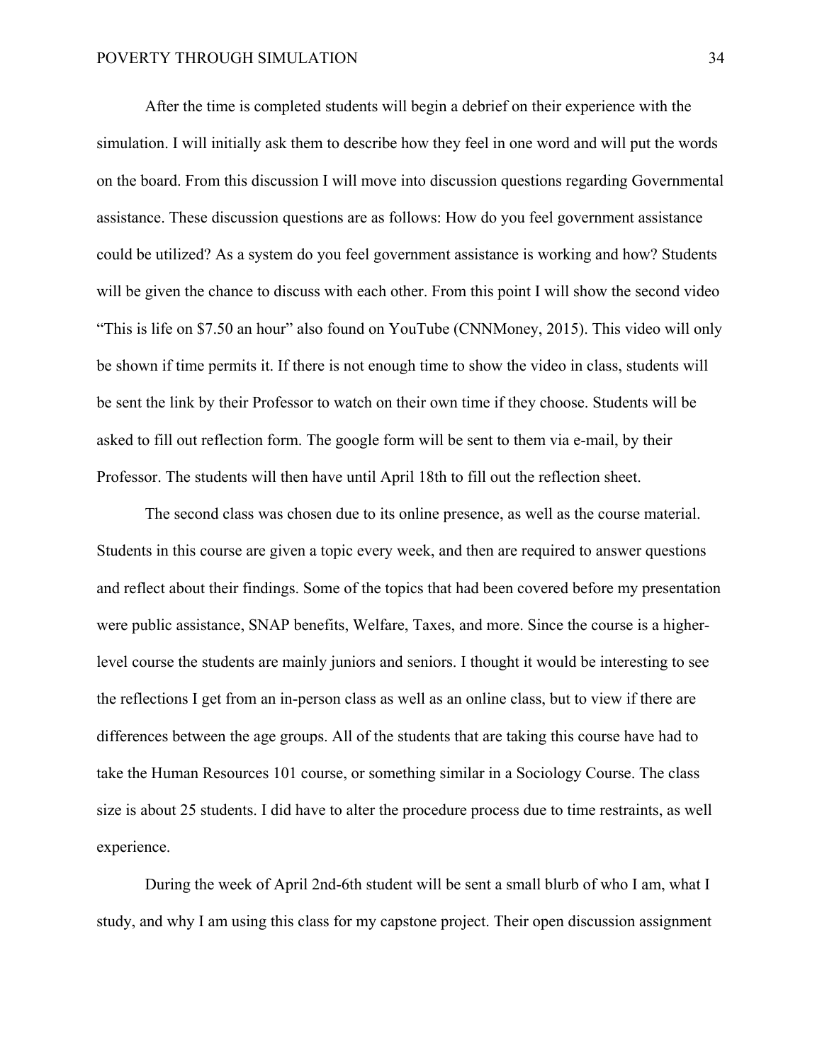After the time is completed students will begin a debrief on their experience with the simulation. I will initially ask them to describe how they feel in one word and will put the words on the board. From this discussion I will move into discussion questions regarding Governmental assistance. These discussion questions are as follows: How do you feel government assistance could be utilized? As a system do you feel government assistance is working and how? Students will be given the chance to discuss with each other. From this point I will show the second video "This is life on $7.50 an hour" also found on YouTube (CNNMoney, 2015). This video will only be shown if time permits it. If there is not enough time to show the video in class, students will be sent the link by their Professor to watch on their own time if they choose. Students will be asked to fill out reflection form. The google form will be sent to them via e-mail, by their Professor. The students will then have until April 18th to fill out the reflection sheet.

The second class was chosen due to its online presence, as well as the course material. Students in this course are given a topic every week, and then are required to answer questions and reflect about their findings. Some of the topics that had been covered before my presentation were public assistance, SNAP benefits, Welfare, Taxes, and more. Since the course is a higher-level course the students are mainly juniors and seniors. I thought it would be interesting to see the reflections I get from an in-person class as well as an online class, but to view if there are differences between the age groups. All of the students that are taking this course have had to take the Human Resources 101 course, or something similar in a Sociology Course. The class size is about 25 students. I did have to alter the procedure process due to time restraints, as well experience.

During the week of April 2nd-6th student will be sent a small blurb of who I am, what I study, and why I am using this class for my capstone project. Their open discussion assignment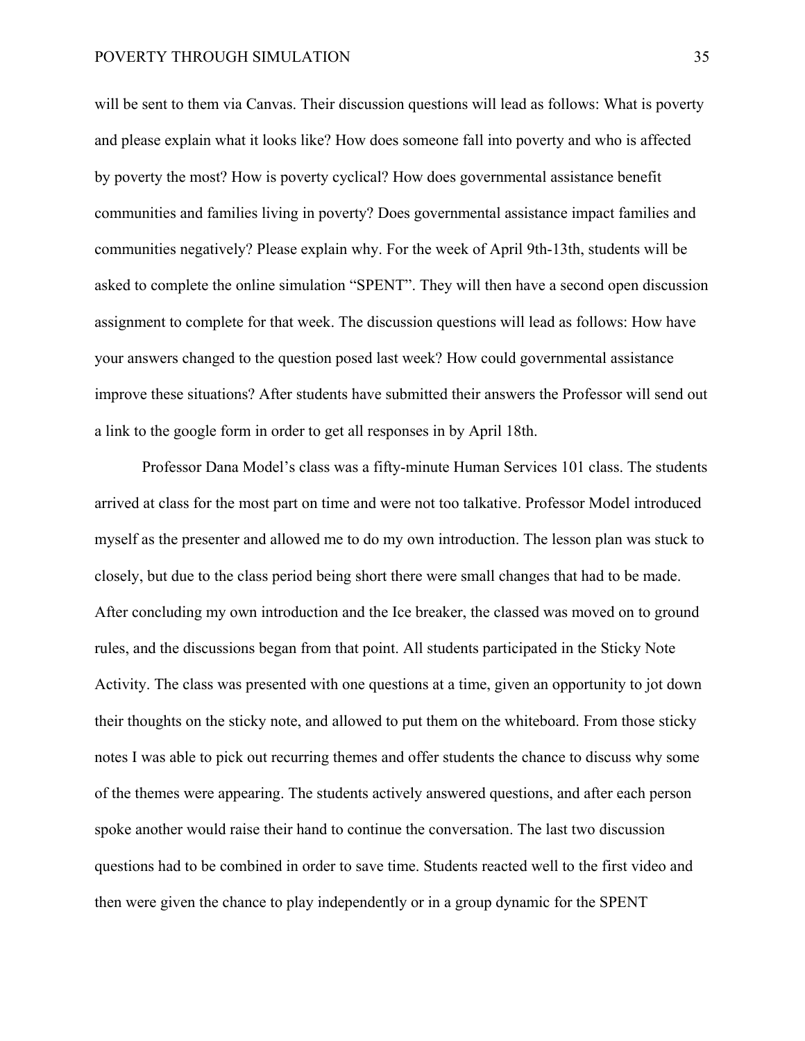will be sent to them via Canvas. Their discussion questions will lead as follows: What is poverty and please explain what it looks like? How does someone fall into poverty and who is affected by poverty the most? How is poverty cyclical? How does governmental assistance benefit communities and families living in poverty? Does governmental assistance impact families and communities negatively? Please explain why. For the week of April 9th-13th, students will be asked to complete the online simulation "SPENT". They will then have a second open discussion assignment to complete for that week. The discussion questions will lead as follows: How have your answers changed to the question posed last week? How could governmental assistance improve these situations? After students have submitted their answers the Professor will send out a link to the google form in order to get all responses in by April 18th.

Professor Dana Model's class was a fifty-minute Human Services 101 class. The students arrived at class for the most part on time and were not too talkative. Professor Model introduced myself as the presenter and allowed me to do my own introduction. The lesson plan was stuck to closely, but due to the class period being short there were small changes that had to be made. After concluding my own introduction and the Ice breaker, the classed was moved on to ground rules, and the discussions began from that point. All students participated in the Sticky Note Activity. The class was presented with one questions at a time, given an opportunity to jot down their thoughts on the sticky note, and allowed to put them on the whiteboard. From those sticky notes I was able to pick out recurring themes and offer students the chance to discuss why some of the themes were appearing. The students actively answered questions, and after each person spoke another would raise their hand to continue the conversation. The last two discussion questions had to be combined in order to save time. Students reacted well to the first video and then were given the chance to play independently or in a group dynamic for the SPENT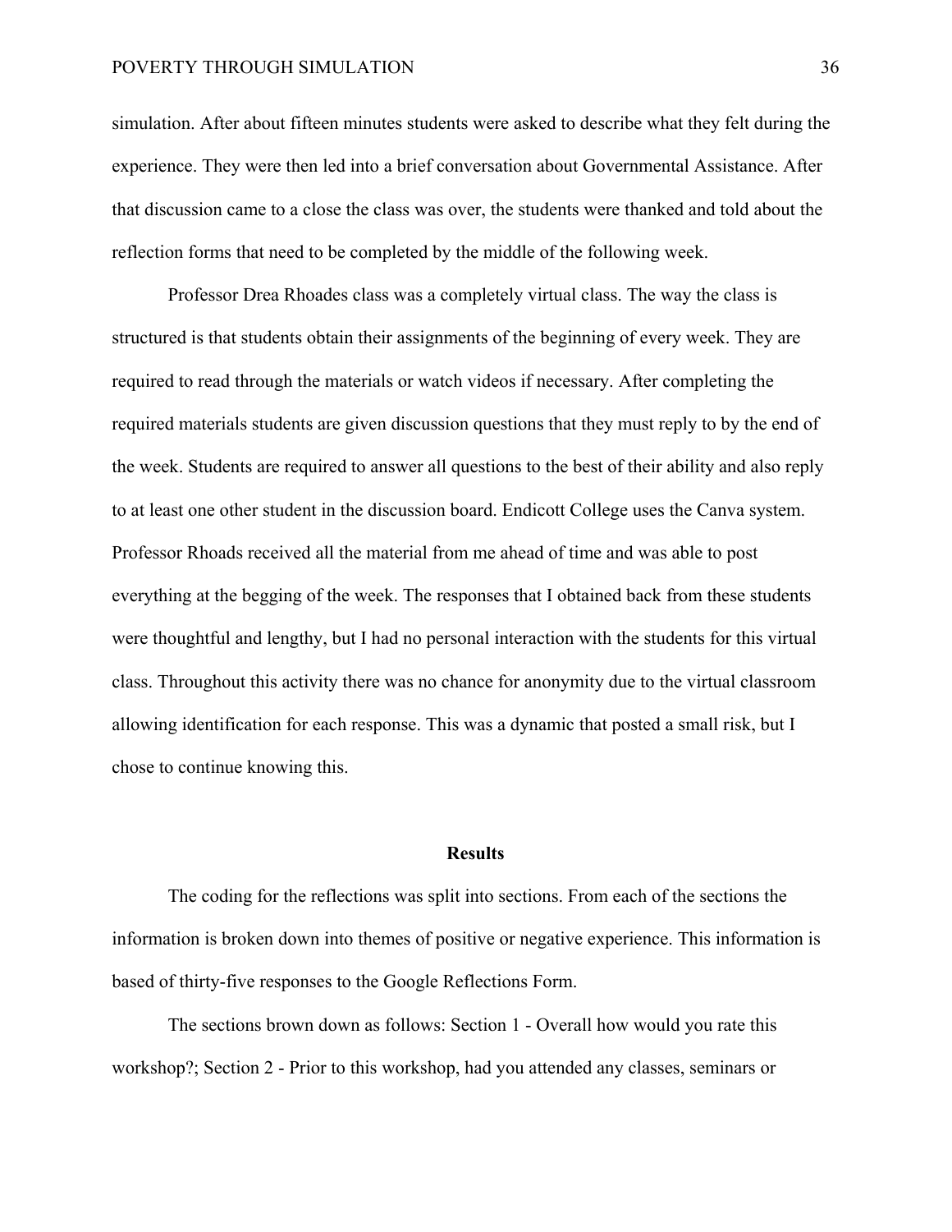simulation. After about fifteen minutes students were asked to describe what they felt during the experience. They were then led into a brief conversation about Governmental Assistance. After that discussion came to a close the class was over, the students were thanked and told about the reflection forms that need to be completed by the middle of the following week.

Professor Drea Rhoades class was a completely virtual class. The way the class is structured is that students obtain their assignments of the beginning of every week. They are required to read through the materials or watch videos if necessary. After completing the required materials students are given discussion questions that they must reply to by the end of the week. Students are required to answer all questions to the best of their ability and also reply to at least one other student in the discussion board. Endicott College uses the Canva system. Professor Rhoads received all the material from me ahead of time and was able to post everything at the begging of the week. The responses that I obtained back from these students were thoughtful and lengthy, but I had no personal interaction with the students for this virtual class. Throughout this activity there was no chance for anonymity due to the virtual classroom allowing identification for each response. This was a dynamic that posted a small risk, but I chose to continue knowing this.

## Results

The coding for the reflections was split into sections. From each of the sections the information is broken down into themes of positive or negative experience. This information is based of thirty-five responses to the Google Reflections Form.

The sections brown down as follows: Section 1 - Overall how would you rate this workshop?; Section 2 - Prior to this workshop, had you attended any classes, seminars or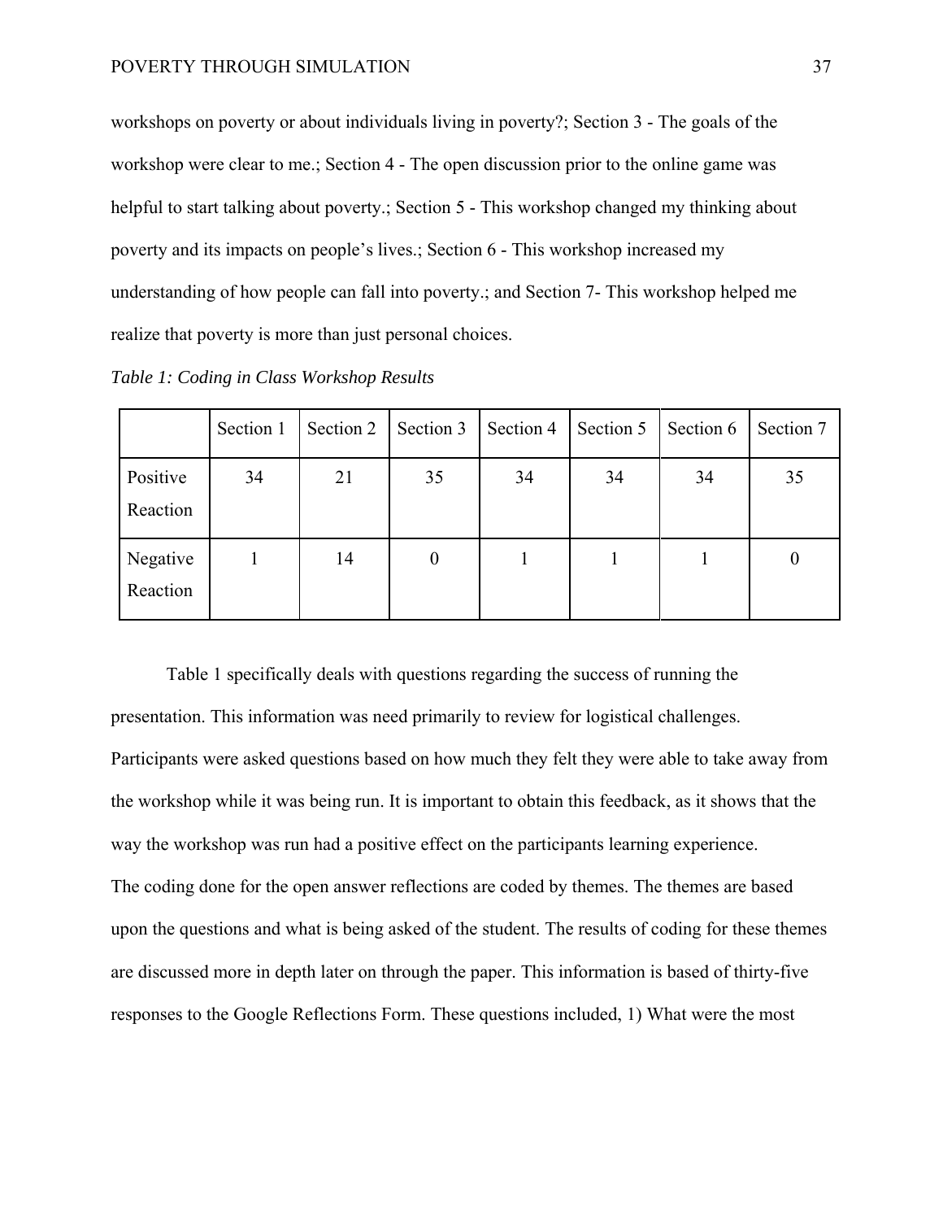workshops on poverty or about individuals living in poverty?; Section 3 - The goals of the workshop were clear to me.; Section 4 - The open discussion prior to the online game was helpful to start talking about poverty.; Section 5 - This workshop changed my thinking about poverty and its impacts on people's lives.; Section 6 - This workshop increased my understanding of how people can fall into poverty.; and Section 7- This workshop helped me realize that poverty is more than just personal choices.

*Table 1: Coding in Class Workshop Results*

| | Section 1 | Section 2 | Section 3 | Section 4 | Section 5 | Section 6 | Section 7 |
|---|---|---|---|---|---|---|---|
| Positive Reaction | 34 | 21 | 35 | 34 | 34 | 34 | 35 |
| Negative Reaction | 1 | 14 | 0 | 1 | 1 | 1 | 0 |

Table 1 specifically deals with questions regarding the success of running the presentation. This information was need primarily to review for logistical challenges. Participants were asked questions based on how much they felt they were able to take away from the workshop while it was being run. It is important to obtain this feedback, as it shows that the way the workshop was run had a positive effect on the participants learning experience.

The coding done for the open answer reflections are coded by themes. The themes are based upon the questions and what is being asked of the student. The results of coding for these themes are discussed more in depth later on through the paper. This information is based of thirty-five responses to the Google Reflections Form. These questions included, 1) What were the most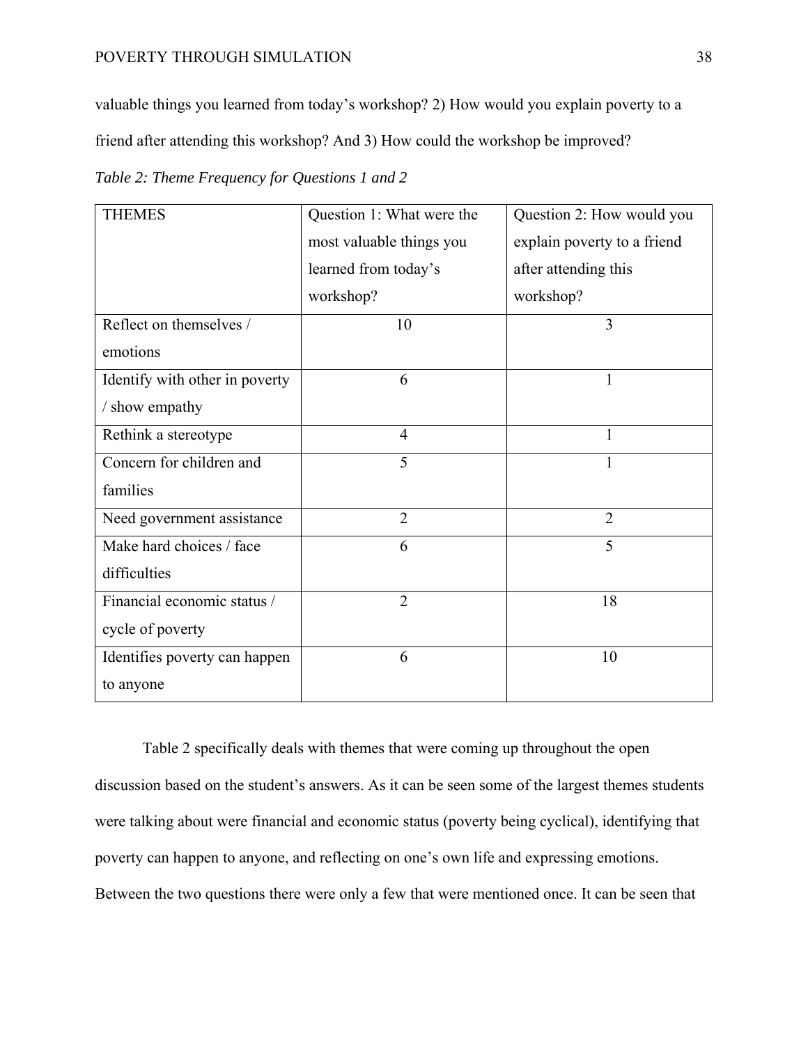valuable things you learned from today's workshop? 2) How would you explain poverty to a friend after attending this workshop? And 3) How could the workshop be improved?

*Table 2: Theme Frequency for Questions 1 and 2*

| THEMES | Question 1: What were the most valuable things you learned from today's workshop? | Question 2: How would you explain poverty to a friend after attending this workshop? |
|---|---|---|
| Reflect on themselves / emotions | 10 | 3 |
| Identify with other in poverty / show empathy | 6 | 1 |
| Rethink a stereotype | 4 | 1 |
| Concern for children and families | 5 | 1 |
| Need government assistance | 2 | 2 |
| Make hard choices / face difficulties | 6 | 5 |
| Financial economic status / cycle of poverty | 2 | 18 |
| Identifies poverty can happen to anyone | 6 | 10 |

Table 2 specifically deals with themes that were coming up throughout the open discussion based on the student's answers. As it can be seen some of the largest themes students were talking about were financial and economic status (poverty being cyclical), identifying that poverty can happen to anyone, and reflecting on one's own life and expressing emotions. Between the two questions there were only a few that were mentioned once. It can be seen that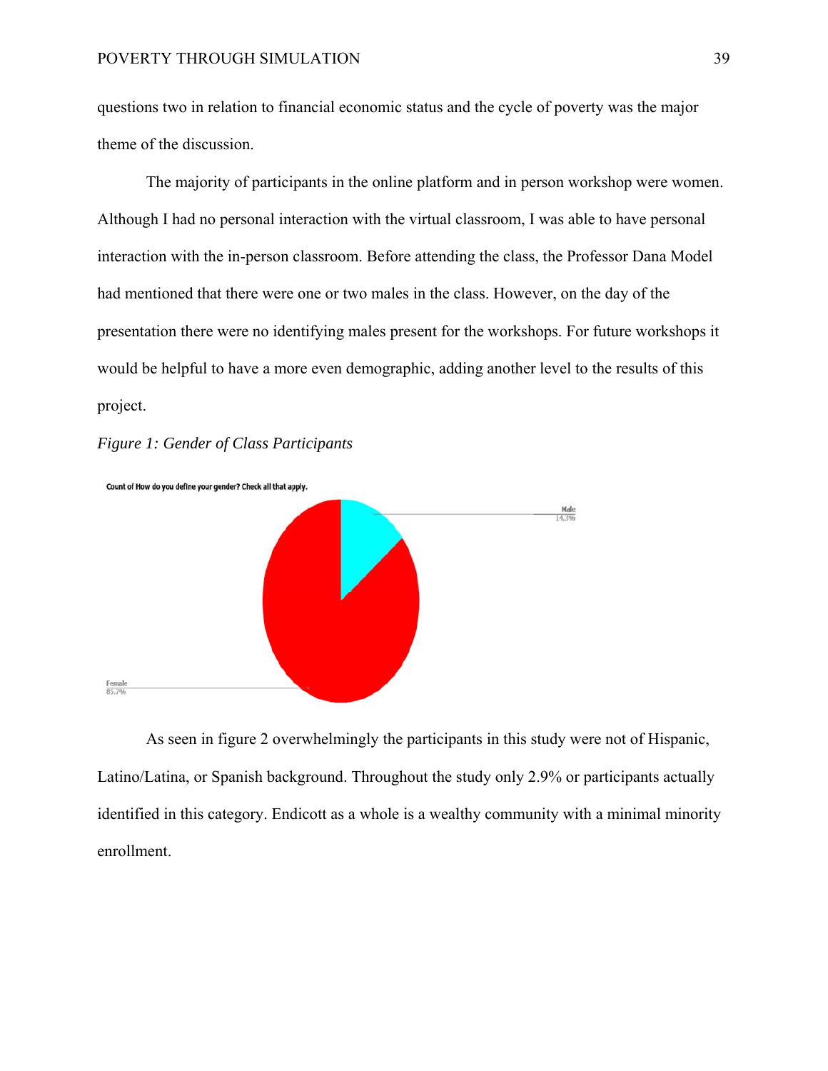questions two in relation to financial economic status and the cycle of poverty was the major theme of the discussion.

The majority of participants in the online platform and in person workshop were women. Although I had no personal interaction with the virtual classroom, I was able to have personal interaction with the in-person classroom. Before attending the class, the Professor Dana Model had mentioned that there were one or two males in the class. However, on the day of the presentation there were no identifying males present for the workshops. For future workshops it would be helpful to have a more even demographic, adding another level to the results of this project.

*Figure 1: Gender of Class Participants*

Count of How do you define your gender? Check all that apply.

Male 14.3%

Female 85.7%

As seen in figure 2 overwhelmingly the participants in this study were not of Hispanic, Latino/Latina, or Spanish background. Throughout the study only 2.9% or participants actually identified in this category. Endicott as a whole is a wealthy community with a minimal minority enrollment.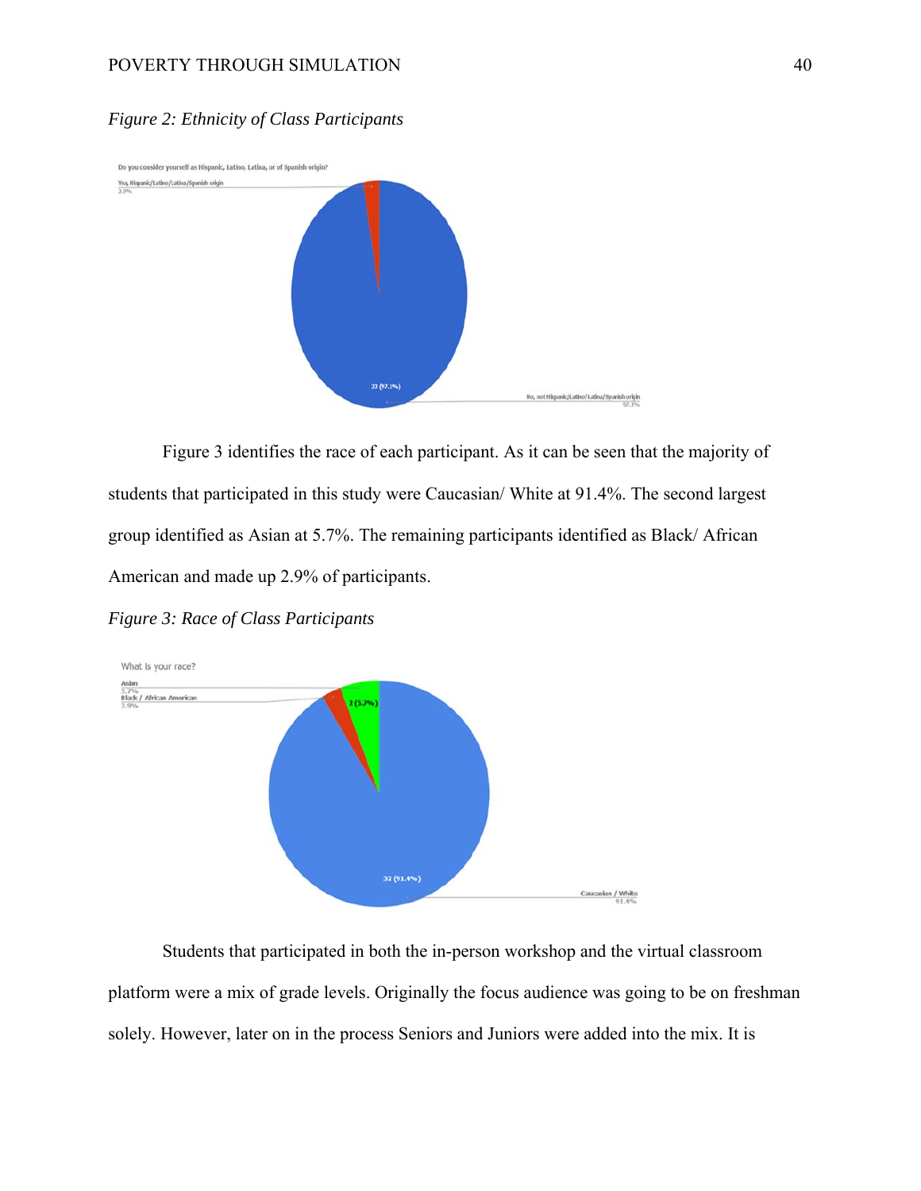*Figure 2: Ethnicity of Class Participants*

Figure 3 identifies the race of each participant. As it can be seen that the majority of students that participated in this study were Caucasian/ White at 91.4%. The second largest group identified as Asian at 5.7%. The remaining participants identified as Black/ African American and made up 2.9% of participants.

*Figure 3: Race of Class Participants*

Students that participated in both the in-person workshop and the virtual classroom platform were a mix of grade levels. Originally the focus audience was going to be on freshman solely. However, later on in the process Seniors and Juniors were added into the mix. It is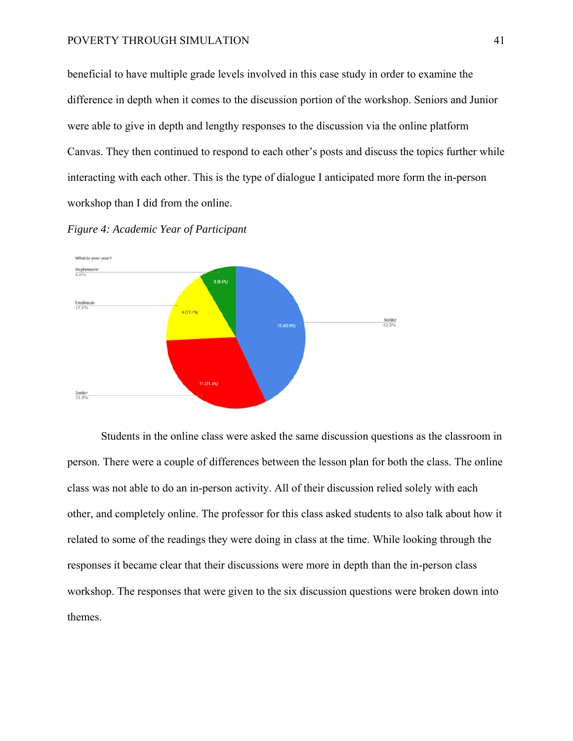beneficial to have multiple grade levels involved in this case study in order to examine the difference in depth when it comes to the discussion portion of the workshop. Seniors and Junior were able to give in depth and lengthy responses to the discussion via the online platform Canvas. They then continued to respond to each other's posts and discuss the topics further while interacting with each other. This is the type of dialogue I anticipated more form the in-person workshop than I did from the online.

*Figure 4: Academic Year of Participant*

What is your year?

| Year | Count | Percentage |
|---|---|---|
| Senior | 15 | 42.9% |
| Junior | 11 | 31.4% |
| Freshman | 6 | 17.1% |
| Sophomore | 3 | 8.6% |

Students in the online class were asked the same discussion questions as the classroom in person. There were a couple of differences between the lesson plan for both the class. The online class was not able to do an in-person activity. All of their discussion relied solely with each other, and completely online. The professor for this class asked students to also talk about how it related to some of the readings they were doing in class at the time. While looking through the responses it became clear that their discussions were more in depth than the in-person class workshop. The responses that were given to the six discussion questions were broken down into themes.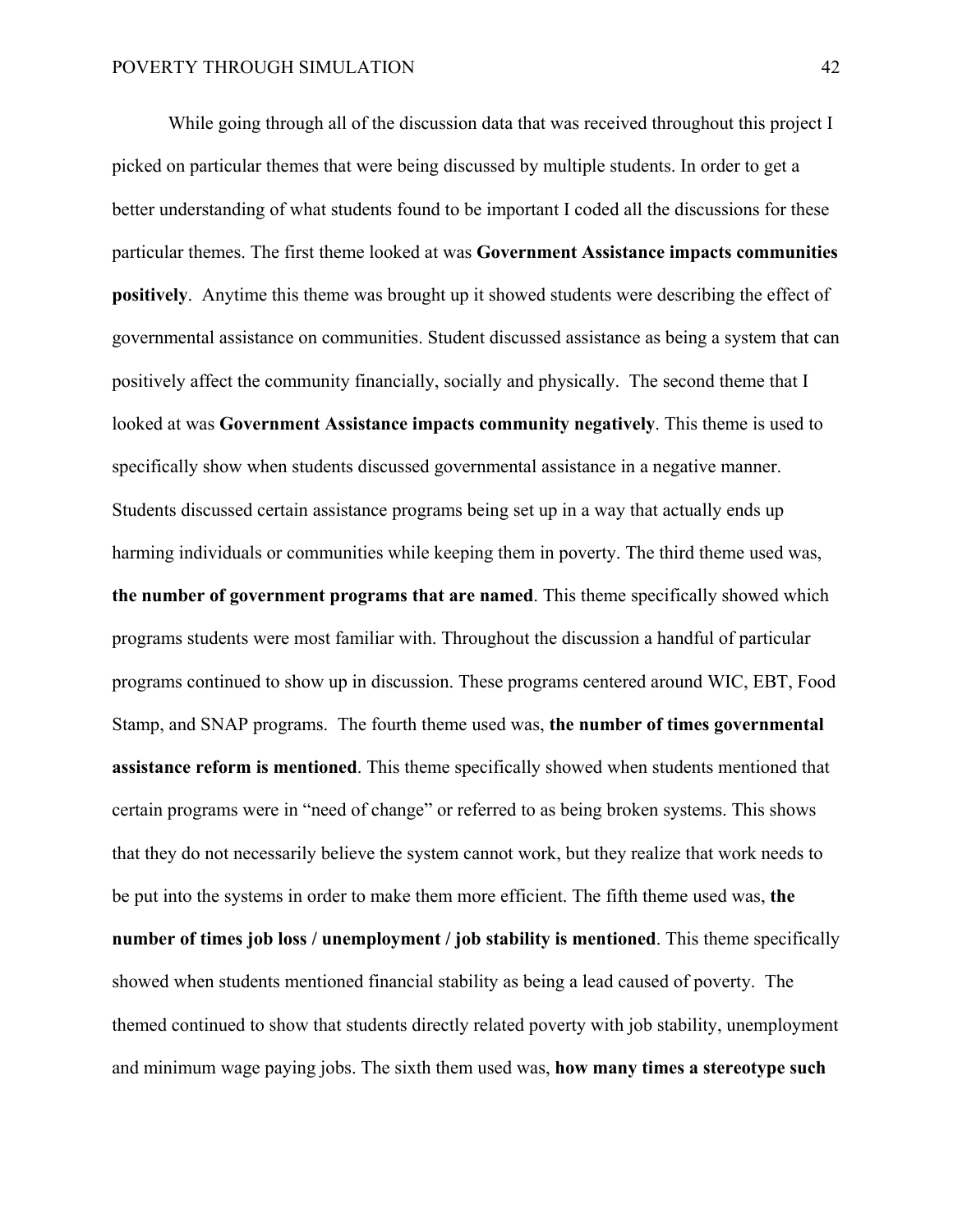While going through all of the discussion data that was received throughout this project I picked on particular themes that were being discussed by multiple students. In order to get a better understanding of what students found to be important I coded all the discussions for these particular themes. The first theme looked at was **Government Assistance impacts communities positively**. Anytime this theme was brought up it showed students were describing the effect of governmental assistance on communities. Student discussed assistance as being a system that can positively affect the community financially, socially and physically. The second theme that I looked at was **Government Assistance impacts community negatively**. This theme is used to specifically show when students discussed governmental assistance in a negative manner. Students discussed certain assistance programs being set up in a way that actually ends up harming individuals or communities while keeping them in poverty. The third theme used was, **the number of government programs that are named**. This theme specifically showed which programs students were most familiar with. Throughout the discussion a handful of particular programs continued to show up in discussion. These programs centered around WIC, EBT, Food Stamp, and SNAP programs. The fourth theme used was, **the number of times governmental assistance reform is mentioned**. This theme specifically showed when students mentioned that certain programs were in "need of change" or referred to as being broken systems. This shows that they do not necessarily believe the system cannot work, but they realize that work needs to be put into the systems in order to make them more efficient. The fifth theme used was, **the number of times job loss / unemployment / job stability is mentioned**. This theme specifically showed when students mentioned financial stability as being a lead caused of poverty. The themed continued to show that students directly related poverty with job stability, unemployment and minimum wage paying jobs. The sixth them used was, **how many times a stereotype such**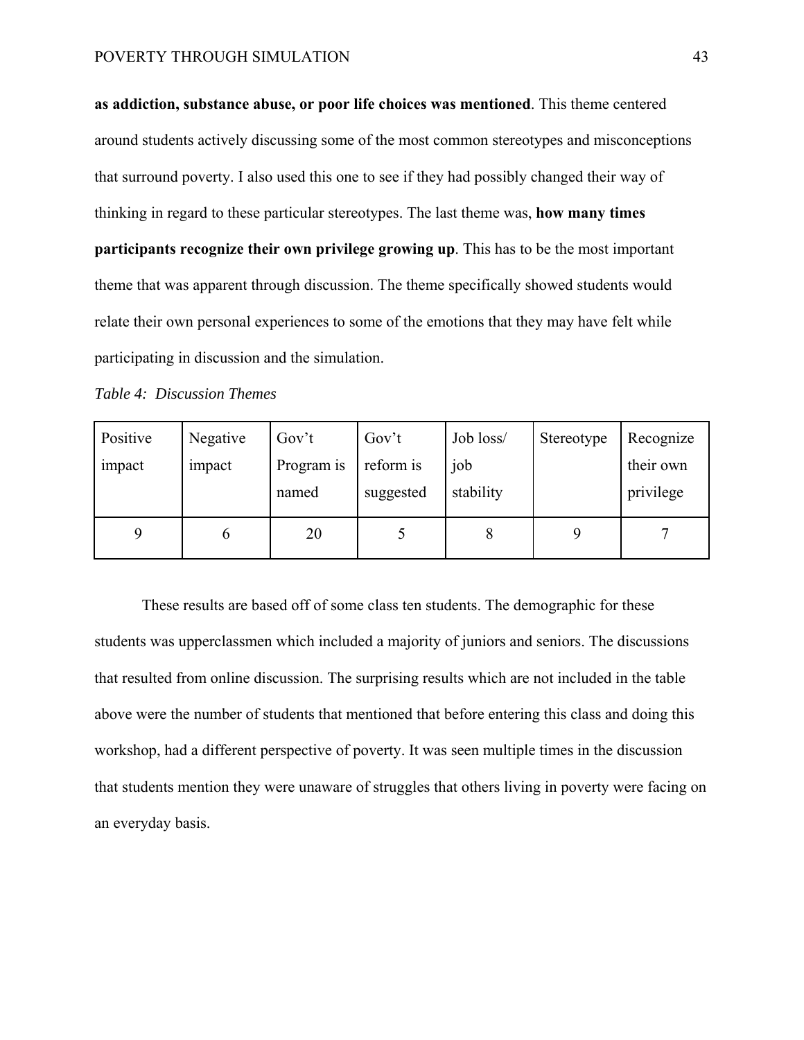**as addiction, substance abuse, or poor life choices was mentioned**. This theme centered around students actively discussing some of the most common stereotypes and misconceptions that surround poverty. I also used this one to see if they had possibly changed their way of thinking in regard to these particular stereotypes. The last theme was, **how many times participants recognize their own privilege growing up**. This has to be the most important theme that was apparent through discussion. The theme specifically showed students would relate their own personal experiences to some of the emotions that they may have felt while participating in discussion and the simulation.

*Table 4: Discussion Themes*

| Positive impact | Negative impact | Gov't Program is named | Gov't reform is suggested | Job loss/ job stability | Stereotype | Recognize their own privilege |
|---|---|---|---|---|---|---|
| 9 | 6 | 20 | 5 | 8 | 9 | 7 |

These results are based off of some class ten students. The demographic for these students was upperclassmen which included a majority of juniors and seniors. The discussions that resulted from online discussion. The surprising results which are not included in the table above were the number of students that mentioned that before entering this class and doing this workshop, had a different perspective of poverty. It was seen multiple times in the discussion that students mention they were unaware of struggles that others living in poverty were facing on an everyday basis.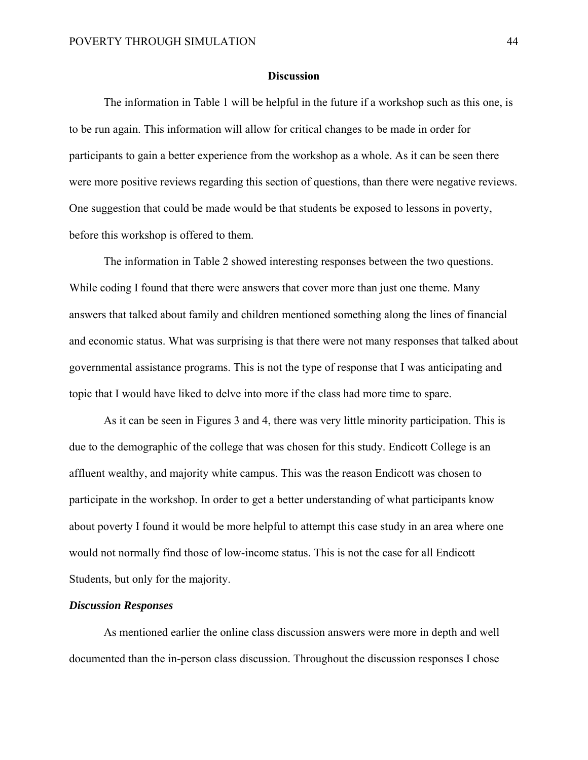## Discussion

The information in Table 1 will be helpful in the future if a workshop such as this one, is to be run again. This information will allow for critical changes to be made in order for participants to gain a better experience from the workshop as a whole. As it can be seen there were more positive reviews regarding this section of questions, than there were negative reviews. One suggestion that could be made would be that students be exposed to lessons in poverty, before this workshop is offered to them.

The information in Table 2 showed interesting responses between the two questions. While coding I found that there were answers that cover more than just one theme. Many answers that talked about family and children mentioned something along the lines of financial and economic status. What was surprising is that there were not many responses that talked about governmental assistance programs. This is not the type of response that I was anticipating and topic that I would have liked to delve into more if the class had more time to spare.

As it can be seen in Figures 3 and 4, there was very little minority participation. This is due to the demographic of the college that was chosen for this study. Endicott College is an affluent wealthy, and majority white campus. This was the reason Endicott was chosen to participate in the workshop. In order to get a better understanding of what participants know about poverty I found it would be more helpful to attempt this case study in an area where one would not normally find those of low-income status. This is not the case for all Endicott Students, but only for the majority.

### *Discussion Responses*

As mentioned earlier the online class discussion answers were more in depth and well documented than the in-person class discussion. Throughout the discussion responses I chose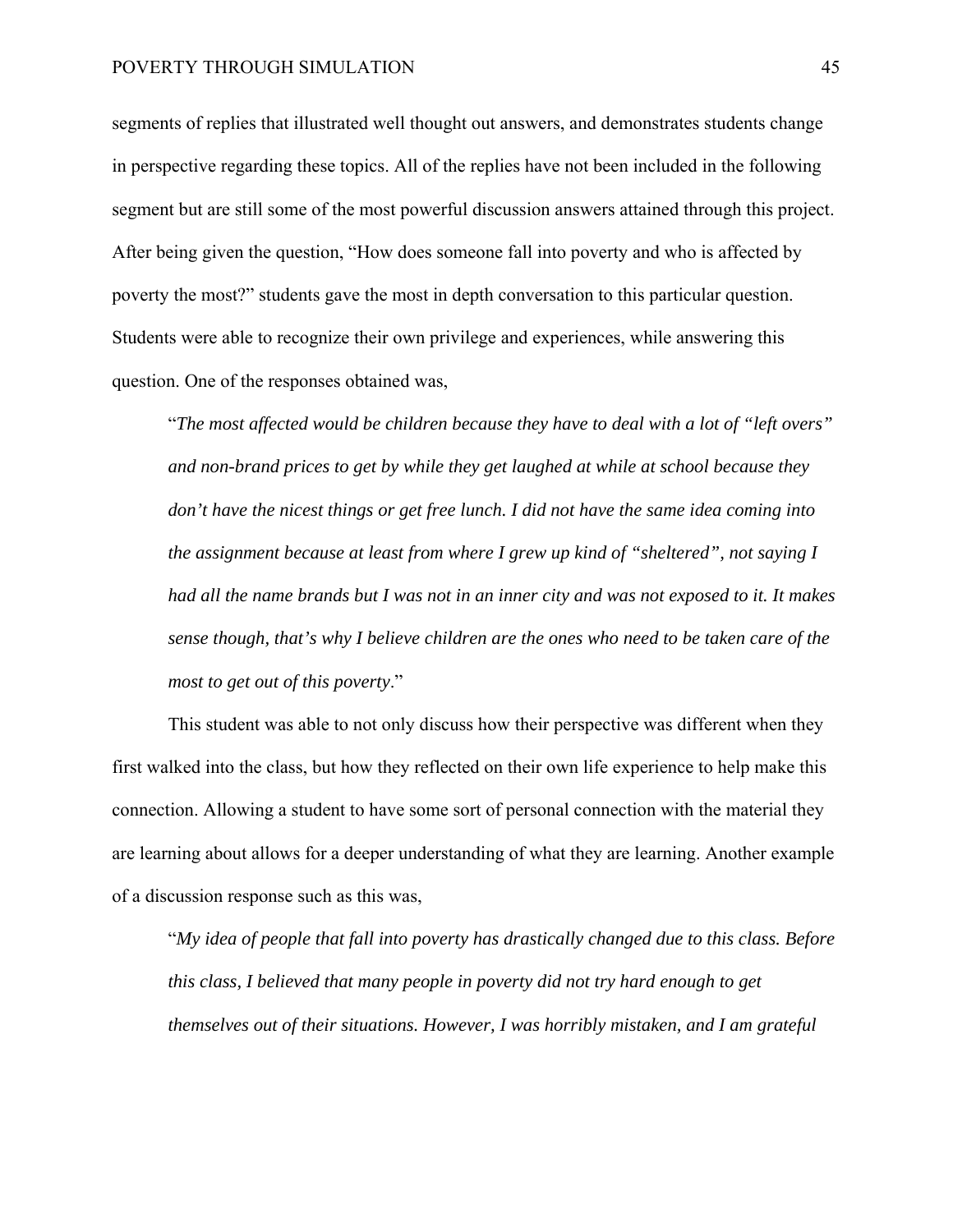segments of replies that illustrated well thought out answers, and demonstrates students change in perspective regarding these topics. All of the replies have not been included in the following segment but are still some of the most powerful discussion answers attained through this project. After being given the question, "How does someone fall into poverty and who is affected by poverty the most?" students gave the most in depth conversation to this particular question. Students were able to recognize their own privilege and experiences, while answering this question. One of the responses obtained was,

> "*The most affected would be children because they have to deal with a lot of "left overs" and non-brand prices to get by while they get laughed at while at school because they don't have the nicest things or get free lunch. I did not have the same idea coming into the assignment because at least from where I grew up kind of "sheltered", not saying I had all the name brands but I was not in an inner city and was not exposed to it. It makes sense though, that's why I believe children are the ones who need to be taken care of the most to get out of this poverty*."

This student was able to not only discuss how their perspective was different when they first walked into the class, but how they reflected on their own life experience to help make this connection. Allowing a student to have some sort of personal connection with the material they are learning about allows for a deeper understanding of what they are learning. Another example of a discussion response such as this was,

> "*My idea of people that fall into poverty has drastically changed due to this class. Before this class, I believed that many people in poverty did not try hard enough to get themselves out of their situations. However, I was horribly mistaken, and I am grateful*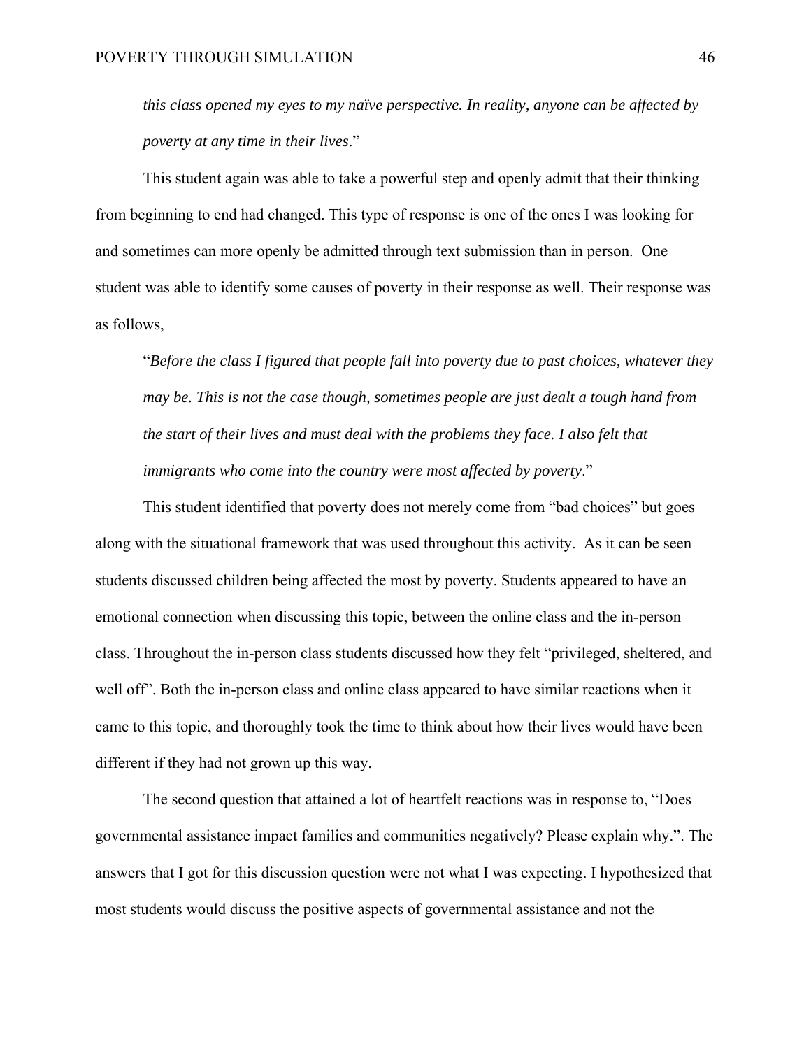*this class opened my eyes to my naïve perspective. In reality, anyone can be affected by poverty at any time in their lives*."

This student again was able to take a powerful step and openly admit that their thinking from beginning to end had changed. This type of response is one of the ones I was looking for and sometimes can more openly be admitted through text submission than in person. One student was able to identify some causes of poverty in their response as well. Their response was as follows,

> "*Before the class I figured that people fall into poverty due to past choices, whatever they may be. This is not the case though, sometimes people are just dealt a tough hand from the start of their lives and must deal with the problems they face. I also felt that immigrants who come into the country were most affected by poverty*."

This student identified that poverty does not merely come from "bad choices" but goes along with the situational framework that was used throughout this activity. As it can be seen students discussed children being affected the most by poverty. Students appeared to have an emotional connection when discussing this topic, between the online class and the in-person class. Throughout the in-person class students discussed how they felt "privileged, sheltered, and well off". Both the in-person class and online class appeared to have similar reactions when it came to this topic, and thoroughly took the time to think about how their lives would have been different if they had not grown up this way.

The second question that attained a lot of heartfelt reactions was in response to, "Does governmental assistance impact families and communities negatively? Please explain why.". The answers that I got for this discussion question were not what I was expecting. I hypothesized that most students would discuss the positive aspects of governmental assistance and not the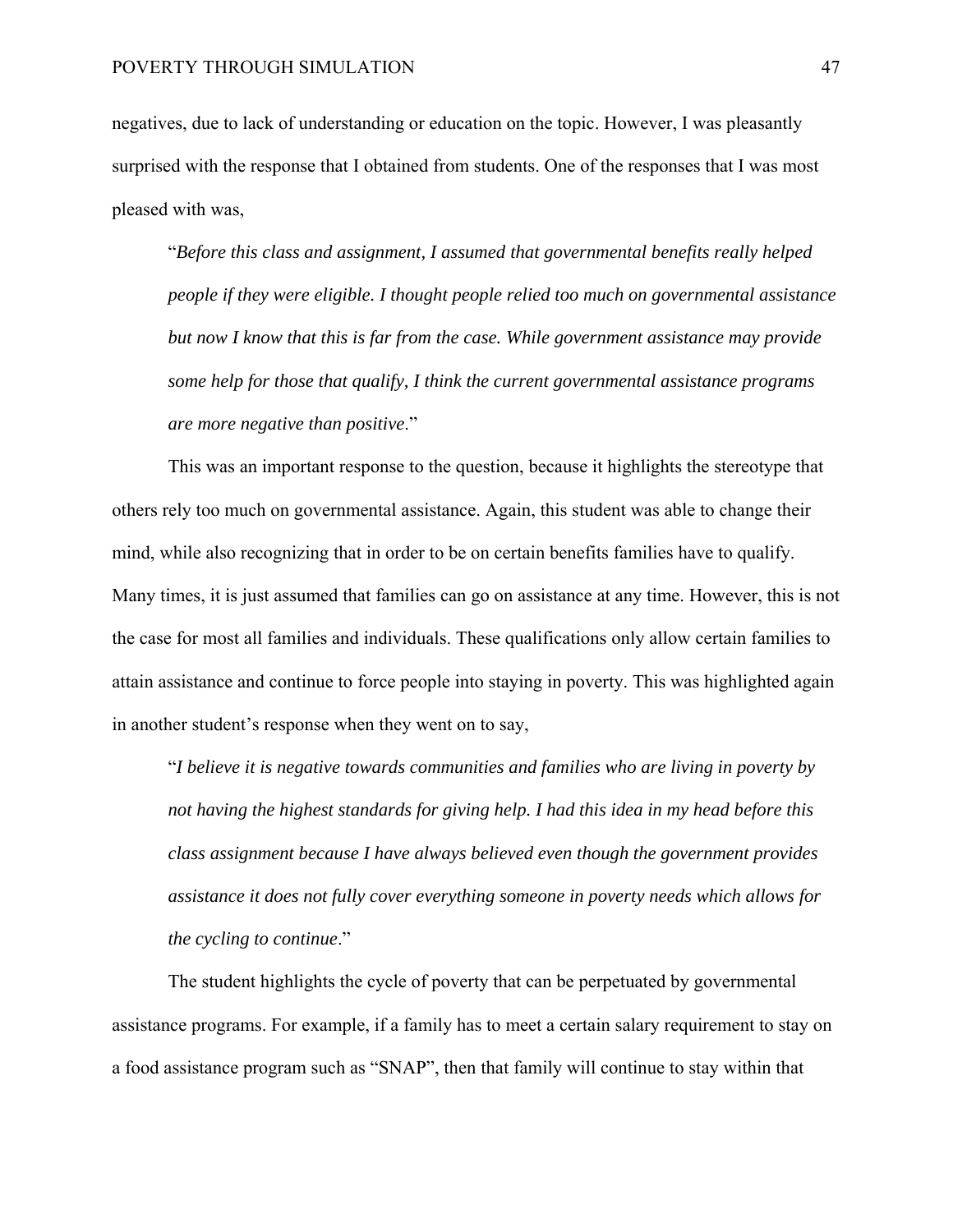negatives, due to lack of understanding or education on the topic. However, I was pleasantly surprised with the response that I obtained from students. One of the responses that I was most pleased with was,

> "*Before this class and assignment, I assumed that governmental benefits really helped people if they were eligible. I thought people relied too much on governmental assistance but now I know that this is far from the case. While government assistance may provide some help for those that qualify, I think the current governmental assistance programs are more negative than positive*."

This was an important response to the question, because it highlights the stereotype that others rely too much on governmental assistance. Again, this student was able to change their mind, while also recognizing that in order to be on certain benefits families have to qualify. Many times, it is just assumed that families can go on assistance at any time. However, this is not the case for most all families and individuals. These qualifications only allow certain families to attain assistance and continue to force people into staying in poverty. This was highlighted again in another student's response when they went on to say,

> "*I believe it is negative towards communities and families who are living in poverty by not having the highest standards for giving help. I had this idea in my head before this class assignment because I have always believed even though the government provides assistance it does not fully cover everything someone in poverty needs which allows for the cycling to continue*."

The student highlights the cycle of poverty that can be perpetuated by governmental assistance programs. For example, if a family has to meet a certain salary requirement to stay on a food assistance program such as "SNAP", then that family will continue to stay within that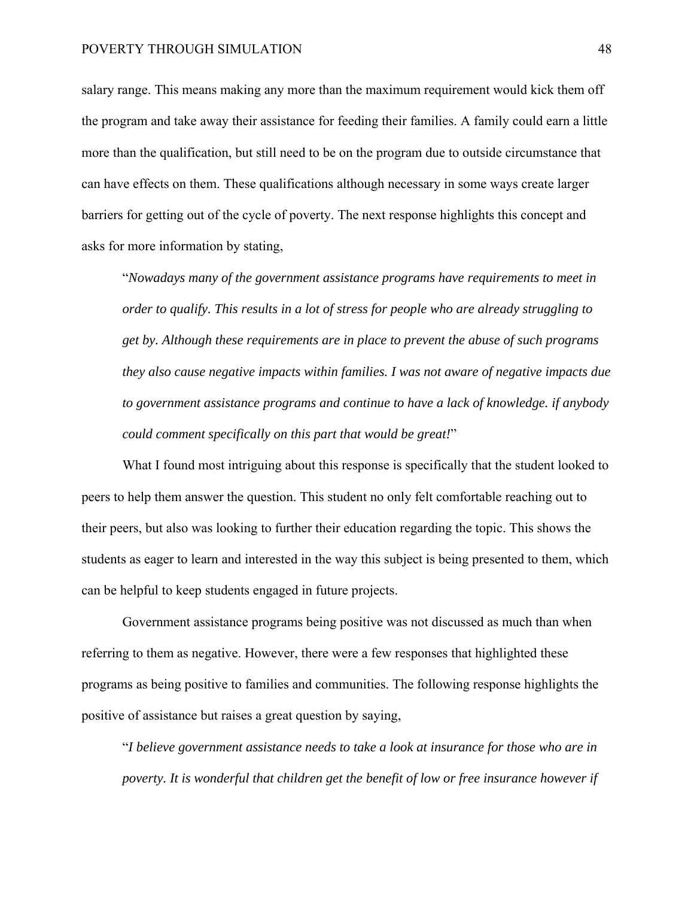salary range. This means making any more than the maximum requirement would kick them off the program and take away their assistance for feeding their families. A family could earn a little more than the qualification, but still need to be on the program due to outside circumstance that can have effects on them. These qualifications although necessary in some ways create larger barriers for getting out of the cycle of poverty. The next response highlights this concept and asks for more information by stating,

> "*Nowadays many of the government assistance programs have requirements to meet in order to qualify. This results in a lot of stress for people who are already struggling to get by. Although these requirements are in place to prevent the abuse of such programs they also cause negative impacts within families. I was not aware of negative impacts due to government assistance programs and continue to have a lack of knowledge. if anybody could comment specifically on this part that would be great!*"

What I found most intriguing about this response is specifically that the student looked to peers to help them answer the question. This student no only felt comfortable reaching out to their peers, but also was looking to further their education regarding the topic. This shows the students as eager to learn and interested in the way this subject is being presented to them, which can be helpful to keep students engaged in future projects.

Government assistance programs being positive was not discussed as much than when referring to them as negative. However, there were a few responses that highlighted these programs as being positive to families and communities. The following response highlights the positive of assistance but raises a great question by saying,

> "*I believe government assistance needs to take a look at insurance for those who are in poverty. It is wonderful that children get the benefit of low or free insurance however if*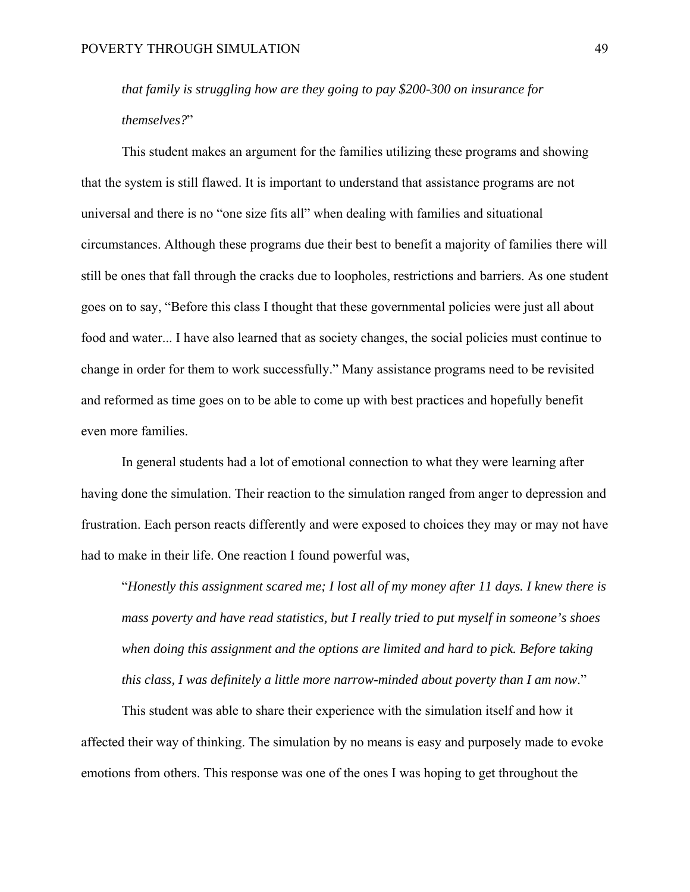*that family is struggling how are they going to pay $200-300 on insurance for themselves?*"

This student makes an argument for the families utilizing these programs and showing that the system is still flawed. It is important to understand that assistance programs are not universal and there is no "one size fits all" when dealing with families and situational circumstances. Although these programs due their best to benefit a majority of families there will still be ones that fall through the cracks due to loopholes, restrictions and barriers. As one student goes on to say, "Before this class I thought that these governmental policies were just all about food and water... I have also learned that as society changes, the social policies must continue to change in order for them to work successfully." Many assistance programs need to be revisited and reformed as time goes on to be able to come up with best practices and hopefully benefit even more families.

In general students had a lot of emotional connection to what they were learning after having done the simulation. Their reaction to the simulation ranged from anger to depression and frustration. Each person reacts differently and were exposed to choices they may or may not have had to make in their life. One reaction I found powerful was,

> "*Honestly this assignment scared me; I lost all of my money after 11 days. I knew there is mass poverty and have read statistics, but I really tried to put myself in someone's shoes when doing this assignment and the options are limited and hard to pick. Before taking this class, I was definitely a little more narrow-minded about poverty than I am now*."

This student was able to share their experience with the simulation itself and how it affected their way of thinking. The simulation by no means is easy and purposely made to evoke emotions from others. This response was one of the ones I was hoping to get throughout the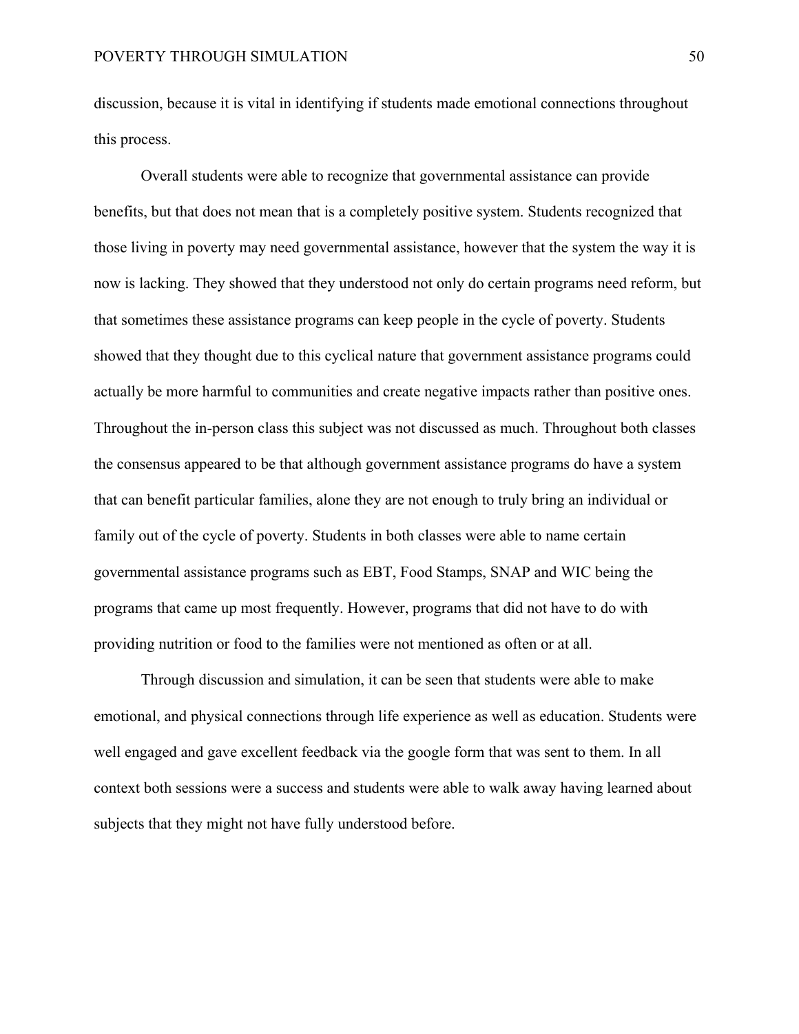discussion, because it is vital in identifying if students made emotional connections throughout this process.

Overall students were able to recognize that governmental assistance can provide benefits, but that does not mean that is a completely positive system. Students recognized that those living in poverty may need governmental assistance, however that the system the way it is now is lacking. They showed that they understood not only do certain programs need reform, but that sometimes these assistance programs can keep people in the cycle of poverty. Students showed that they thought due to this cyclical nature that government assistance programs could actually be more harmful to communities and create negative impacts rather than positive ones. Throughout the in-person class this subject was not discussed as much. Throughout both classes the consensus appeared to be that although government assistance programs do have a system that can benefit particular families, alone they are not enough to truly bring an individual or family out of the cycle of poverty. Students in both classes were able to name certain governmental assistance programs such as EBT, Food Stamps, SNAP and WIC being the programs that came up most frequently. However, programs that did not have to do with providing nutrition or food to the families were not mentioned as often or at all.

Through discussion and simulation, it can be seen that students were able to make emotional, and physical connections through life experience as well as education. Students were well engaged and gave excellent feedback via the google form that was sent to them. In all context both sessions were a success and students were able to walk away having learned about subjects that they might not have fully understood before.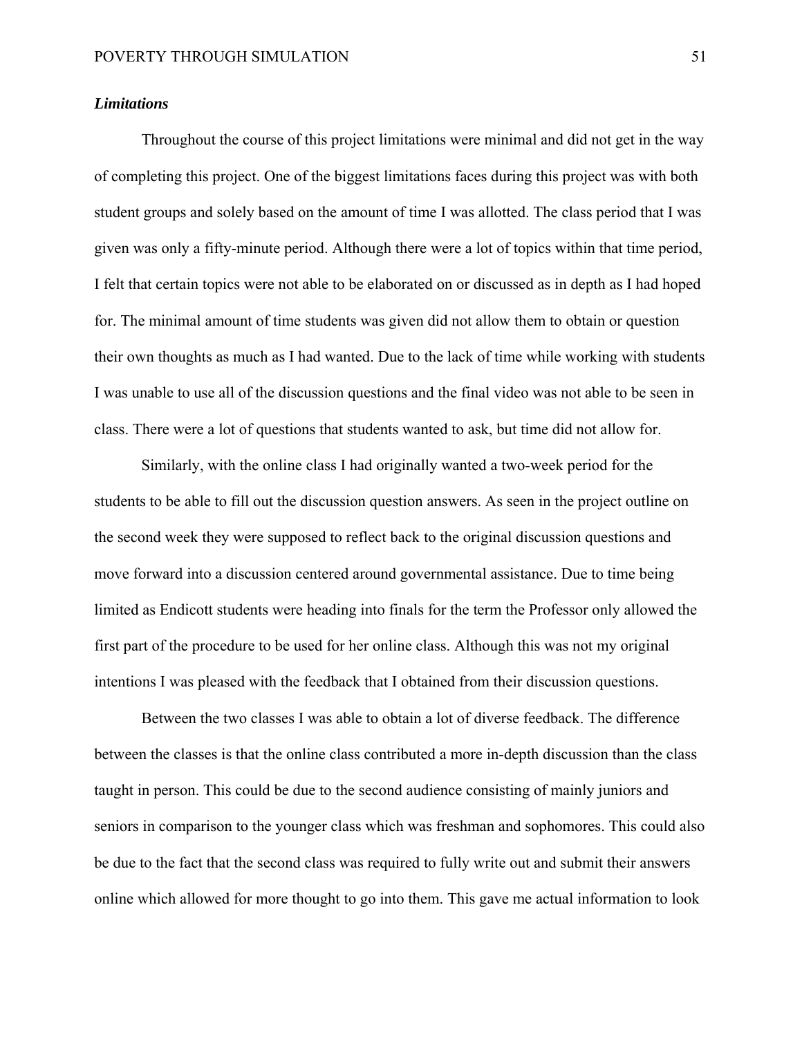### *Limitations*

Throughout the course of this project limitations were minimal and did not get in the way of completing this project. One of the biggest limitations faces during this project was with both student groups and solely based on the amount of time I was allotted. The class period that I was given was only a fifty-minute period. Although there were a lot of topics within that time period, I felt that certain topics were not able to be elaborated on or discussed as in depth as I had hoped for. The minimal amount of time students was given did not allow them to obtain or question their own thoughts as much as I had wanted. Due to the lack of time while working with students I was unable to use all of the discussion questions and the final video was not able to be seen in class. There were a lot of questions that students wanted to ask, but time did not allow for.

Similarly, with the online class I had originally wanted a two-week period for the students to be able to fill out the discussion question answers. As seen in the project outline on the second week they were supposed to reflect back to the original discussion questions and move forward into a discussion centered around governmental assistance. Due to time being limited as Endicott students were heading into finals for the term the Professor only allowed the first part of the procedure to be used for her online class. Although this was not my original intentions I was pleased with the feedback that I obtained from their discussion questions.

Between the two classes I was able to obtain a lot of diverse feedback. The difference between the classes is that the online class contributed a more in-depth discussion than the class taught in person. This could be due to the second audience consisting of mainly juniors and seniors in comparison to the younger class which was freshman and sophomores. This could also be due to the fact that the second class was required to fully write out and submit their answers online which allowed for more thought to go into them. This gave me actual information to look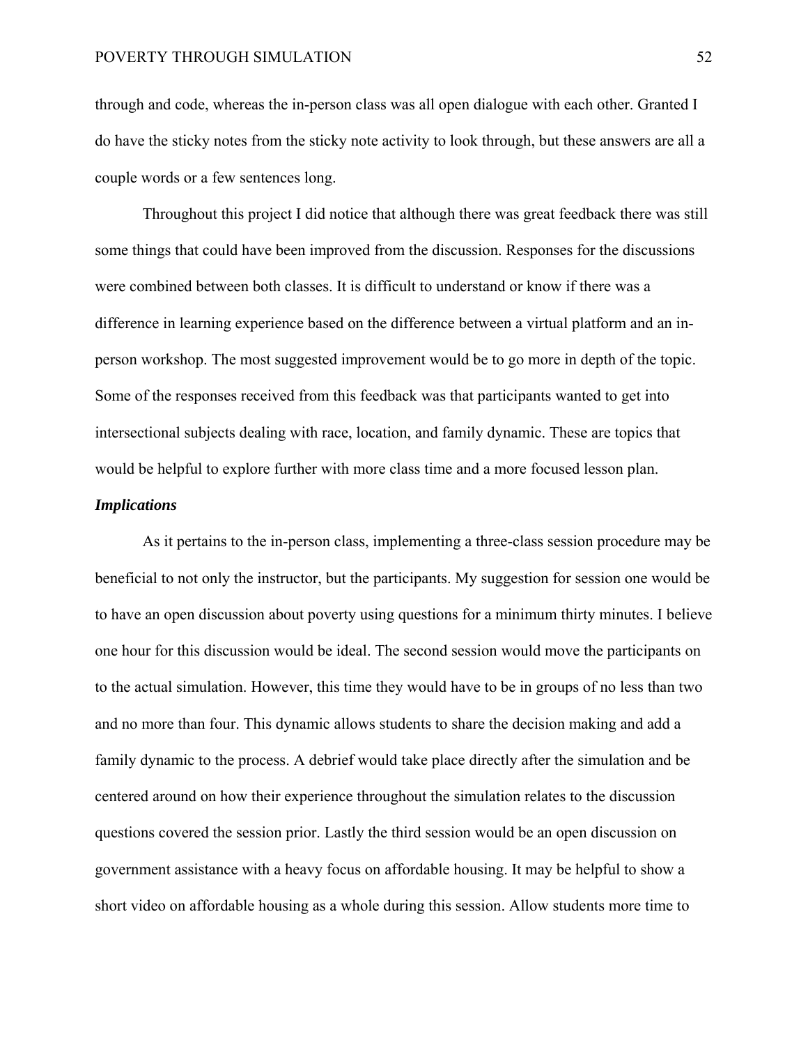through and code, whereas the in-person class was all open dialogue with each other. Granted I do have the sticky notes from the sticky note activity to look through, but these answers are all a couple words or a few sentences long.

Throughout this project I did notice that although there was great feedback there was still some things that could have been improved from the discussion. Responses for the discussions were combined between both classes. It is difficult to understand or know if there was a difference in learning experience based on the difference between a virtual platform and an in-person workshop. The most suggested improvement would be to go more in depth of the topic. Some of the responses received from this feedback was that participants wanted to get into intersectional subjects dealing with race, location, and family dynamic. These are topics that would be helpful to explore further with more class time and a more focused lesson plan.

***Implications***

As it pertains to the in-person class, implementing a three-class session procedure may be beneficial to not only the instructor, but the participants. My suggestion for session one would be to have an open discussion about poverty using questions for a minimum thirty minutes. I believe one hour for this discussion would be ideal. The second session would move the participants on to the actual simulation. However, this time they would have to be in groups of no less than two and no more than four. This dynamic allows students to share the decision making and add a family dynamic to the process. A debrief would take place directly after the simulation and be centered around on how their experience throughout the simulation relates to the discussion questions covered the session prior. Lastly the third session would be an open discussion on government assistance with a heavy focus on affordable housing. It may be helpful to show a short video on affordable housing as a whole during this session. Allow students more time to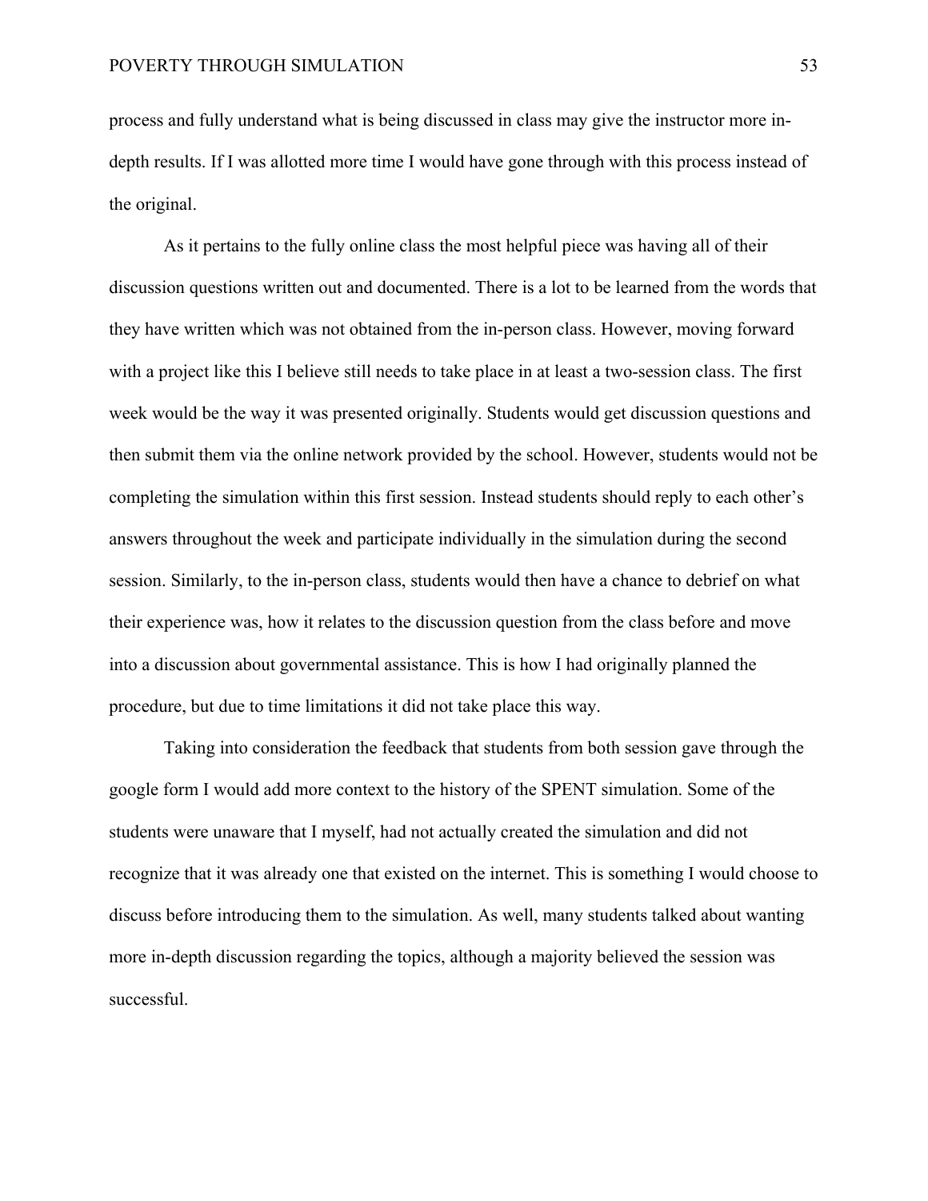process and fully understand what is being discussed in class may give the instructor more in-depth results. If I was allotted more time I would have gone through with this process instead of the original.

As it pertains to the fully online class the most helpful piece was having all of their discussion questions written out and documented. There is a lot to be learned from the words that they have written which was not obtained from the in-person class. However, moving forward with a project like this I believe still needs to take place in at least a two-session class. The first week would be the way it was presented originally. Students would get discussion questions and then submit them via the online network provided by the school. However, students would not be completing the simulation within this first session. Instead students should reply to each other's answers throughout the week and participate individually in the simulation during the second session. Similarly, to the in-person class, students would then have a chance to debrief on what their experience was, how it relates to the discussion question from the class before and move into a discussion about governmental assistance. This is how I had originally planned the procedure, but due to time limitations it did not take place this way.

Taking into consideration the feedback that students from both session gave through the google form I would add more context to the history of the SPENT simulation. Some of the students were unaware that I myself, had not actually created the simulation and did not recognize that it was already one that existed on the internet. This is something I would choose to discuss before introducing them to the simulation. As well, many students talked about wanting more in-depth discussion regarding the topics, although a majority believed the session was successful.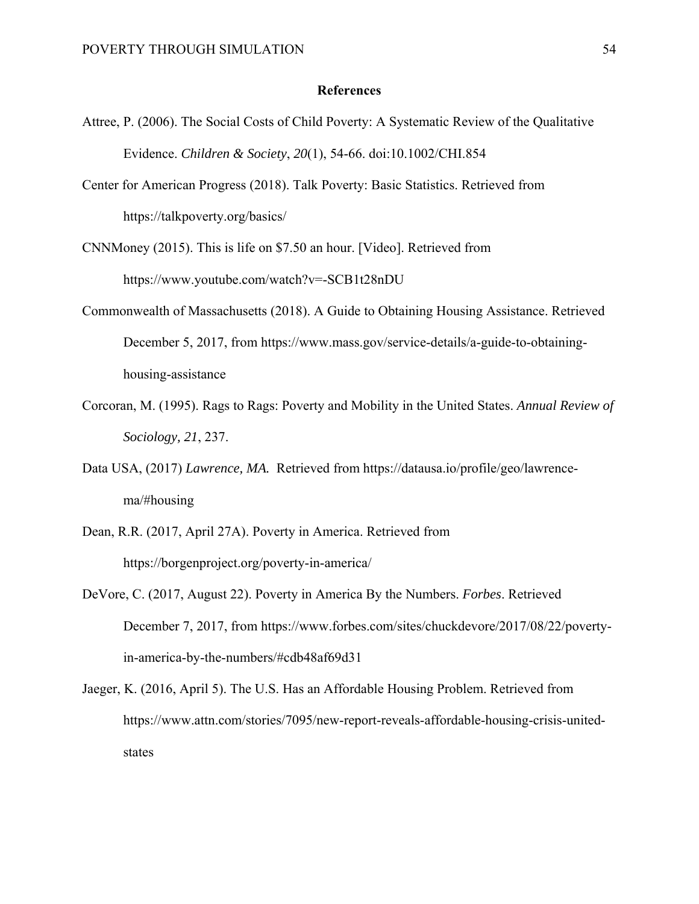**References**

Attree, P. (2006). The Social Costs of Child Poverty: A Systematic Review of the Qualitative Evidence. *Children & Society*, *20*(1), 54-66. doi:10.1002/CHI.854

Center for American Progress (2018). Talk Poverty: Basic Statistics. Retrieved from https://talkpoverty.org/basics/

CNNMoney (2015). This is life on $7.50 an hour. [Video]. Retrieved from https://www.youtube.com/watch?v=-SCB1t28nDU

Commonwealth of Massachusetts (2018). A Guide to Obtaining Housing Assistance. Retrieved December 5, 2017, from https://www.mass.gov/service-details/a-guide-to-obtaining-housing-assistance

Corcoran, M. (1995). Rags to Rags: Poverty and Mobility in the United States. *Annual Review of Sociology, 21*, 237.

Data USA, (2017) *Lawrence, MA.* Retrieved from https://datausa.io/profile/geo/lawrence-ma/#housing

Dean, R.R. (2017, April 27A). Poverty in America. Retrieved from https://borgenproject.org/poverty-in-america/

DeVore, C. (2017, August 22). Poverty in America By the Numbers. *Forbes*. Retrieved December 7, 2017, from https://www.forbes.com/sites/chuckdevore/2017/08/22/poverty-in-america-by-the-numbers/#cdb48af69d31

Jaeger, K. (2016, April 5). The U.S. Has an Affordable Housing Problem. Retrieved from https://www.attn.com/stories/7095/new-report-reveals-affordable-housing-crisis-united-states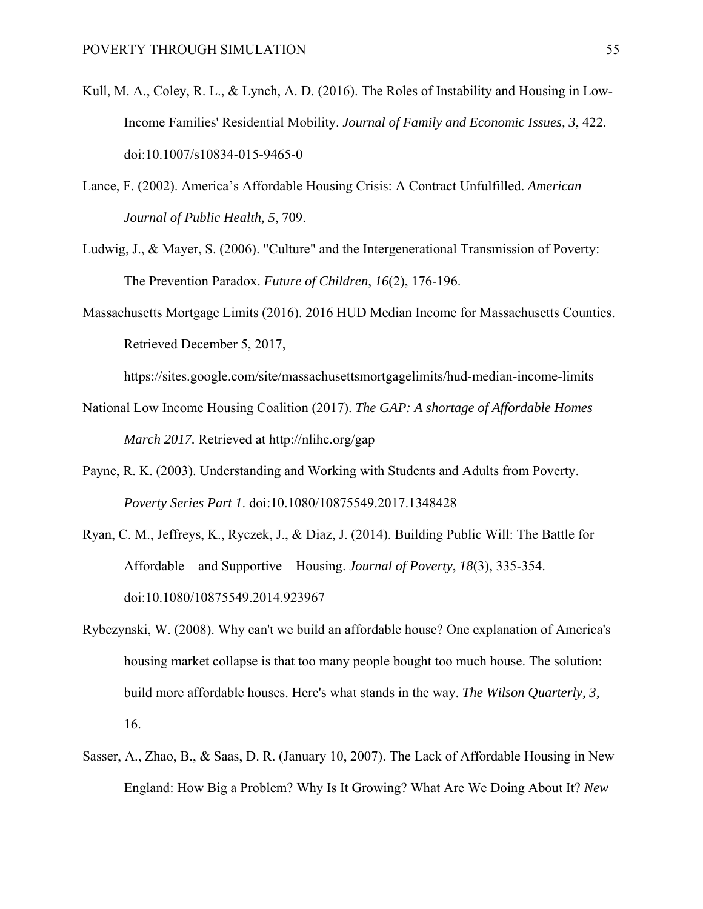Kull, M. A., Coley, R. L., & Lynch, A. D. (2016). The Roles of Instability and Housing in Low-Income Families' Residential Mobility. *Journal of Family and Economic Issues, 3*, 422. doi:10.1007/s10834-015-9465-0

Lance, F. (2002). America's Affordable Housing Crisis: A Contract Unfulfilled. *American Journal of Public Health, 5*, 709.

Ludwig, J., & Mayer, S. (2006). "Culture" and the Intergenerational Transmission of Poverty: The Prevention Paradox. *Future of Children*, *16*(2), 176-196.

Massachusetts Mortgage Limits (2016). 2016 HUD Median Income for Massachusetts Counties. Retrieved December 5, 2017, https://sites.google.com/site/massachusettsmortgagelimits/hud-median-income-limits

National Low Income Housing Coalition (2017). *The GAP: A shortage of Affordable Homes March 2017.* Retrieved at http://nlihc.org/gap

Payne, R. K. (2003). Understanding and Working with Students and Adults from Poverty. *Poverty Series Part 1*. doi:10.1080/10875549.2017.1348428

Ryan, C. M., Jeffreys, K., Ryczek, J., & Diaz, J. (2014). Building Public Will: The Battle for Affordable—and Supportive—Housing. *Journal of Poverty*, *18*(3), 335-354. doi:10.1080/10875549.2014.923967

Rybczynski, W. (2008). Why can't we build an affordable house? One explanation of America's housing market collapse is that too many people bought too much house. The solution: build more affordable houses. Here's what stands in the way. *The Wilson Quarterly, 3,* 16.

Sasser, A., Zhao, B., & Saas, D. R. (January 10, 2007). The Lack of Affordable Housing in New England: How Big a Problem? Why Is It Growing? What Are We Doing About It? *New*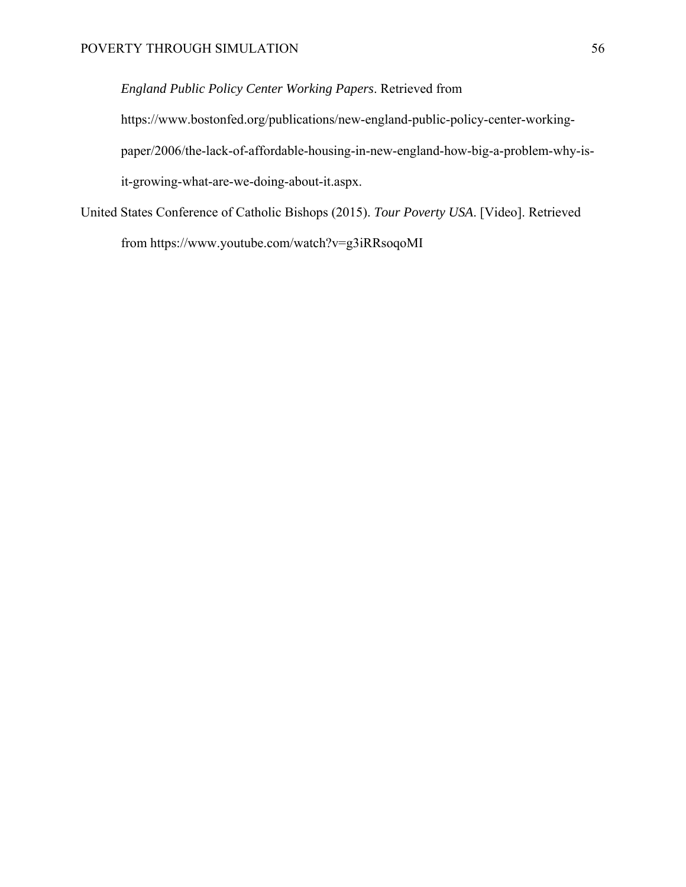*England Public Policy Center Working Papers*. Retrieved from https://www.bostonfed.org/publications/new-england-public-policy-center-working-paper/2006/the-lack-of-affordable-housing-in-new-england-how-big-a-problem-why-is-it-growing-what-are-we-doing-about-it.aspx.

United States Conference of Catholic Bishops (2015). *Tour Poverty USA*. [Video]. Retrieved from https://www.youtube.com/watch?v=g3iRRsoqoMI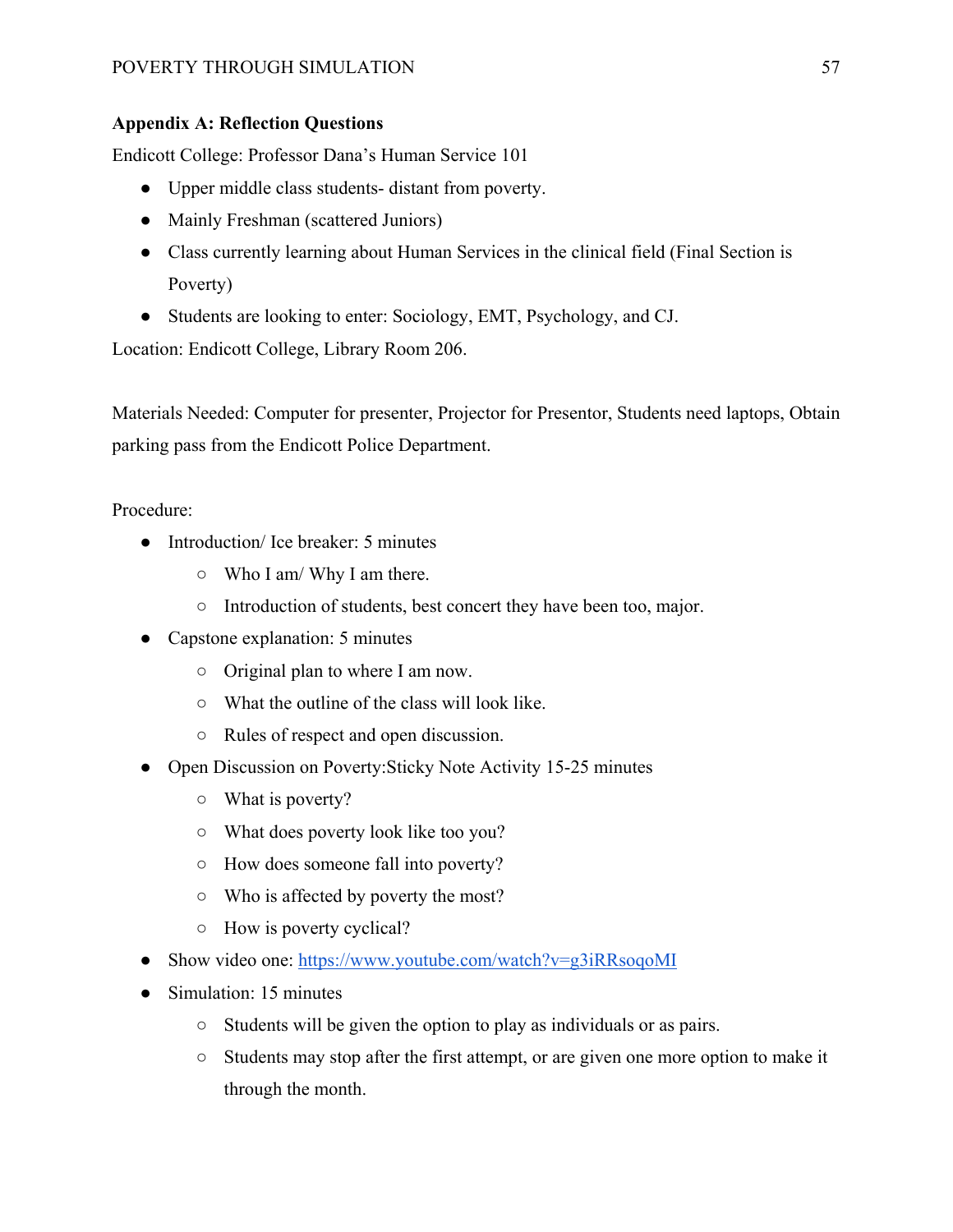**Appendix A: Reflection Questions**

Endicott College: Professor Dana's Human Service 101

- Upper middle class students- distant from poverty.
- Mainly Freshman (scattered Juniors)
- Class currently learning about Human Services in the clinical field (Final Section is Poverty)
- Students are looking to enter: Sociology, EMT, Psychology, and CJ.

Location: Endicott College, Library Room 206.

Materials Needed: Computer for presenter, Projector for Presentor, Students need laptops, Obtain parking pass from the Endicott Police Department.

Procedure:

- Introduction/ Ice breaker: 5 minutes
  - Who I am/ Why I am there.
  - Introduction of students, best concert they have been too, major.
- Capstone explanation: 5 minutes
  - Original plan to where I am now.
  - What the outline of the class will look like.
  - Rules of respect and open discussion.
- Open Discussion on Poverty:Sticky Note Activity 15-25 minutes
  - What is poverty?
  - What does poverty look like too you?
  - How does someone fall into poverty?
  - Who is affected by poverty the most?
  - How is poverty cyclical?
- Show video one: [https://www.youtube.com/watch?v=g3iRRsoqoMI](https://www.youtube.com/watch?v=g3iRRsoqoMI)
- Simulation: 15 minutes
  - Students will be given the option to play as individuals or as pairs.
  - Students may stop after the first attempt, or are given one more option to make it through the month.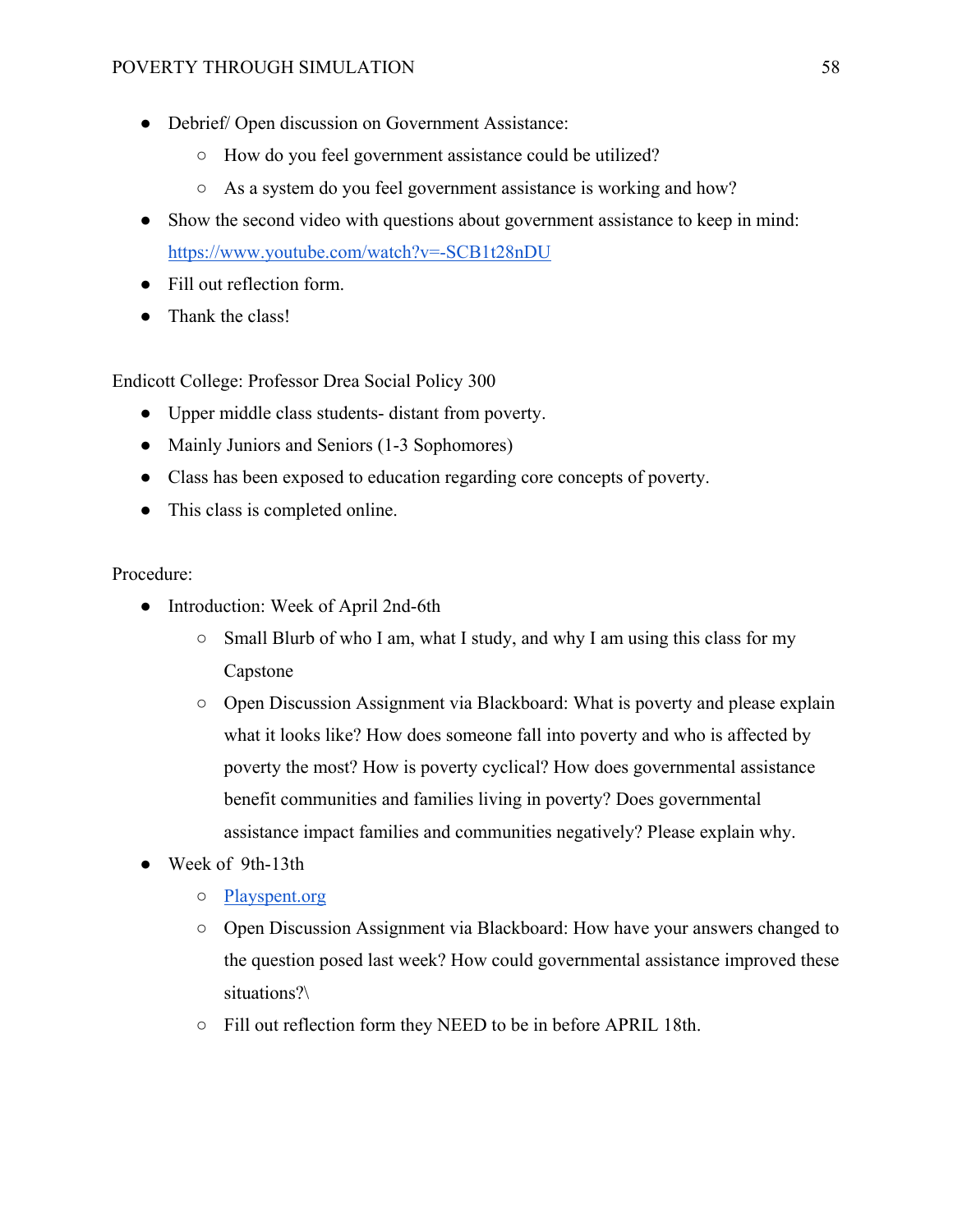- Debrief/ Open discussion on Government Assistance:
  - How do you feel government assistance could be utilized?
  - As a system do you feel government assistance is working and how?
- Show the second video with questions about government assistance to keep in mind: https://www.youtube.com/watch?v=-SCB1t28nDU
- Fill out reflection form.
- Thank the class!

Endicott College: Professor Drea Social Policy 300

- Upper middle class students- distant from poverty.
- Mainly Juniors and Seniors (1-3 Sophomores)
- Class has been exposed to education regarding core concepts of poverty.
- This class is completed online.

Procedure:

- Introduction: Week of April 2nd-6th
  - Small Blurb of who I am, what I study, and why I am using this class for my Capstone
  - Open Discussion Assignment via Blackboard: What is poverty and please explain what it looks like? How does someone fall into poverty and who is affected by poverty the most? How is poverty cyclical? How does governmental assistance benefit communities and families living in poverty? Does governmental assistance impact families and communities negatively? Please explain why.
- Week of 9th-13th
  - Playspent.org
  - Open Discussion Assignment via Blackboard: How have your answers changed to the question posed last week? How could governmental assistance improved these situations?\
  - Fill out reflection form they NEED to be in before APRIL 18th.